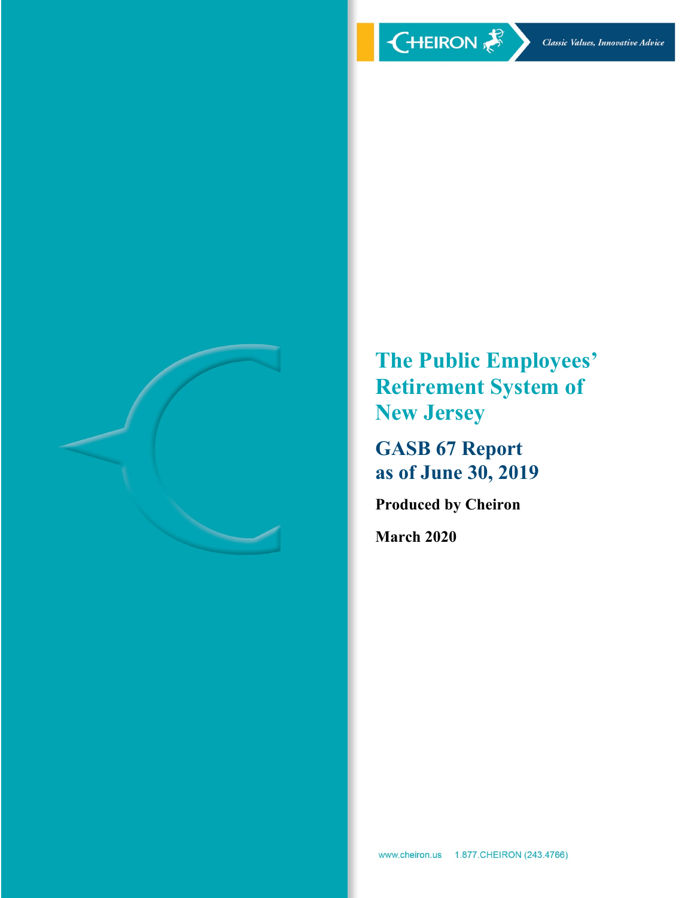CHEIRON

*Classic Values, Innovative Advice*

# The Public Employees' Retirement System of New Jersey

## GASB 67 Report as of June 30, 2019

**Produced by Cheiron**

**March 2020**

www.cheiron.us 1.877.CHEIRON (243.4766)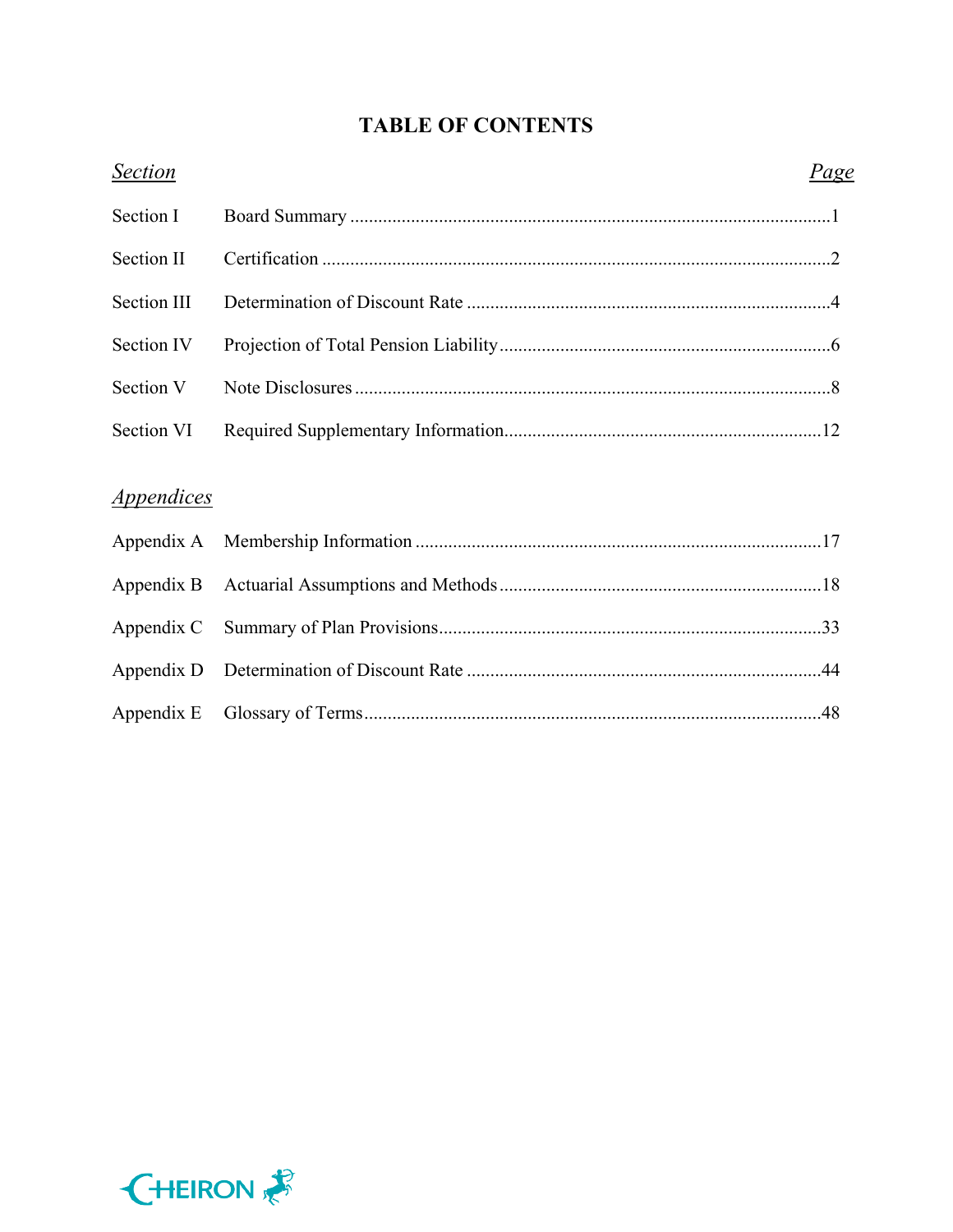# TABLE OF CONTENTS

| *Section* | | *Page* |
|---|---|---|
| Section I | Board Summary | 1 |
| Section II | Certification | 2 |
| Section III | Determination of Discount Rate | 4 |
| Section IV | Projection of Total Pension Liability | 6 |
| Section V | Note Disclosures | 8 |
| Section VI | Required Supplementary Information | 12 |

*Appendices*

| | | |
|---|---|---|
| Appendix A | Membership Information | 17 |
| Appendix B | Actuarial Assumptions and Methods | 18 |
| Appendix C | Summary of Plan Provisions | 33 |
| Appendix D | Determination of Discount Rate | 44 |
| Appendix E | Glossary of Terms | 48 |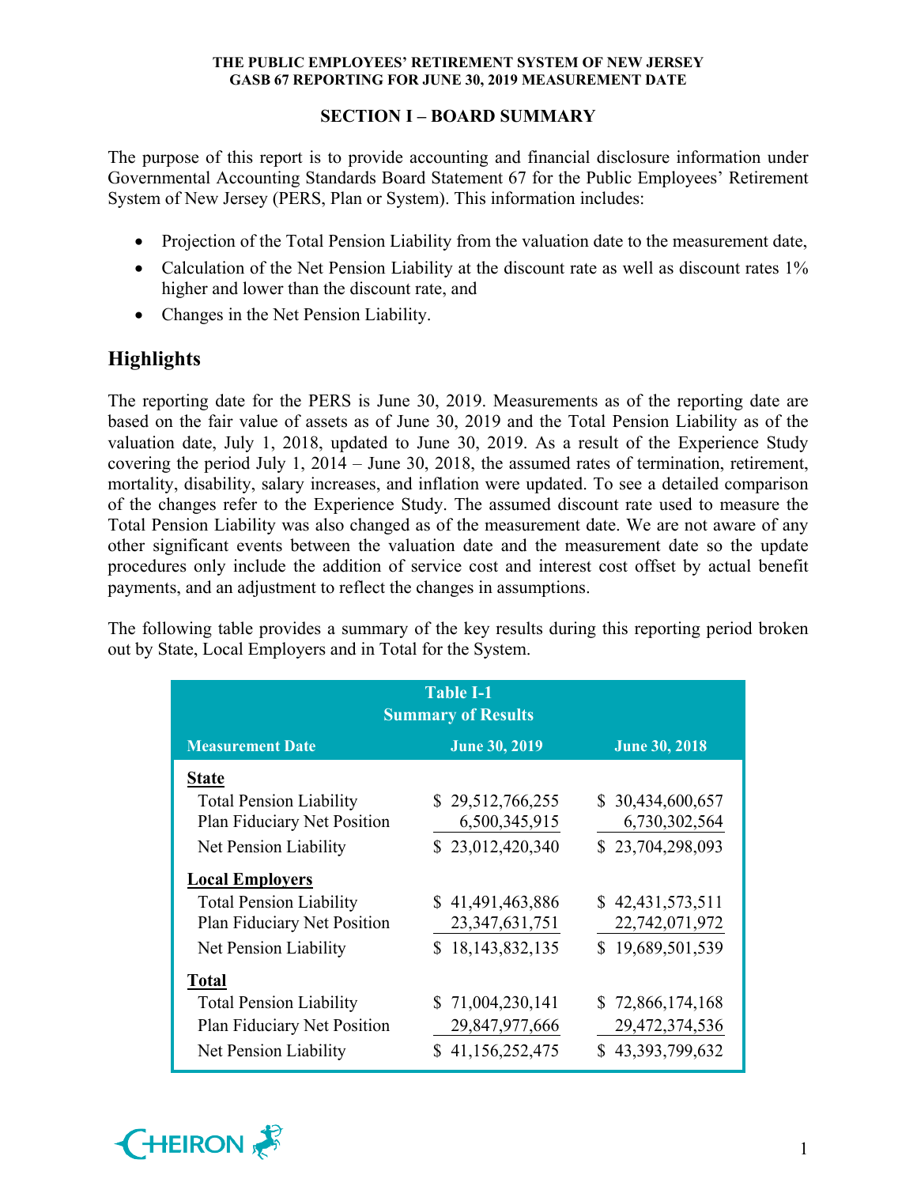## SECTION I – BOARD SUMMARY

The purpose of this report is to provide accounting and financial disclosure information under Governmental Accounting Standards Board Statement 67 for the Public Employees' Retirement System of New Jersey (PERS, Plan or System). This information includes:

- Projection of the Total Pension Liability from the valuation date to the measurement date,
- Calculation of the Net Pension Liability at the discount rate as well as discount rates 1% higher and lower than the discount rate, and
- Changes in the Net Pension Liability.

## Highlights

The reporting date for the PERS is June 30, 2019. Measurements as of the reporting date are based on the fair value of assets as of June 30, 2019 and the Total Pension Liability as of the valuation date, July 1, 2018, updated to June 30, 2019. As a result of the Experience Study covering the period July 1, 2014 – June 30, 2018, the assumed rates of termination, retirement, mortality, disability, salary increases, and inflation were updated. To see a detailed comparison of the changes refer to the Experience Study. The assumed discount rate used to measure the Total Pension Liability was also changed as of the measurement date. We are not aware of any other significant events between the valuation date and the measurement date so the update procedures only include the addition of service cost and interest cost offset by actual benefit payments, and an adjustment to reflect the changes in assumptions.

The following table provides a summary of the key results during this reporting period broken out by State, Local Employers and in Total for the System.

**Table I-1**
**Summary of Results**

| Measurement Date | June 30, 2019 | June 30, 2018 |
|---|---|---|
| **State** | | |
| Total Pension Liability | $ 29,512,766,255 | $ 30,434,600,657 |
| Plan Fiduciary Net Position | 6,500,345,915 | 6,730,302,564 |
| Net Pension Liability | $ 23,012,420,340 | $ 23,704,298,093 |
| **Local Employers** | | |
| Total Pension Liability | $ 41,491,463,886 | $ 42,431,573,511 |
| Plan Fiduciary Net Position | 23,347,631,751 | 22,742,071,972 |
| Net Pension Liability | $ 18,143,832,135 | $ 19,689,501,539 |
| **Total** | | |
| Total Pension Liability | $ 71,004,230,141 | $ 72,866,174,168 |
| Plan Fiduciary Net Position | 29,847,977,666 | 29,472,374,536 |
| Net Pension Liability | $ 41,156,252,475 | $ 43,393,799,632 |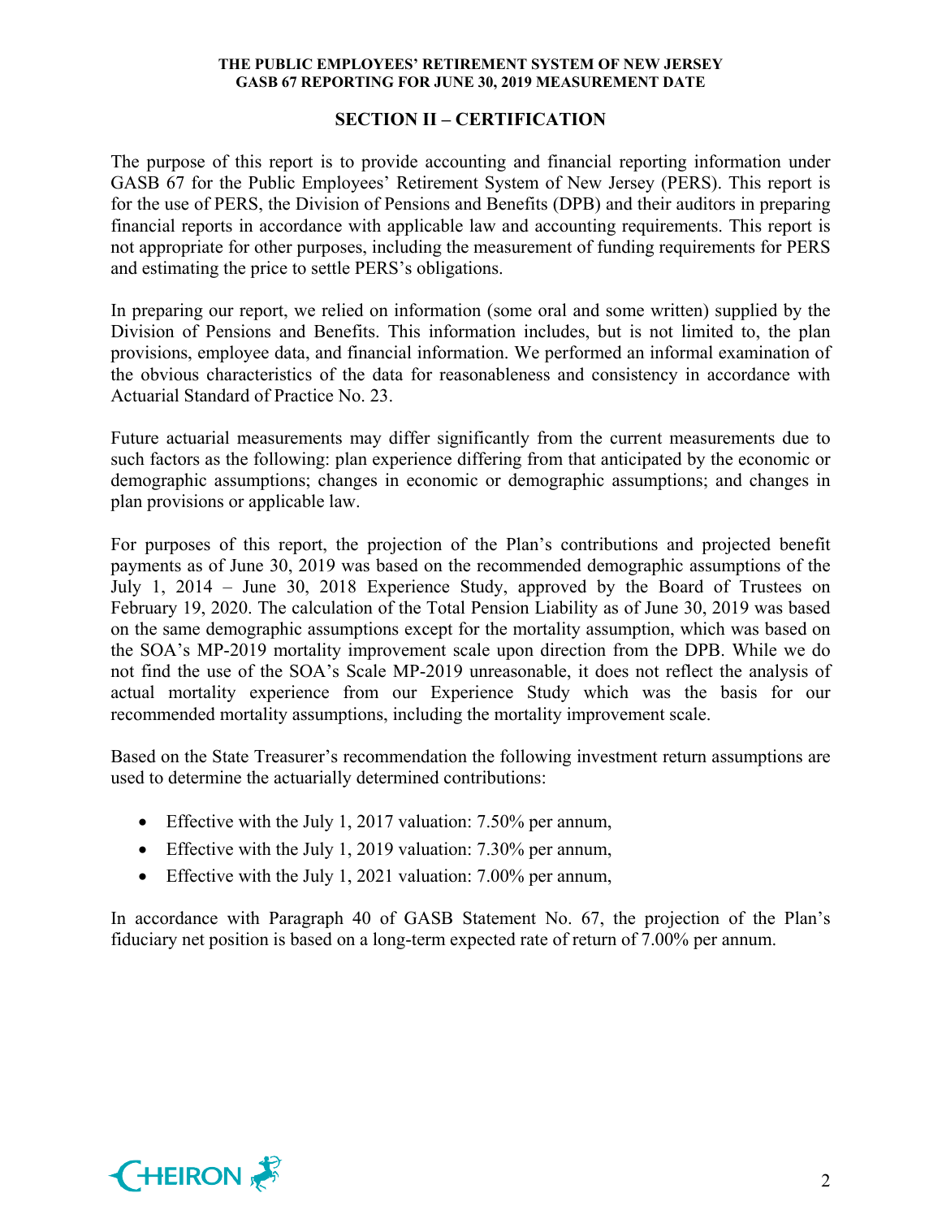## SECTION II – CERTIFICATION

The purpose of this report is to provide accounting and financial reporting information under GASB 67 for the Public Employees' Retirement System of New Jersey (PERS). This report is for the use of PERS, the Division of Pensions and Benefits (DPB) and their auditors in preparing financial reports in accordance with applicable law and accounting requirements. This report is not appropriate for other purposes, including the measurement of funding requirements for PERS and estimating the price to settle PERS's obligations.

In preparing our report, we relied on information (some oral and some written) supplied by the Division of Pensions and Benefits. This information includes, but is not limited to, the plan provisions, employee data, and financial information. We performed an informal examination of the obvious characteristics of the data for reasonableness and consistency in accordance with Actuarial Standard of Practice No. 23.

Future actuarial measurements may differ significantly from the current measurements due to such factors as the following: plan experience differing from that anticipated by the economic or demographic assumptions; changes in economic or demographic assumptions; and changes in plan provisions or applicable law.

For purposes of this report, the projection of the Plan's contributions and projected benefit payments as of June 30, 2019 was based on the recommended demographic assumptions of the July 1, 2014 – June 30, 2018 Experience Study, approved by the Board of Trustees on February 19, 2020. The calculation of the Total Pension Liability as of June 30, 2019 was based on the same demographic assumptions except for the mortality assumption, which was based on the SOA's MP-2019 mortality improvement scale upon direction from the DPB. While we do not find the use of the SOA's Scale MP-2019 unreasonable, it does not reflect the analysis of actual mortality experience from our Experience Study which was the basis for our recommended mortality assumptions, including the mortality improvement scale.

Based on the State Treasurer's recommendation the following investment return assumptions are used to determine the actuarially determined contributions:

- Effective with the July 1, 2017 valuation: 7.50% per annum,
- Effective with the July 1, 2019 valuation: 7.30% per annum,
- Effective with the July 1, 2021 valuation: 7.00% per annum,

In accordance with Paragraph 40 of GASB Statement No. 67, the projection of the Plan's fiduciary net position is based on a long-term expected rate of return of 7.00% per annum.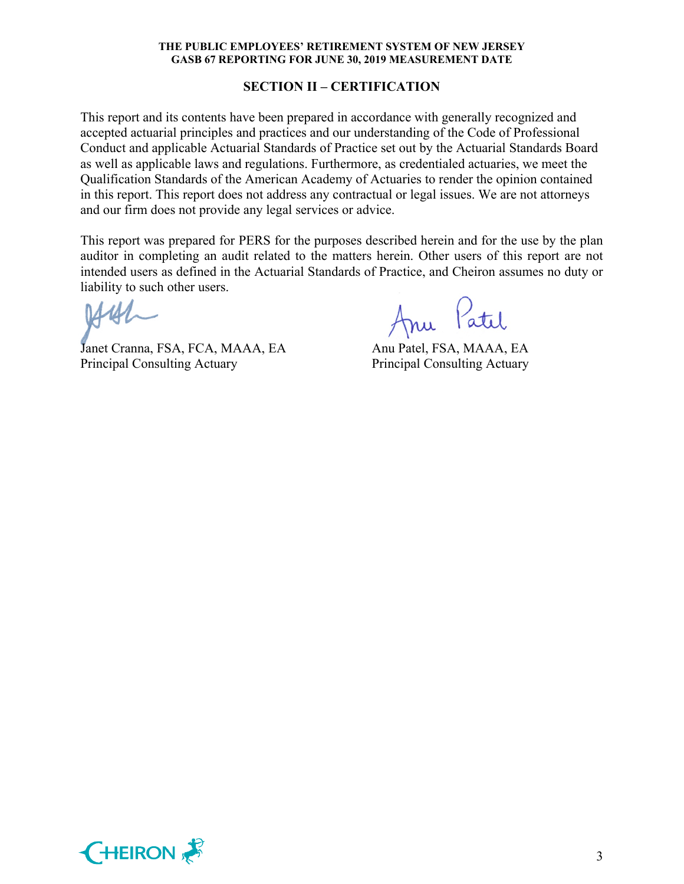## SECTION II – CERTIFICATION

This report and its contents have been prepared in accordance with generally recognized and accepted actuarial principles and practices and our understanding of the Code of Professional Conduct and applicable Actuarial Standards of Practice set out by the Actuarial Standards Board as well as applicable laws and regulations. Furthermore, as credentialed actuaries, we meet the Qualification Standards of the American Academy of Actuaries to render the opinion contained in this report. This report does not address any contractual or legal issues. We are not attorneys and our firm does not provide any legal services or advice.

This report was prepared for PERS for the purposes described herein and for the use by the plan auditor in completing an audit related to the matters herein. Other users of this report are not intended users as defined in the Actuarial Standards of Practice, and Cheiron assumes no duty or liability to such other users.

Janet Cranna, FSA, FCA, MAAA, EA
Principal Consulting Actuary

Anu Patel, FSA, MAAA, EA
Principal Consulting Actuary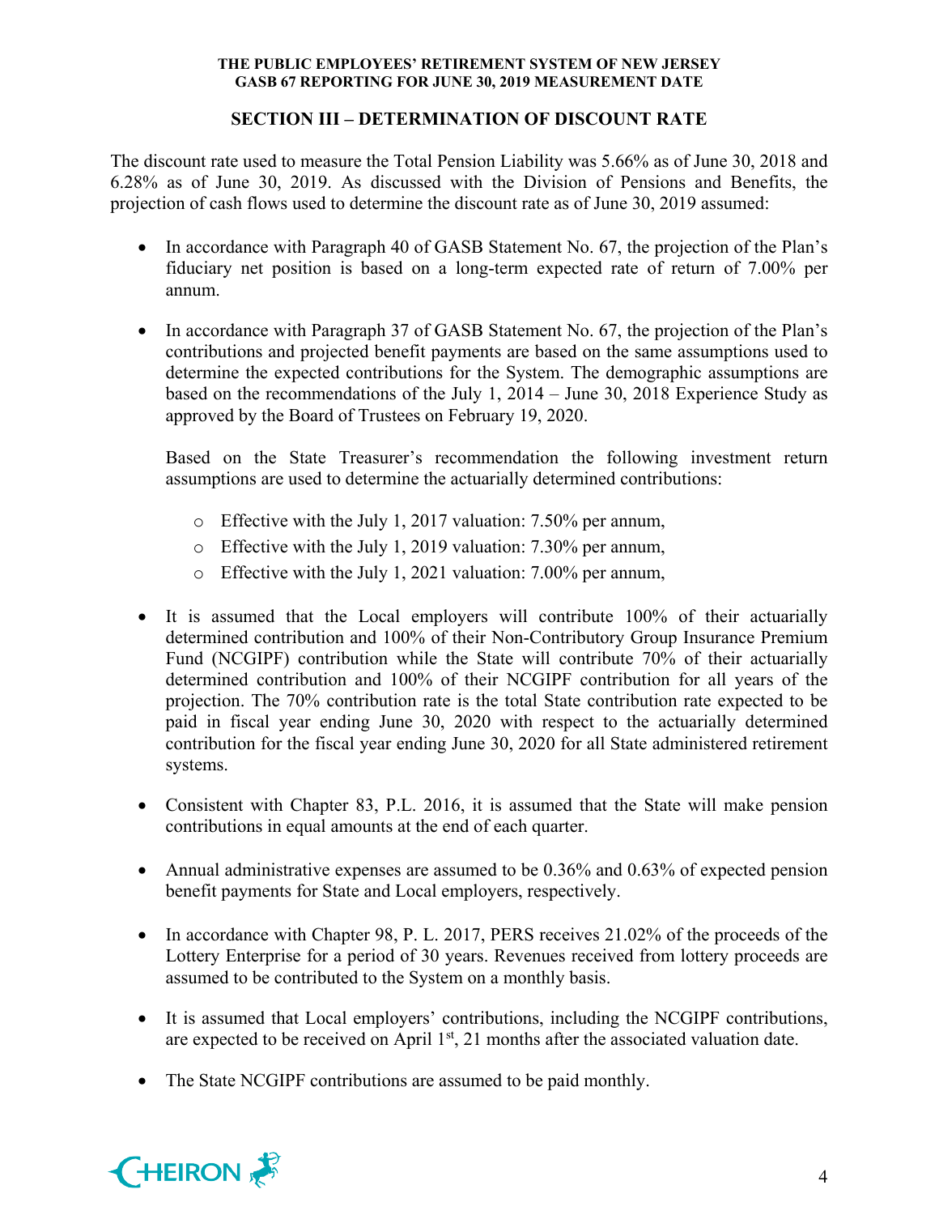## SECTION III – DETERMINATION OF DISCOUNT RATE

The discount rate used to measure the Total Pension Liability was 5.66% as of June 30, 2018 and 6.28% as of June 30, 2019. As discussed with the Division of Pensions and Benefits, the projection of cash flows used to determine the discount rate as of June 30, 2019 assumed:

- In accordance with Paragraph 40 of GASB Statement No. 67, the projection of the Plan's fiduciary net position is based on a long-term expected rate of return of 7.00% per annum.

- In accordance with Paragraph 37 of GASB Statement No. 67, the projection of the Plan's contributions and projected benefit payments are based on the same assumptions used to determine the expected contributions for the System. The demographic assumptions are based on the recommendations of the July 1, 2014 – June 30, 2018 Experience Study as approved by the Board of Trustees on February 19, 2020.

  Based on the State Treasurer's recommendation the following investment return assumptions are used to determine the actuarially determined contributions:

  - Effective with the July 1, 2017 valuation: 7.50% per annum,
  - Effective with the July 1, 2019 valuation: 7.30% per annum,
  - Effective with the July 1, 2021 valuation: 7.00% per annum,

- It is assumed that the Local employers will contribute 100% of their actuarially determined contribution and 100% of their Non-Contributory Group Insurance Premium Fund (NCGIPF) contribution while the State will contribute 70% of their actuarially determined contribution and 100% of their NCGIPF contribution for all years of the projection. The 70% contribution rate is the total State contribution rate expected to be paid in fiscal year ending June 30, 2020 with respect to the actuarially determined contribution for the fiscal year ending June 30, 2020 for all State administered retirement systems.

- Consistent with Chapter 83, P.L. 2016, it is assumed that the State will make pension contributions in equal amounts at the end of each quarter.

- Annual administrative expenses are assumed to be 0.36% and 0.63% of expected pension benefit payments for State and Local employers, respectively.

- In accordance with Chapter 98, P. L. 2017, PERS receives 21.02% of the proceeds of the Lottery Enterprise for a period of 30 years. Revenues received from lottery proceeds are assumed to be contributed to the System on a monthly basis.

- It is assumed that Local employers' contributions, including the NCGIPF contributions, are expected to be received on April 1st, 21 months after the associated valuation date.

- The State NCGIPF contributions are assumed to be paid monthly.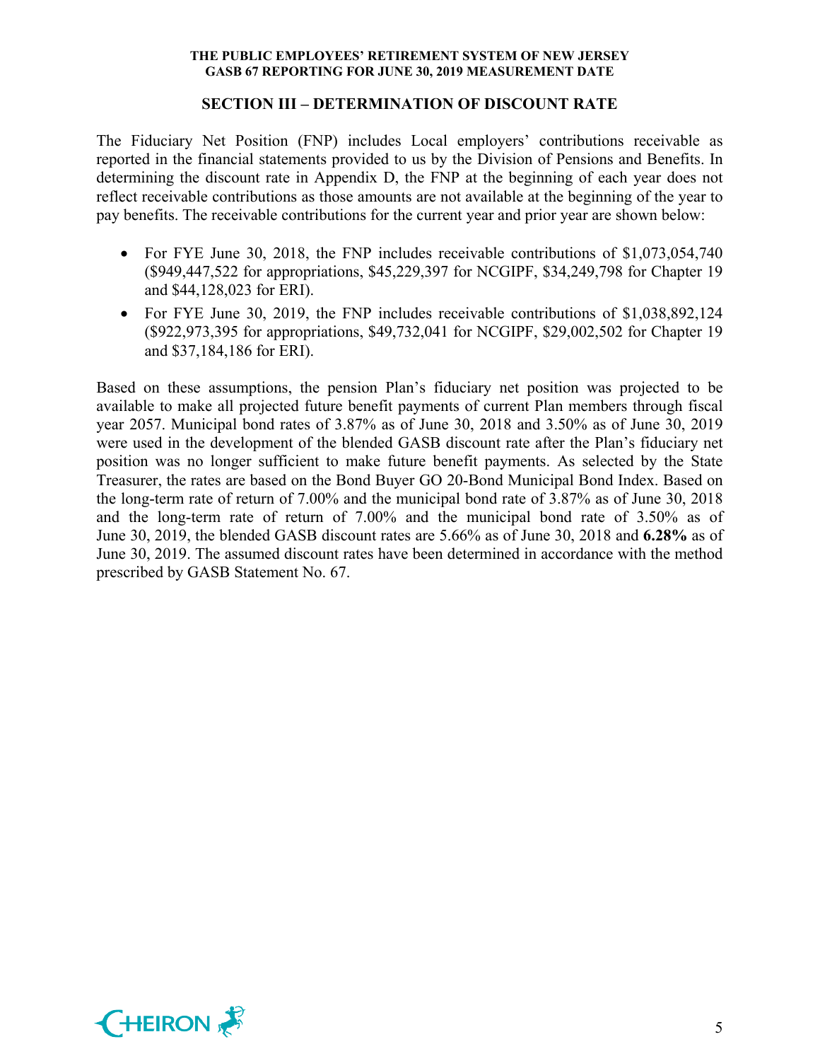## SECTION III – DETERMINATION OF DISCOUNT RATE

The Fiduciary Net Position (FNP) includes Local employers' contributions receivable as reported in the financial statements provided to us by the Division of Pensions and Benefits. In determining the discount rate in Appendix D, the FNP at the beginning of each year does not reflect receivable contributions as those amounts are not available at the beginning of the year to pay benefits. The receivable contributions for the current year and prior year are shown below:

- For FYE June 30, 2018, the FNP includes receivable contributions of $1,073,054,740 ($949,447,522 for appropriations, $45,229,397 for NCGIPF, $34,249,798 for Chapter 19 and $44,128,023 for ERI).
- For FYE June 30, 2019, the FNP includes receivable contributions of $1,038,892,124 ($922,973,395 for appropriations, $49,732,041 for NCGIPF, $29,002,502 for Chapter 19 and $37,184,186 for ERI).

Based on these assumptions, the pension Plan's fiduciary net position was projected to be available to make all projected future benefit payments of current Plan members through fiscal year 2057. Municipal bond rates of 3.87% as of June 30, 2018 and 3.50% as of June 30, 2019 were used in the development of the blended GASB discount rate after the Plan's fiduciary net position was no longer sufficient to make future benefit payments. As selected by the State Treasurer, the rates are based on the Bond Buyer GO 20-Bond Municipal Bond Index. Based on the long-term rate of return of 7.00% and the municipal bond rate of 3.87% as of June 30, 2018 and the long-term rate of return of 7.00% and the municipal bond rate of 3.50% as of June 30, 2019, the blended GASB discount rates are 5.66% as of June 30, 2018 and **6.28%** as of June 30, 2019. The assumed discount rates have been determined in accordance with the method prescribed by GASB Statement No. 67.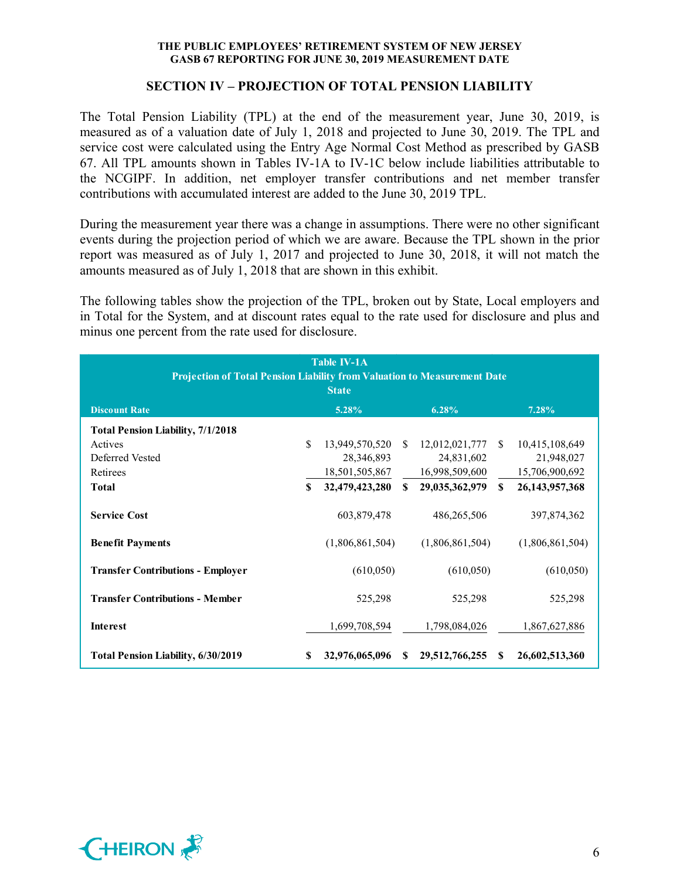## SECTION IV – PROJECTION OF TOTAL PENSION LIABILITY

The Total Pension Liability (TPL) at the end of the measurement year, June 30, 2019, is measured as of a valuation date of July 1, 2018 and projected to June 30, 2019. The TPL and service cost were calculated using the Entry Age Normal Cost Method as prescribed by GASB 67. All TPL amounts shown in Tables IV-1A to IV-1C below include liabilities attributable to the NCGIPF. In addition, net employer transfer contributions and net member transfer contributions with accumulated interest are added to the June 30, 2019 TPL.

During the measurement year there was a change in assumptions. There were no other significant events during the projection period of which we are aware. Because the TPL shown in the prior report was measured as of July 1, 2017 and projected to June 30, 2018, it will not match the amounts measured as of July 1, 2018 that are shown in this exhibit.

The following tables show the projection of the TPL, broken out by State, Local employers and in Total for the System, and at discount rates equal to the rate used for disclosure and plus and minus one percent from the rate used for disclosure.

**Table IV-1A**
**Projection of Total Pension Liability from Valuation to Measurement Date**
**State**

| Discount Rate | 5.28% | 6.28% | 7.28% |
|---|---|---|---|
| **Total Pension Liability, 7/1/2018** | | | |
| Actives | $ 13,949,570,520 | $ 12,012,021,777 | $ 10,415,108,649 |
| Deferred Vested | 28,346,893 | 24,831,602 | 21,948,027 |
| Retirees | 18,501,505,867 | 16,998,509,600 | 15,706,900,692 |
| **Total** | **$ 32,479,423,280** | **$ 29,035,362,979** | **$ 26,143,957,368** |
| **Service Cost** | 603,879,478 | 486,265,506 | 397,874,362 |
| **Benefit Payments** | (1,806,861,504) | (1,806,861,504) | (1,806,861,504) |
| **Transfer Contributions - Employer** | (610,050) | (610,050) | (610,050) |
| **Transfer Contributions - Member** | 525,298 | 525,298 | 525,298 |
| **Interest** | 1,699,708,594 | 1,798,084,026 | 1,867,627,886 |
| **Total Pension Liability, 6/30/2019** | **$ 32,976,065,096** | **$ 29,512,766,255** | **$ 26,602,513,360** |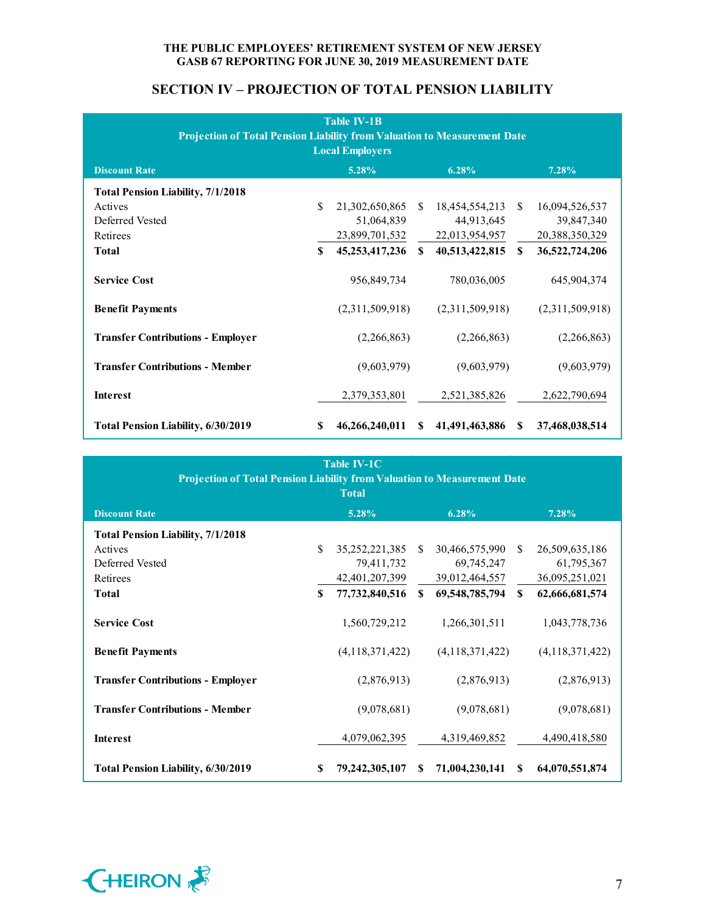## SECTION IV – PROJECTION OF TOTAL PENSION LIABILITY

**Table IV-1B**
**Projection of Total Pension Liability from Valuation to Measurement Date**
**Local Employers**

| Discount Rate | 5.28% | 6.28% | 7.28% |
|---|---|---|---|
| **Total Pension Liability, 7/1/2018** | | | |
| Actives | $ 21,302,650,865 | $ 18,454,554,213 | $ 16,094,526,537 |
| Deferred Vested | 51,064,839 | 44,913,645 | 39,847,340 |
| Retirees | 23,899,701,532 | 22,013,954,957 | 20,388,350,329 |
| **Total** | **$ 45,253,417,236** | **$ 40,513,422,815** | **$ 36,522,724,206** |
| **Service Cost** | 956,849,734 | 780,036,005 | 645,904,374 |
| **Benefit Payments** | (2,311,509,918) | (2,311,509,918) | (2,311,509,918) |
| **Transfer Contributions - Employer** | (2,266,863) | (2,266,863) | (2,266,863) |
| **Transfer Contributions - Member** | (9,603,979) | (9,603,979) | (9,603,979) |
| **Interest** | 2,379,353,801 | 2,521,385,826 | 2,622,790,694 |
| **Total Pension Liability, 6/30/2019** | **$ 46,266,240,011** | **$ 41,491,463,886** | **$ 37,468,038,514** |

**Table IV-1C**
**Projection of Total Pension Liability from Valuation to Measurement Date**
**Total**

| Discount Rate | 5.28% | 6.28% | 7.28% |
|---|---|---|---|
| **Total Pension Liability, 7/1/2018** | | | |
| Actives | $ 35,252,221,385 | $ 30,466,575,990 | $ 26,509,635,186 |
| Deferred Vested | 79,411,732 | 69,745,247 | 61,795,367 |
| Retirees | 42,401,207,399 | 39,012,464,557 | 36,095,251,021 |
| **Total** | **$ 77,732,840,516** | **$ 69,548,785,794** | **$ 62,666,681,574** |
| **Service Cost** | 1,560,729,212 | 1,266,301,511 | 1,043,778,736 |
| **Benefit Payments** | (4,118,371,422) | (4,118,371,422) | (4,118,371,422) |
| **Transfer Contributions - Employer** | (2,876,913) | (2,876,913) | (2,876,913) |
| **Transfer Contributions - Member** | (9,078,681) | (9,078,681) | (9,078,681) |
| **Interest** | 4,079,062,395 | 4,319,469,852 | 4,490,418,580 |
| **Total Pension Liability, 6/30/2019** | **$ 79,242,305,107** | **$ 71,004,230,141** | **$ 64,070,551,874** |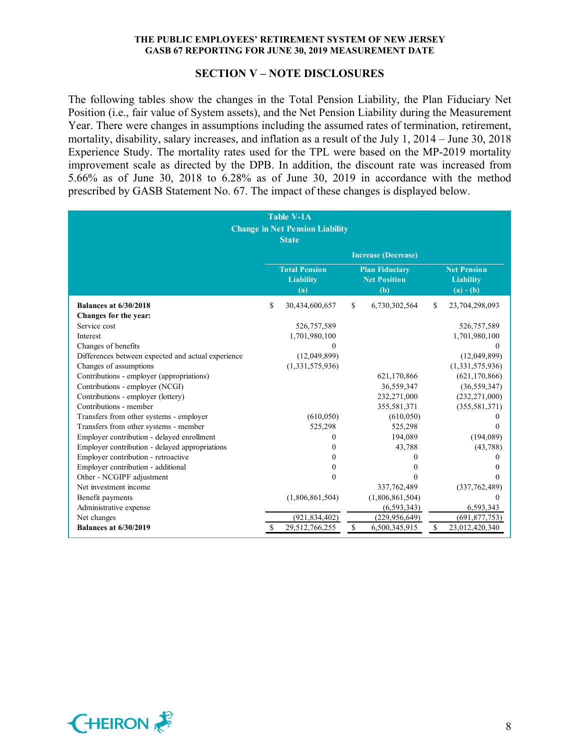## SECTION V – NOTE DISCLOSURES

The following tables show the changes in the Total Pension Liability, the Plan Fiduciary Net Position (i.e., fair value of System assets), and the Net Pension Liability during the Measurement Year. There were changes in assumptions including the assumed rates of termination, retirement, mortality, disability, salary increases, and inflation as a result of the July 1, 2014 – June 30, 2018 Experience Study. The mortality rates used for the TPL were based on the MP-2019 mortality improvement scale as directed by the DPB. In addition, the discount rate was increased from 5.66% as of June 30, 2018 to 6.28% as of June 30, 2019 in accordance with the method prescribed by GASB Statement No. 67. The impact of these changes is displayed below.

**Table V-1A**
**Change in Net Pension Liability**
**State**

| | Increase (Decrease) | | |
|---|---|---|---|
| | **Total Pension Liability (a)** | **Plan Fiduciary Net Position (b)** | **Net Pension Liability (a) - (b)** |
| **Balances at 6/30/2018** | $ 30,434,600,657 | $ 6,730,302,564 | $ 23,704,298,093 |
| **Changes for the year:** | | | |
| Service cost | 526,757,589 | | 526,757,589 |
| Interest | 1,701,980,100 | | 1,701,980,100 |
| Changes of benefits | 0 | | 0 |
| Differences between expected and actual experience | (12,049,899) | | (12,049,899) |
| Changes of assumptions | (1,331,575,936) | | (1,331,575,936) |
| Contributions - employer (appropriations) | | 621,170,866 | (621,170,866) |
| Contributions - employer (NCGI) | | 36,559,347 | (36,559,347) |
| Contributions - employer (lottery) | | 232,271,000 | (232,271,000) |
| Contributions - member | | 355,581,371 | (355,581,371) |
| Transfers from other systems - employer | (610,050) | (610,050) | 0 |
| Transfers from other systems - member | 525,298 | 525,298 | 0 |
| Employer contribution - delayed enrollment | 0 | 194,089 | (194,089) |
| Employer contribution - delayed appropriations | 0 | 43,788 | (43,788) |
| Employer contribution - retroactive | 0 | 0 | 0 |
| Employer contribution - additional | 0 | 0 | 0 |
| Other - NCGIPF adjustment | 0 | 0 | 0 |
| Net investment income | | 337,762,489 | (337,762,489) |
| Benefit payments | (1,806,861,504) | (1,806,861,504) | 0 |
| Administrative expense | | (6,593,343) | 6,593,343 |
| Net changes | (921,834,402) | (229,956,649) | (691,877,753) |
| **Balances at 6/30/2019** | $ 29,512,766,255 | $ 6,500,345,915 | $ 23,012,420,340 |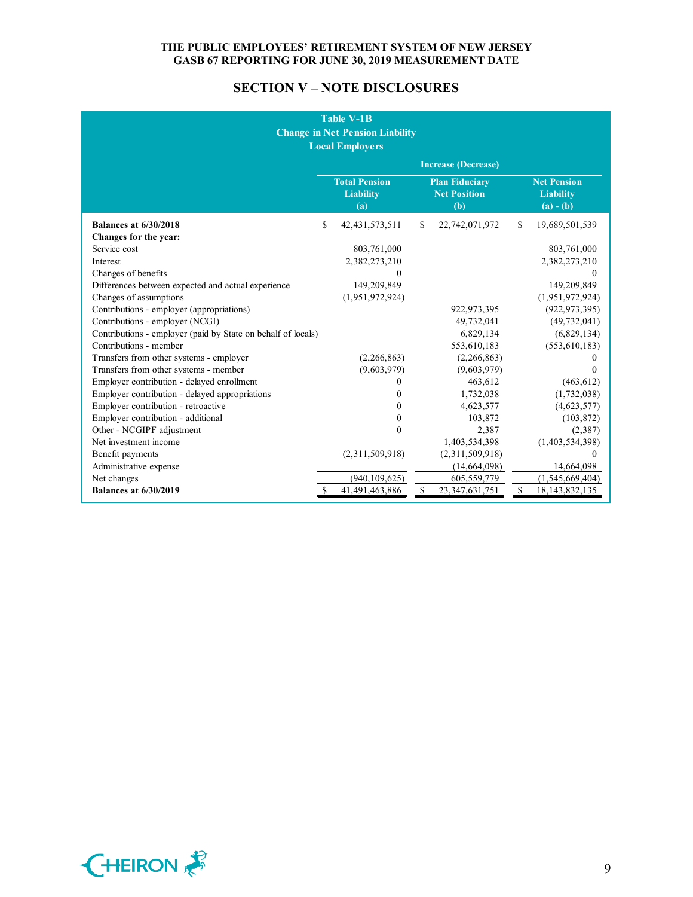# SECTION V – NOTE DISCLOSURES

**Table V-1B**
**Change in Net Pension Liability**
**Local Employers**

| | Increase (Decrease) | | |
|---|---|---|---|
| | Total Pension Liability (a) | Plan Fiduciary Net Position (b) | Net Pension Liability (a) - (b) |
| **Balances at 6/30/2018** | $ 42,431,573,511 | $ 22,742,071,972 | $ 19,689,501,539 |
| **Changes for the year:** | | | |
| Service cost | 803,761,000 | | 803,761,000 |
| Interest | 2,382,273,210 | | 2,382,273,210 |
| Changes of benefits | 0 | | 0 |
| Differences between expected and actual experience | 149,209,849 | | 149,209,849 |
| Changes of assumptions | (1,951,972,924) | | (1,951,972,924) |
| Contributions - employer (appropriations) | | 922,973,395 | (922,973,395) |
| Contributions - employer (NCGI) | | 49,732,041 | (49,732,041) |
| Contributions - employer (paid by State on behalf of locals) | | 6,829,134 | (6,829,134) |
| Contributions - member | | 553,610,183 | (553,610,183) |
| Transfers from other systems - employer | (2,266,863) | (2,266,863) | 0 |
| Transfers from other systems - member | (9,603,979) | (9,603,979) | 0 |
| Employer contribution - delayed enrollment | 0 | 463,612 | (463,612) |
| Employer contribution - delayed appropriations | 0 | 1,732,038 | (1,732,038) |
| Employer contribution - retroactive | 0 | 4,623,577 | (4,623,577) |
| Employer contribution - additional | 0 | 103,872 | (103,872) |
| Other - NCGIPF adjustment | 0 | 2,387 | (2,387) |
| Net investment income | | 1,403,534,398 | (1,403,534,398) |
| Benefit payments | (2,311,509,918) | (2,311,509,918) | 0 |
| Administrative expense | | (14,664,098) | 14,664,098 |
| Net changes | (940,109,625) | 605,559,779 | (1,545,669,404) |
| **Balances at 6/30/2019** | $ 41,491,463,886 | $ 23,347,631,751 | $ 18,143,832,135 |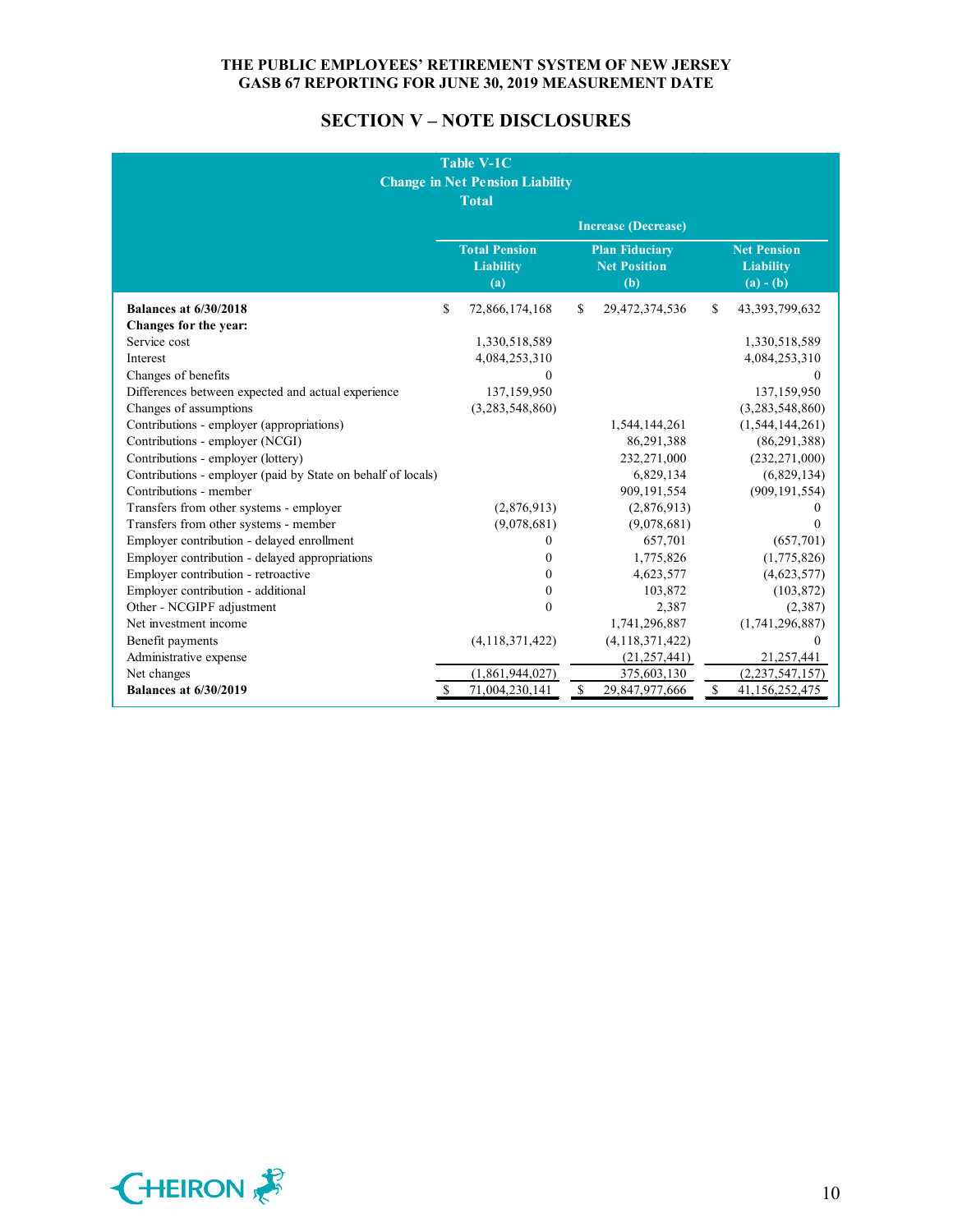# THE PUBLIC EMPLOYEES' RETIREMENT SYSTEM OF NEW JERSEY
## GASB 67 REPORTING FOR JUNE 30, 2019 MEASUREMENT DATE

## SECTION V – NOTE DISCLOSURES

**Table V-1C**
**Change in Net Pension Liability**
**Total**

| | Increase (Decrease) | | |
|---|---|---|---|
| | **Total Pension Liability (a)** | **Plan Fiduciary Net Position (b)** | **Net Pension Liability (a) - (b)** |
| **Balances at 6/30/2018** | $ 72,866,174,168 | $ 29,472,374,536 | $ 43,393,799,632 |
| **Changes for the year:** | | | |
| Service cost | 1,330,518,589 | | 1,330,518,589 |
| Interest | 4,084,253,310 | | 4,084,253,310 |
| Changes of benefits | 0 | | 0 |
| Differences between expected and actual experience | 137,159,950 | | 137,159,950 |
| Changes of assumptions | (3,283,548,860) | | (3,283,548,860) |
| Contributions - employer (appropriations) | | 1,544,144,261 | (1,544,144,261) |
| Contributions - employer (NCGI) | | 86,291,388 | (86,291,388) |
| Contributions - employer (lottery) | | 232,271,000 | (232,271,000) |
| Contributions - employer (paid by State on behalf of locals) | | 6,829,134 | (6,829,134) |
| Contributions - member | | 909,191,554 | (909,191,554) |
| Transfers from other systems - employer | (2,876,913) | (2,876,913) | 0 |
| Transfers from other systems - member | (9,078,681) | (9,078,681) | 0 |
| Employer contribution - delayed enrollment | 0 | 657,701 | (657,701) |
| Employer contribution - delayed appropriations | 0 | 1,775,826 | (1,775,826) |
| Employer contribution - retroactive | 0 | 4,623,577 | (4,623,577) |
| Employer contribution - additional | 0 | 103,872 | (103,872) |
| Other - NCGIPF adjustment | 0 | 2,387 | (2,387) |
| Net investment income | | 1,741,296,887 | (1,741,296,887) |
| Benefit payments | (4,118,371,422) | (4,118,371,422) | 0 |
| Administrative expense | | (21,257,441) | 21,257,441 |
| Net changes | (1,861,944,027) | 375,603,130 | (2,237,547,157) |
| **Balances at 6/30/2019** | $ 71,004,230,141 | $ 29,847,977,666 | $ 41,156,252,475 |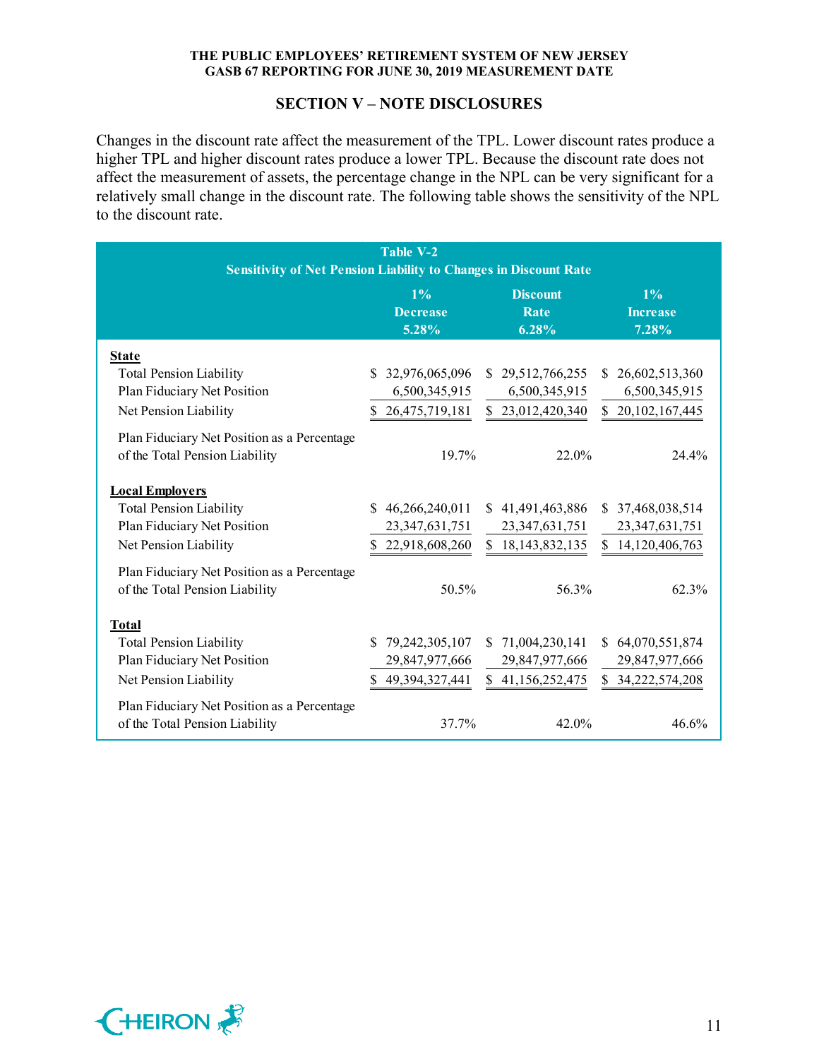## SECTION V – NOTE DISCLOSURES

Changes in the discount rate affect the measurement of the TPL. Lower discount rates produce a higher TPL and higher discount rates produce a lower TPL. Because the discount rate does not affect the measurement of assets, the percentage change in the NPL can be very significant for a relatively small change in the discount rate. The following table shows the sensitivity of the NPL to the discount rate.

**Table V-2**
**Sensitivity of Net Pension Liability to Changes in Discount Rate**

| | 1% Decrease 5.28% | Discount Rate 6.28% | 1% Increase 7.28% |
|---|---|---|---|
| **State** | | | |
| Total Pension Liability | $ 32,976,065,096 | $ 29,512,766,255 | $ 26,602,513,360 |
| Plan Fiduciary Net Position | 6,500,345,915 | 6,500,345,915 | 6,500,345,915 |
| Net Pension Liability | $ 26,475,719,181 | $ 23,012,420,340 | $ 20,102,167,445 |
| Plan Fiduciary Net Position as a Percentage of the Total Pension Liability | 19.7% | 22.0% | 24.4% |
| **Local Employers** | | | |
| Total Pension Liability | $ 46,266,240,011 | $ 41,491,463,886 | $ 37,468,038,514 |
| Plan Fiduciary Net Position | 23,347,631,751 | 23,347,631,751 | 23,347,631,751 |
| Net Pension Liability | $ 22,918,608,260 | $ 18,143,832,135 | $ 14,120,406,763 |
| Plan Fiduciary Net Position as a Percentage of the Total Pension Liability | 50.5% | 56.3% | 62.3% |
| **Total** | | | |
| Total Pension Liability | $ 79,242,305,107 | $ 71,004,230,141 | $ 64,070,551,874 |
| Plan Fiduciary Net Position | 29,847,977,666 | 29,847,977,666 | 29,847,977,666 |
| Net Pension Liability | $ 49,394,327,441 | $ 41,156,252,475 | $ 34,222,574,208 |
| Plan Fiduciary Net Position as a Percentage of the Total Pension Liability | 37.7% | 42.0% | 46.6% |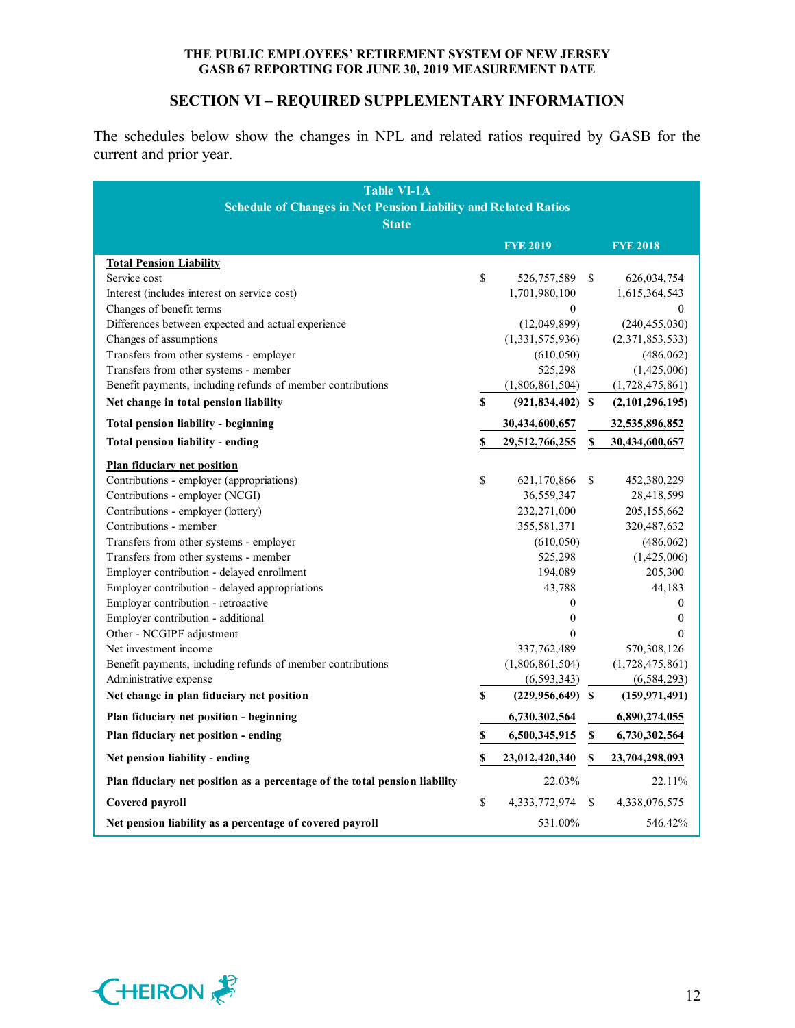THE PUBLIC EMPLOYEES' RETIREMENT SYSTEM OF NEW JERSEY
GASB 67 REPORTING FOR JUNE 30, 2019 MEASUREMENT DATE

## SECTION VI – REQUIRED SUPPLEMENTARY INFORMATION

The schedules below show the changes in NPL and related ratios required by GASB for the current and prior year.

**Table VI-1A**
**Schedule of Changes in Net Pension Liability and Related Ratios**
**State**

| | FYE 2019 | FYE 2018 |
|---|---|---|
| **Total Pension Liability** | | |
| Service cost | $ 526,757,589 | $ 626,034,754 |
| Interest (includes interest on service cost) | 1,701,980,100 | 1,615,364,543 |
| Changes of benefit terms | 0 | 0 |
| Differences between expected and actual experience | (12,049,899) | (240,455,030) |
| Changes of assumptions | (1,331,575,936) | (2,371,853,533) |
| Transfers from other systems - employer | (610,050) | (486,062) |
| Transfers from other systems - member | 525,298 | (1,425,006) |
| Benefit payments, including refunds of member contributions | (1,806,861,504) | (1,728,475,861) |
| **Net change in total pension liability** | **$ (921,834,402)** | **$ (2,101,296,195)** |
| **Total pension liability - beginning** | **30,434,600,657** | **32,535,896,852** |
| **Total pension liability - ending** | **$ 29,512,766,255** | **$ 30,434,600,657** |
| **Plan fiduciary net position** | | |
| Contributions - employer (appropriations) | $ 621,170,866 | $ 452,380,229 |
| Contributions - employer (NCGI) | 36,559,347 | 28,418,599 |
| Contributions - employer (lottery) | 232,271,000 | 205,155,662 |
| Contributions - member | 355,581,371 | 320,487,632 |
| Transfers from other systems - employer | (610,050) | (486,062) |
| Transfers from other systems - member | 525,298 | (1,425,006) |
| Employer contribution - delayed enrollment | 194,089 | 205,300 |
| Employer contribution - delayed appropriations | 43,788 | 44,183 |
| Employer contribution - retroactive | 0 | 0 |
| Employer contribution - additional | 0 | 0 |
| Other - NCGIPF adjustment | 0 | 0 |
| Net investment income | 337,762,489 | 570,308,126 |
| Benefit payments, including refunds of member contributions | (1,806,861,504) | (1,728,475,861) |
| Administrative expense | (6,593,343) | (6,584,293) |
| **Net change in plan fiduciary net position** | **$ (229,956,649)** | **$ (159,971,491)** |
| **Plan fiduciary net position - beginning** | **6,730,302,564** | **6,890,274,055** |
| **Plan fiduciary net position - ending** | **$ 6,500,345,915** | **$ 6,730,302,564** |
| **Net pension liability - ending** | **$ 23,012,420,340** | **$ 23,704,298,093** |
| **Plan fiduciary net position as a percentage of the total pension liability** | 22.03% | 22.11% |
| **Covered payroll** | $ 4,333,772,974 | $ 4,338,076,575 |
| **Net pension liability as a percentage of covered payroll** | 531.00% | 546.42% |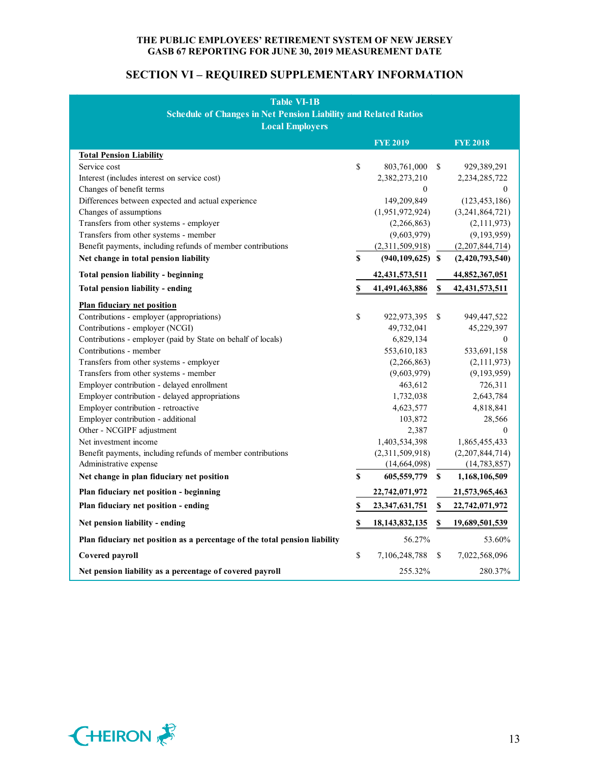# SECTION VI – REQUIRED SUPPLEMENTARY INFORMATION

**Table VI-1B**
**Schedule of Changes in Net Pension Liability and Related Ratios**
**Local Employers**

| | FYE 2019 | FYE 2018 |
|---|---|---|
| **Total Pension Liability** | | |
| Service cost | $ 803,761,000 | $ 929,389,291 |
| Interest (includes interest on service cost) | 2,382,273,210 | 2,234,285,722 |
| Changes of benefit terms | 0 | 0 |
| Differences between expected and actual experience | 149,209,849 | (123,453,186) |
| Changes of assumptions | (1,951,972,924) | (3,241,864,721) |
| Transfers from other systems - employer | (2,266,863) | (2,111,973) |
| Transfers from other systems - member | (9,603,979) | (9,193,959) |
| Benefit payments, including refunds of member contributions | (2,311,509,918) | (2,207,844,714) |
| **Net change in total pension liability** | **$ (940,109,625)** | **$ (2,420,793,540)** |
| **Total pension liability - beginning** | **42,431,573,511** | **44,852,367,051** |
| **Total pension liability - ending** | **$ 41,491,463,886** | **$ 42,431,573,511** |
| **Plan fiduciary net position** | | |
| Contributions - employer (appropriations) | $ 922,973,395 | $ 949,447,522 |
| Contributions - employer (NCGI) | 49,732,041 | 45,229,397 |
| Contributions - employer (paid by State on behalf of locals) | 6,829,134 | 0 |
| Contributions - member | 553,610,183 | 533,691,158 |
| Transfers from other systems - employer | (2,266,863) | (2,111,973) |
| Transfers from other systems - member | (9,603,979) | (9,193,959) |
| Employer contribution - delayed enrollment | 463,612 | 726,311 |
| Employer contribution - delayed appropriations | 1,732,038 | 2,643,784 |
| Employer contribution - retroactive | 4,623,577 | 4,818,841 |
| Employer contribution - additional | 103,872 | 28,566 |
| Other - NCGIPF adjustment | 2,387 | 0 |
| Net investment income | 1,403,534,398 | 1,865,455,433 |
| Benefit payments, including refunds of member contributions | (2,311,509,918) | (2,207,844,714) |
| Administrative expense | (14,664,098) | (14,783,857) |
| **Net change in plan fiduciary net position** | **$ 605,559,779** | **$ 1,168,106,509** |
| **Plan fiduciary net position - beginning** | **22,742,071,972** | **21,573,965,463** |
| **Plan fiduciary net position - ending** | **$ 23,347,631,751** | **$ 22,742,071,972** |
| **Net pension liability - ending** | **$ 18,143,832,135** | **$ 19,689,501,539** |
| **Plan fiduciary net position as a percentage of the total pension liability** | 56.27% | 53.60% |
| **Covered payroll** | $ 7,106,248,788 | $ 7,022,568,096 |
| **Net pension liability as a percentage of covered payroll** | 255.32% | 280.37% |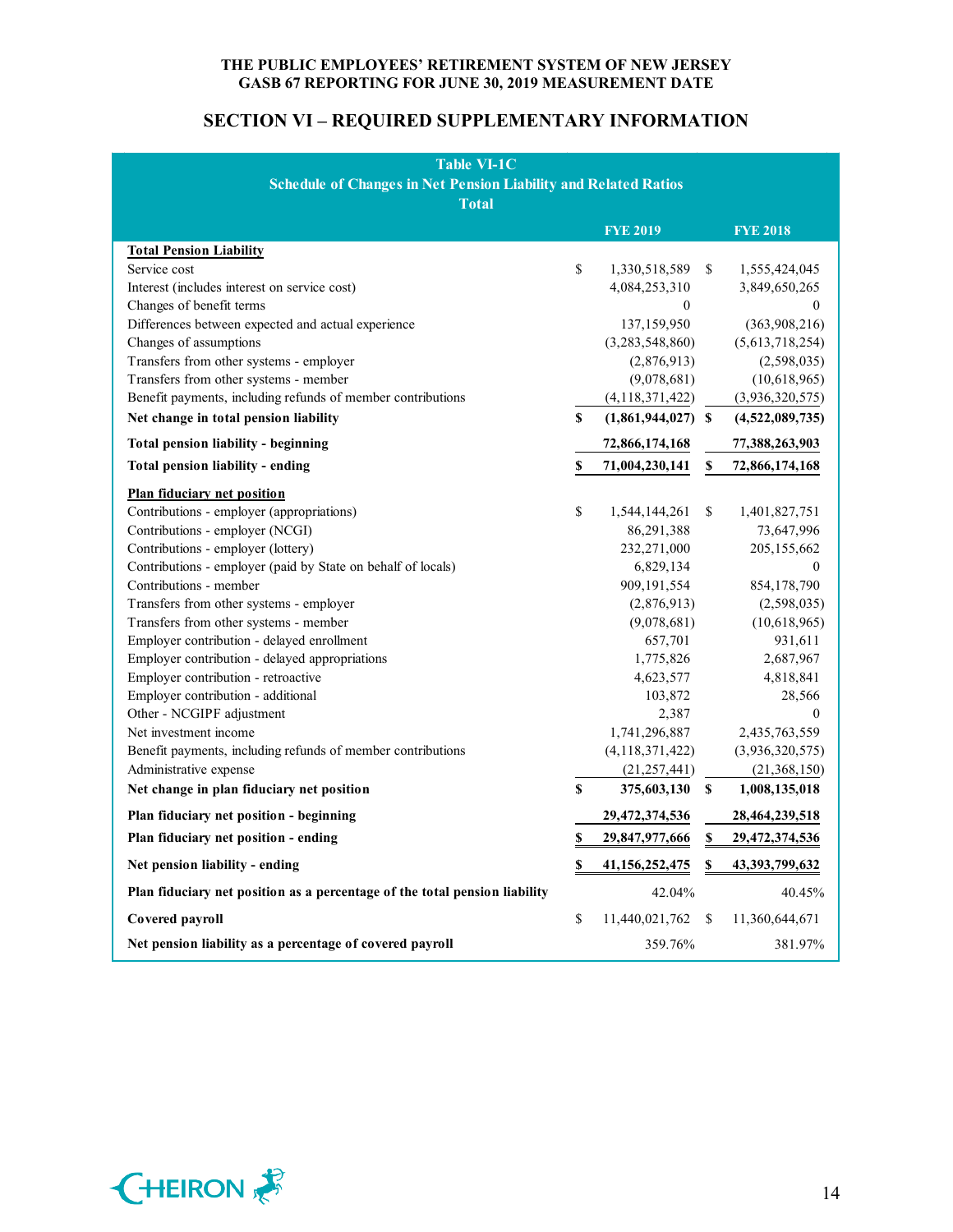THE PUBLIC EMPLOYEES' RETIREMENT SYSTEM OF NEW JERSEY
GASB 67 REPORTING FOR JUNE 30, 2019 MEASUREMENT DATE

## SECTION VI – REQUIRED SUPPLEMENTARY INFORMATION

**Table VI-1C**
**Schedule of Changes in Net Pension Liability and Related Ratios**
**Total**

| | FYE 2019 | FYE 2018 |
|---|---|---|
| **Total Pension Liability** | | |
| Service cost | $ 1,330,518,589 | $ 1,555,424,045 |
| Interest (includes interest on service cost) | 4,084,253,310 | 3,849,650,265 |
| Changes of benefit terms | 0 | 0 |
| Differences between expected and actual experience | 137,159,950 | (363,908,216) |
| Changes of assumptions | (3,283,548,860) | (5,613,718,254) |
| Transfers from other systems - employer | (2,876,913) | (2,598,035) |
| Transfers from other systems - member | (9,078,681) | (10,618,965) |
| Benefit payments, including refunds of member contributions | (4,118,371,422) | (3,936,320,575) |
| **Net change in total pension liability** | **$ (1,861,944,027)** | **$ (4,522,089,735)** |
| **Total pension liability - beginning** | **72,866,174,168** | **77,388,263,903** |
| **Total pension liability - ending** | **$ 71,004,230,141** | **$ 72,866,174,168** |
| **Plan fiduciary net position** | | |
| Contributions - employer (appropriations) | $ 1,544,144,261 | $ 1,401,827,751 |
| Contributions - employer (NCGI) | 86,291,388 | 73,647,996 |
| Contributions - employer (lottery) | 232,271,000 | 205,155,662 |
| Contributions - employer (paid by State on behalf of locals) | 6,829,134 | 0 |
| Contributions - member | 909,191,554 | 854,178,790 |
| Transfers from other systems - employer | (2,876,913) | (2,598,035) |
| Transfers from other systems - member | (9,078,681) | (10,618,965) |
| Employer contribution - delayed enrollment | 657,701 | 931,611 |
| Employer contribution - delayed appropriations | 1,775,826 | 2,687,967 |
| Employer contribution - retroactive | 4,623,577 | 4,818,841 |
| Employer contribution - additional | 103,872 | 28,566 |
| Other - NCGIPF adjustment | 2,387 | 0 |
| Net investment income | 1,741,296,887 | 2,435,763,559 |
| Benefit payments, including refunds of member contributions | (4,118,371,422) | (3,936,320,575) |
| Administrative expense | (21,257,441) | (21,368,150) |
| **Net change in plan fiduciary net position** | **$ 375,603,130** | **$ 1,008,135,018** |
| **Plan fiduciary net position - beginning** | **29,472,374,536** | **28,464,239,518** |
| **Plan fiduciary net position - ending** | **$ 29,847,977,666** | **$ 29,472,374,536** |
| **Net pension liability - ending** | **$ 41,156,252,475** | **$ 43,393,799,632** |
| **Plan fiduciary net position as a percentage of the total pension liability** | 42.04% | 40.45% |
| **Covered payroll** | $ 11,440,021,762 | $ 11,360,644,671 |
| **Net pension liability as a percentage of covered payroll** | 359.76% | 381.97% |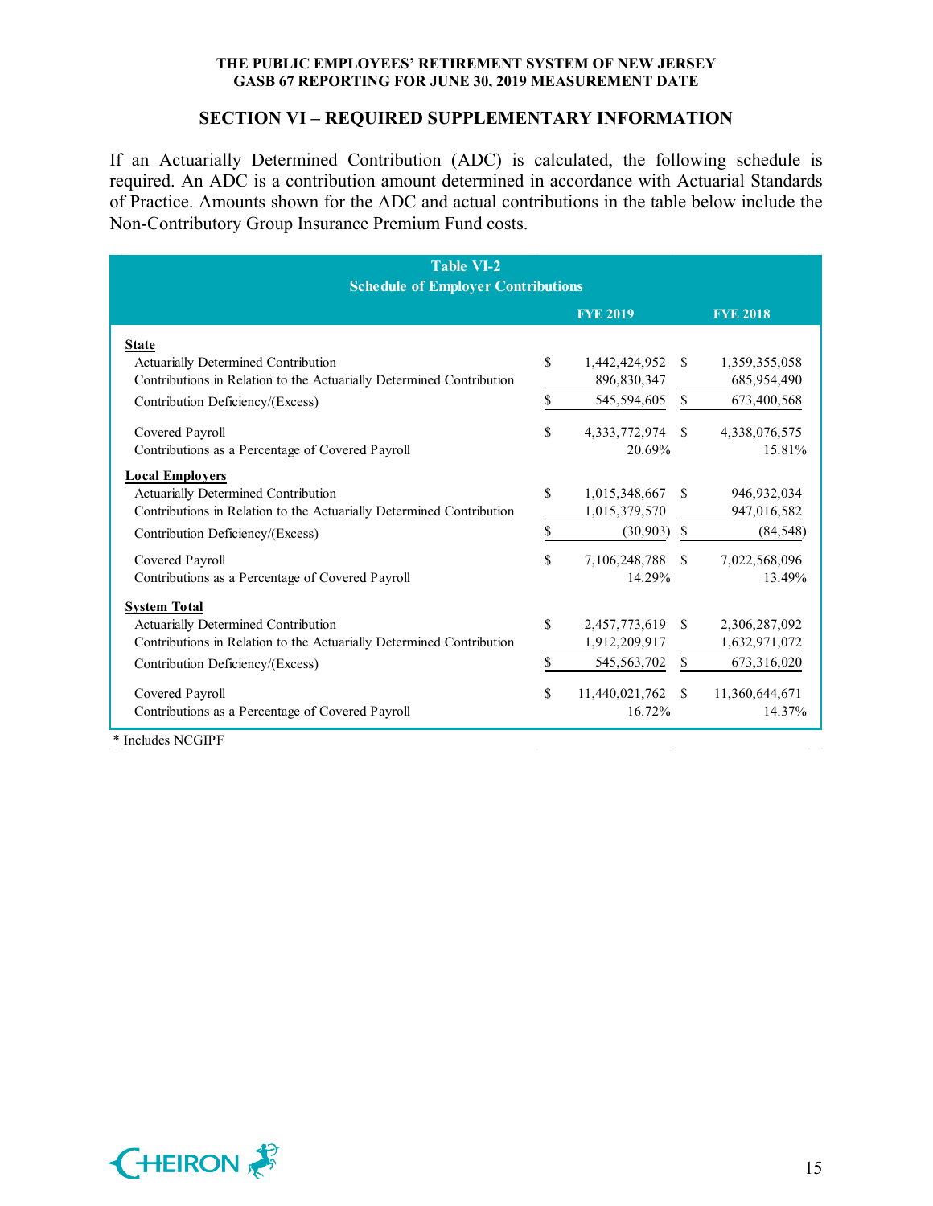## SECTION VI – REQUIRED SUPPLEMENTARY INFORMATION

If an Actuarially Determined Contribution (ADC) is calculated, the following schedule is required. An ADC is a contribution amount determined in accordance with Actuarial Standards of Practice. Amounts shown for the ADC and actual contributions in the table below include the Non-Contributory Group Insurance Premium Fund costs.

**Table VI-2**
**Schedule of Employer Contributions**

| | FYE 2019 | FYE 2018 |
|---|---|---|
| **State** | | |
| Actuarially Determined Contribution | $ 1,442,424,952 | $ 1,359,355,058 |
| Contributions in Relation to the Actuarially Determined Contribution | 896,830,347 | 685,954,490 |
| Contribution Deficiency/(Excess) | $ 545,594,605 | $ 673,400,568 |
| Covered Payroll | $ 4,333,772,974 | $ 4,338,076,575 |
| Contributions as a Percentage of Covered Payroll | 20.69% | 15.81% |
| **Local Employers** | | |
| Actuarially Determined Contribution | $ 1,015,348,667 | $ 946,932,034 |
| Contributions in Relation to the Actuarially Determined Contribution | 1,015,379,570 | 947,016,582 |
| Contribution Deficiency/(Excess) | $ (30,903) | $ (84,548) |
| Covered Payroll | $ 7,106,248,788 | $ 7,022,568,096 |
| Contributions as a Percentage of Covered Payroll | 14.29% | 13.49% |
| **System Total** | | |
| Actuarially Determined Contribution | $ 2,457,773,619 | $ 2,306,287,092 |
| Contributions in Relation to the Actuarially Determined Contribution | 1,912,209,917 | 1,632,971,072 |
| Contribution Deficiency/(Excess) | $ 545,563,702 | $ 673,316,020 |
| Covered Payroll | $ 11,440,021,762 | $ 11,360,644,671 |
| Contributions as a Percentage of Covered Payroll | 16.72% | 14.37% |

* Includes NCGIPF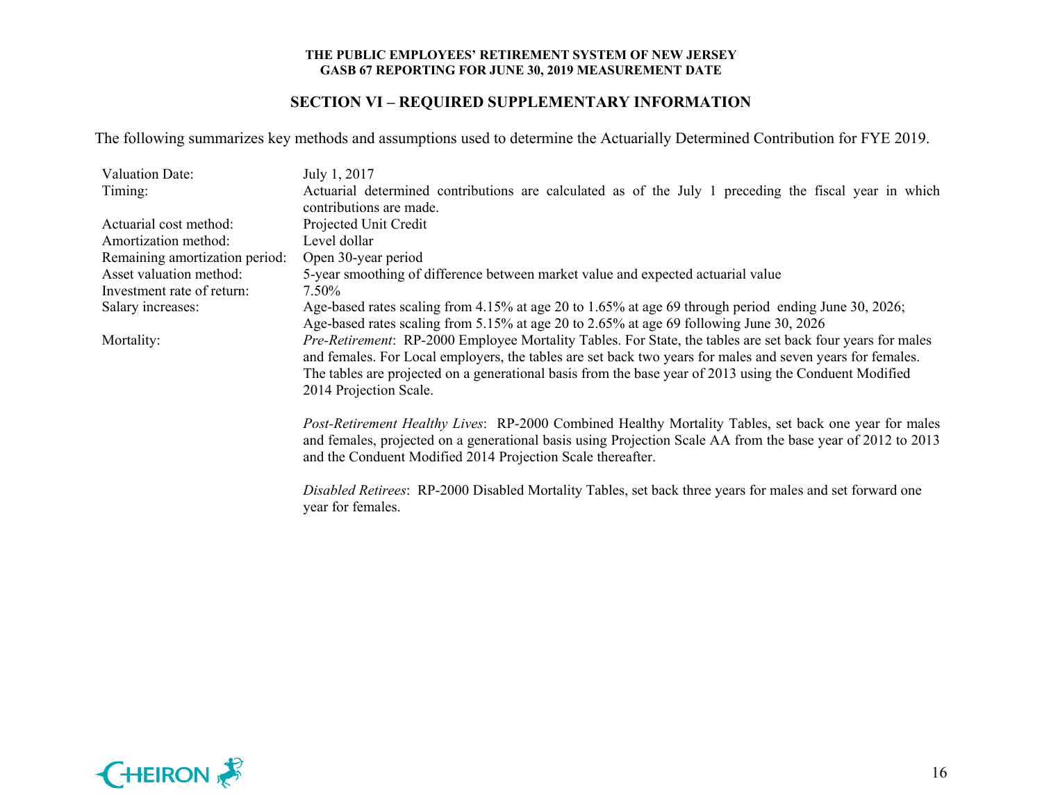## SECTION VI – REQUIRED SUPPLEMENTARY INFORMATION

The following summarizes key methods and assumptions used to determine the Actuarially Determined Contribution for FYE 2019.

| | |
|---|---|
| Valuation Date: | July 1, 2017 |
| Timing: | Actuarial determined contributions are calculated as of the July 1 preceding the fiscal year in which contributions are made. |
| Actuarial cost method: | Projected Unit Credit |
| Amortization method: | Level dollar |
| Remaining amortization period: | Open 30-year period |
| Asset valuation method: | 5-year smoothing of difference between market value and expected actuarial value |
| Investment rate of return: | 7.50% |
| Salary increases: | Age-based rates scaling from 4.15% at age 20 to 1.65% at age 69 through period ending June 30, 2026; Age-based rates scaling from 5.15% at age 20 to 2.65% at age 69 following June 30, 2026 |
| Mortality: | *Pre-Retirement*: RP-2000 Employee Mortality Tables. For State, the tables are set back four years for males and females. For Local employers, the tables are set back two years for males and seven years for females. The tables are projected on a generational basis from the base year of 2013 using the Conduent Modified 2014 Projection Scale. |
| | *Post-Retirement Healthy Lives*: RP-2000 Combined Healthy Mortality Tables, set back one year for males and females, projected on a generational basis using Projection Scale AA from the base year of 2012 to 2013 and the Conduent Modified 2014 Projection Scale thereafter. |
| | *Disabled Retirees*: RP-2000 Disabled Mortality Tables, set back three years for males and set forward one year for females. |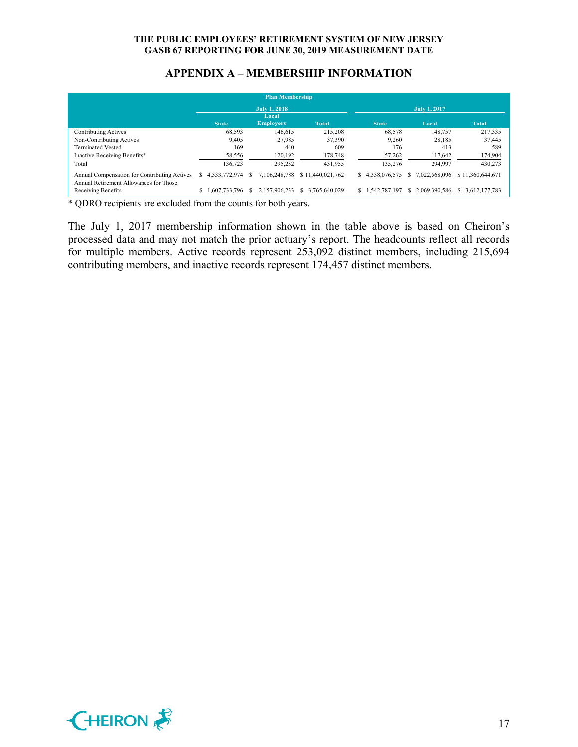## APPENDIX A – MEMBERSHIP INFORMATION

| Plan Membership | | | | | | |
|---|---|---|---|---|---|---|
| | July 1, 2018 | | | July 1, 2017 | | |
| | State | Local Employers | Total | State | Local | Total |
| Contributing Actives | 68,593 | 146,615 | 215,208 | 68,578 | 148,757 | 217,335 |
| Non-Contributing Actives | 9,405 | 27,985 | 37,390 | 9,260 | 28,185 | 37,445 |
| Terminated Vested | 169 | 440 | 609 | 176 | 413 | 589 |
| Inactive Receiving Benefits* | 58,556 | 120,192 | 178,748 | 57,262 | 117,642 | 174,904 |
| Total | 136,723 | 295,232 | 431,955 | 135,276 | 294,997 | 430,273 |
| Annual Compensation for Contributing Actives | $ 4,333,772,974 | $ 7,106,248,788 | $ 11,440,021,762 | $ 4,338,076,575 | $ 7,022,568,096 | $ 11,360,644,671 |
| Annual Retirement Allowances for Those Receiving Benefits | $ 1,607,733,796 | $ 2,157,906,233 | $ 3,765,640,029 | $ 1,542,787,197 | $ 2,069,390,586 | $ 3,612,177,783 |

* QDRO recipients are excluded from the counts for both years.

The July 1, 2017 membership information shown in the table above is based on Cheiron's processed data and may not match the prior actuary's report. The headcounts reflect all records for multiple members. Active records represent 253,092 distinct members, including 215,694 contributing members, and inactive records represent 174,457 distinct members.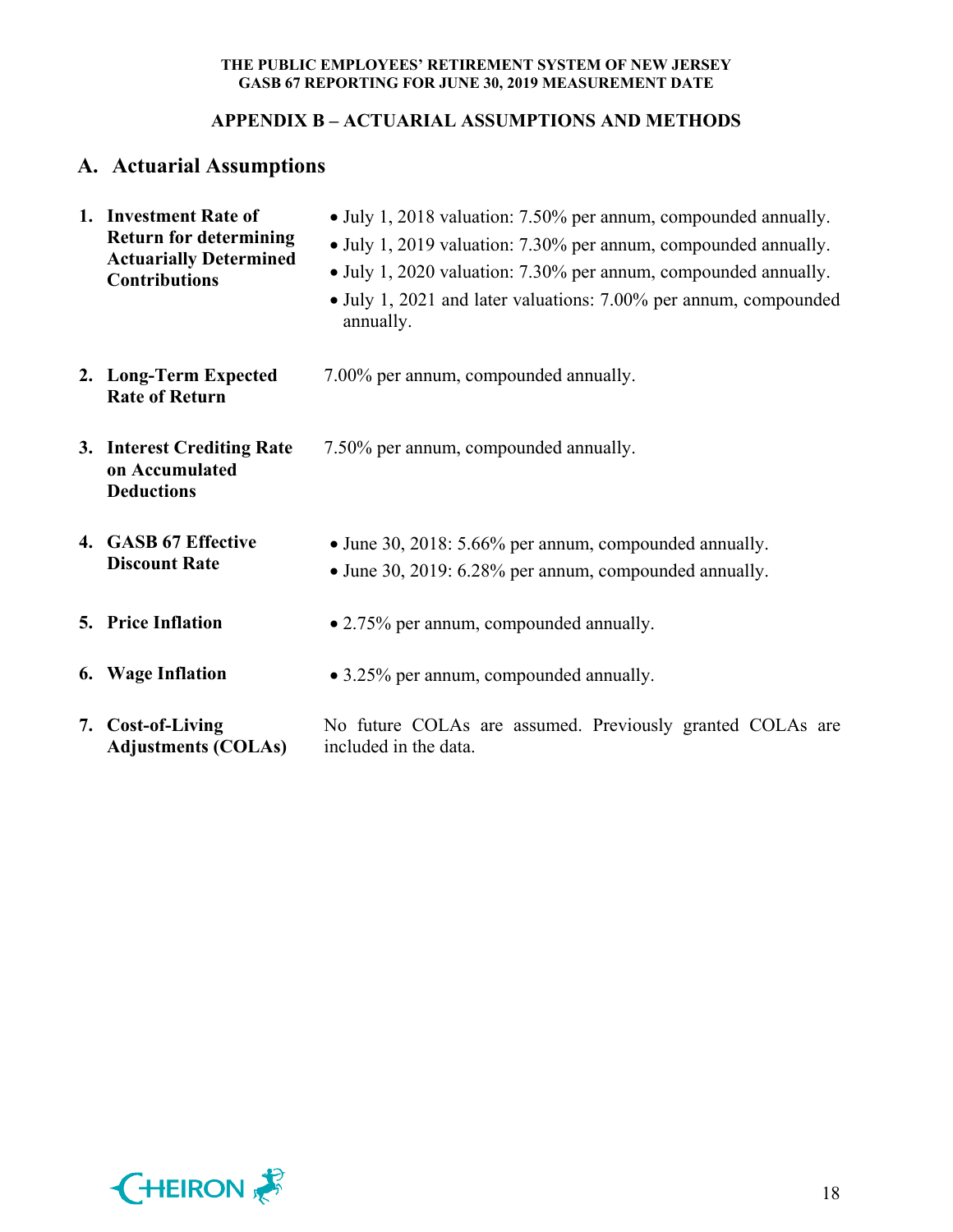## APPENDIX B – ACTUARIAL ASSUMPTIONS AND METHODS

### A. Actuarial Assumptions

1. **Investment Rate of Return for determining Actuarially Determined Contributions**
   - July 1, 2018 valuation: 7.50% per annum, compounded annually.
   - July 1, 2019 valuation: 7.30% per annum, compounded annually.
   - July 1, 2020 valuation: 7.30% per annum, compounded annually.
   - July 1, 2021 and later valuations: 7.00% per annum, compounded annually.

2. **Long-Term Expected Rate of Return**
   7.00% per annum, compounded annually.

3. **Interest Crediting Rate on Accumulated Deductions**
   7.50% per annum, compounded annually.

4. **GASB 67 Effective Discount Rate**
   - June 30, 2018: 5.66% per annum, compounded annually.
   - June 30, 2019: 6.28% per annum, compounded annually.

5. **Price Inflation**
   - 2.75% per annum, compounded annually.

6. **Wage Inflation**
   - 3.25% per annum, compounded annually.

7. **Cost-of-Living Adjustments (COLAs)**
   No future COLAs are assumed. Previously granted COLAs are included in the data.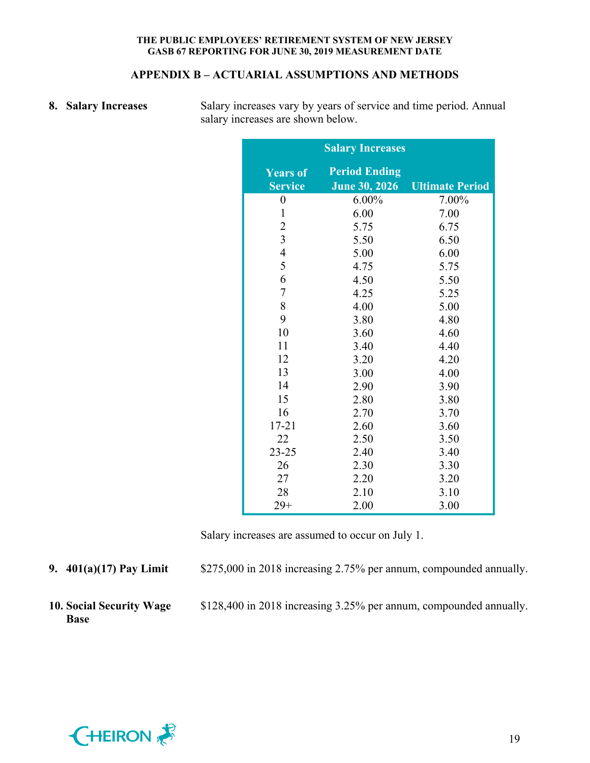## APPENDIX B – ACTUARIAL ASSUMPTIONS AND METHODS

**8. Salary Increases**

Salary increases vary by years of service and time period. Annual salary increases are shown below.

| Salary Increases | | |
|---|---|---|
| **Years of Service** | **Period Ending June 30, 2026** | **Ultimate Period** |
| 0 | 6.00% | 7.00% |
| 1 | 6.00 | 7.00 |
| 2 | 5.75 | 6.75 |
| 3 | 5.50 | 6.50 |
| 4 | 5.00 | 6.00 |
| 5 | 4.75 | 5.75 |
| 6 | 4.50 | 5.50 |
| 7 | 4.25 | 5.25 |
| 8 | 4.00 | 5.00 |
| 9 | 3.80 | 4.80 |
| 10 | 3.60 | 4.60 |
| 11 | 3.40 | 4.40 |
| 12 | 3.20 | 4.20 |
| 13 | 3.00 | 4.00 |
| 14 | 2.90 | 3.90 |
| 15 | 2.80 | 3.80 |
| 16 | 2.70 | 3.70 |
| 17-21 | 2.60 | 3.60 |
| 22 | 2.50 | 3.50 |
| 23-25 | 2.40 | 3.40 |
| 26 | 2.30 | 3.30 |
| 27 | 2.20 | 3.20 |
| 28 | 2.10 | 3.10 |
| 29+ | 2.00 | 3.00 |

Salary increases are assumed to occur on July 1.

**9. 401(a)(17) Pay Limit**

$275,000 in 2018 increasing 2.75% per annum, compounded annually.

**10. Social Security Wage Base**

$128,400 in 2018 increasing 3.25% per annum, compounded annually.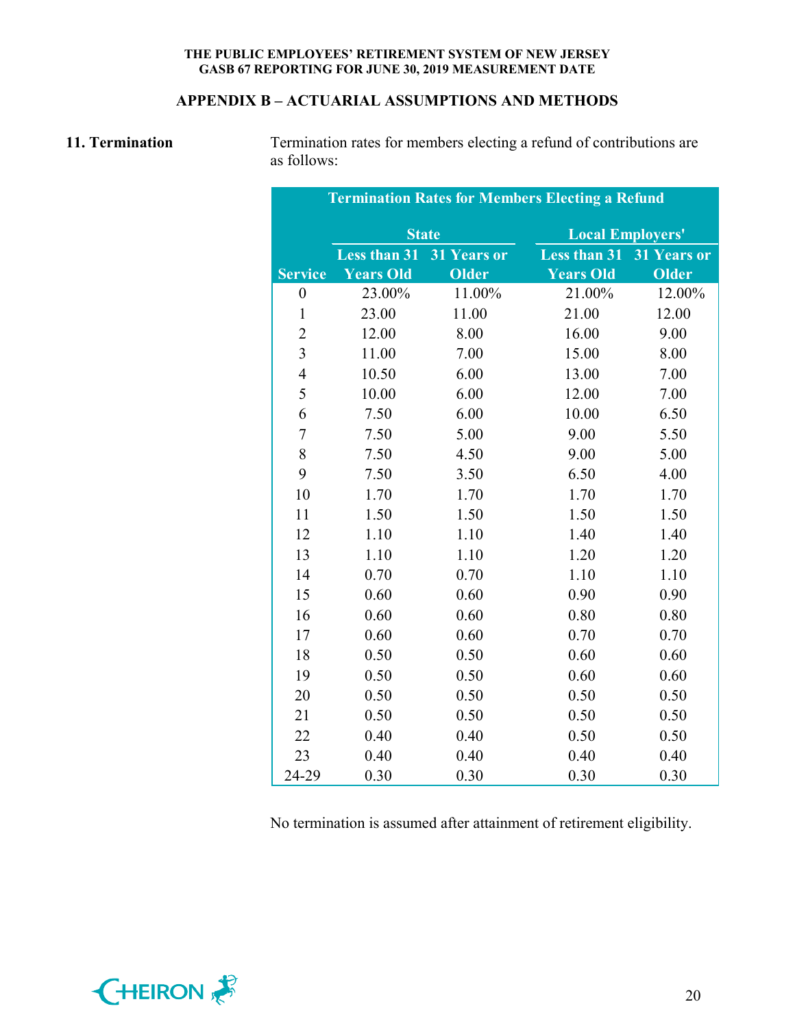## APPENDIX B – ACTUARIAL ASSUMPTIONS AND METHODS

**11. Termination**

Termination rates for members electing a refund of contributions are as follows:

| Termination Rates for Members Electing a Refund | | | | |
|---|---|---|---|---|
| | State | | Local Employers' | |
| Service | Less than 31 Years Old | 31 Years or Older | Less than 31 Years Old | 31 Years or Older |
| 0 | 23.00% | 11.00% | 21.00% | 12.00% |
| 1 | 23.00 | 11.00 | 21.00 | 12.00 |
| 2 | 12.00 | 8.00 | 16.00 | 9.00 |
| 3 | 11.00 | 7.00 | 15.00 | 8.00 |
| 4 | 10.50 | 6.00 | 13.00 | 7.00 |
| 5 | 10.00 | 6.00 | 12.00 | 7.00 |
| 6 | 7.50 | 6.00 | 10.00 | 6.50 |
| 7 | 7.50 | 5.00 | 9.00 | 5.50 |
| 8 | 7.50 | 4.50 | 9.00 | 5.00 |
| 9 | 7.50 | 3.50 | 6.50 | 4.00 |
| 10 | 1.70 | 1.70 | 1.70 | 1.70 |
| 11 | 1.50 | 1.50 | 1.50 | 1.50 |
| 12 | 1.10 | 1.10 | 1.40 | 1.40 |
| 13 | 1.10 | 1.10 | 1.20 | 1.20 |
| 14 | 0.70 | 0.70 | 1.10 | 1.10 |
| 15 | 0.60 | 0.60 | 0.90 | 0.90 |
| 16 | 0.60 | 0.60 | 0.80 | 0.80 |
| 17 | 0.60 | 0.60 | 0.70 | 0.70 |
| 18 | 0.50 | 0.50 | 0.60 | 0.60 |
| 19 | 0.50 | 0.50 | 0.60 | 0.60 |
| 20 | 0.50 | 0.50 | 0.50 | 0.50 |
| 21 | 0.50 | 0.50 | 0.50 | 0.50 |
| 22 | 0.40 | 0.40 | 0.50 | 0.50 |
| 23 | 0.40 | 0.40 | 0.40 | 0.40 |
| 24-29 | 0.30 | 0.30 | 0.30 | 0.30 |

No termination is assumed after attainment of retirement eligibility.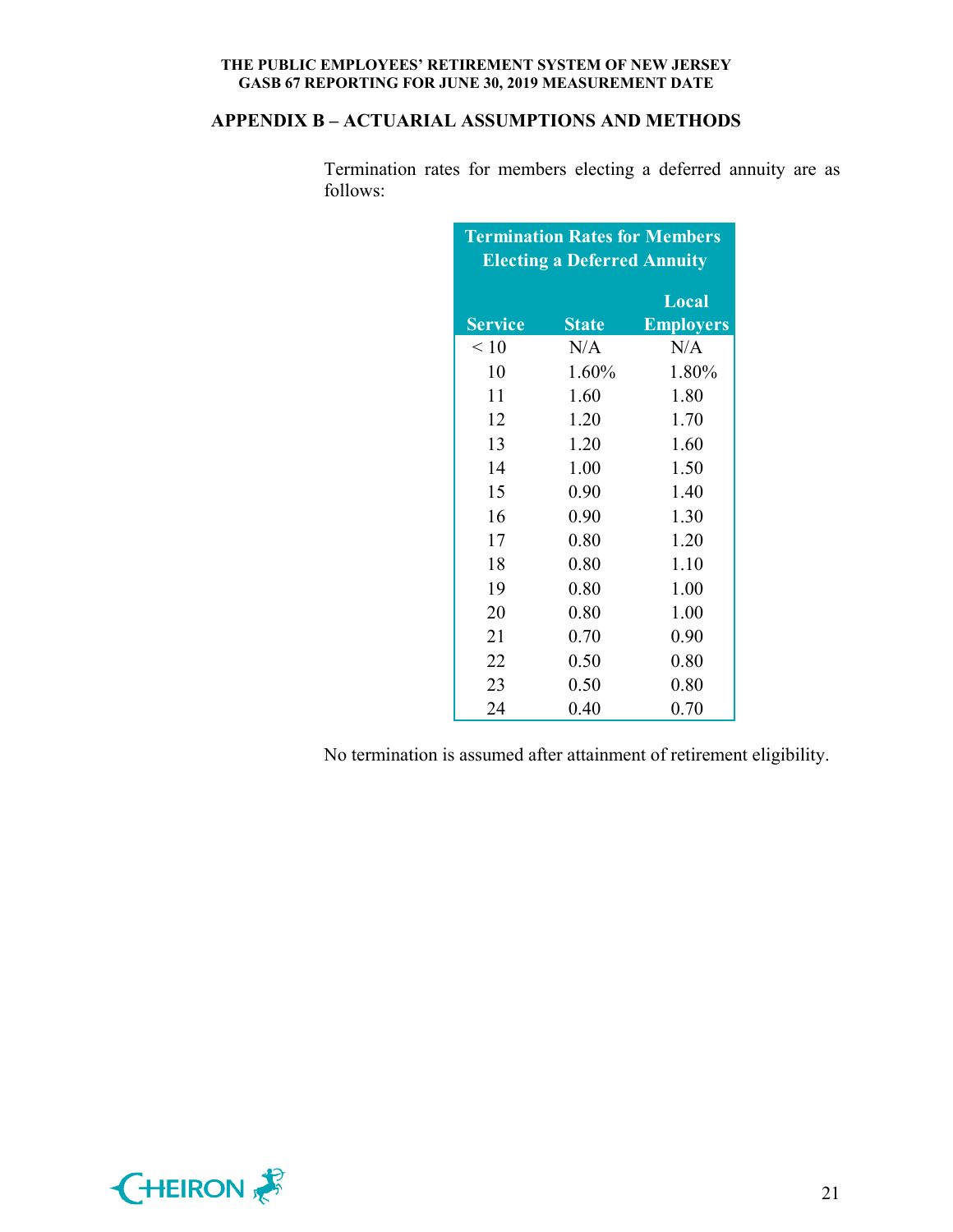## APPENDIX B – ACTUARIAL ASSUMPTIONS AND METHODS

Termination rates for members electing a deferred annuity are as follows:

| Termination Rates for Members Electing a Deferred Annuity | | |
|---|---|---|
| **Service** | **State** | **Local Employers** |
| < 10 | N/A | N/A |
| 10 | 1.60% | 1.80% |
| 11 | 1.60 | 1.80 |
| 12 | 1.20 | 1.70 |
| 13 | 1.20 | 1.60 |
| 14 | 1.00 | 1.50 |
| 15 | 0.90 | 1.40 |
| 16 | 0.90 | 1.30 |
| 17 | 0.80 | 1.20 |
| 18 | 0.80 | 1.10 |
| 19 | 0.80 | 1.00 |
| 20 | 0.80 | 1.00 |
| 21 | 0.70 | 0.90 |
| 22 | 0.50 | 0.80 |
| 23 | 0.50 | 0.80 |
| 24 | 0.40 | 0.70 |

No termination is assumed after attainment of retirement eligibility.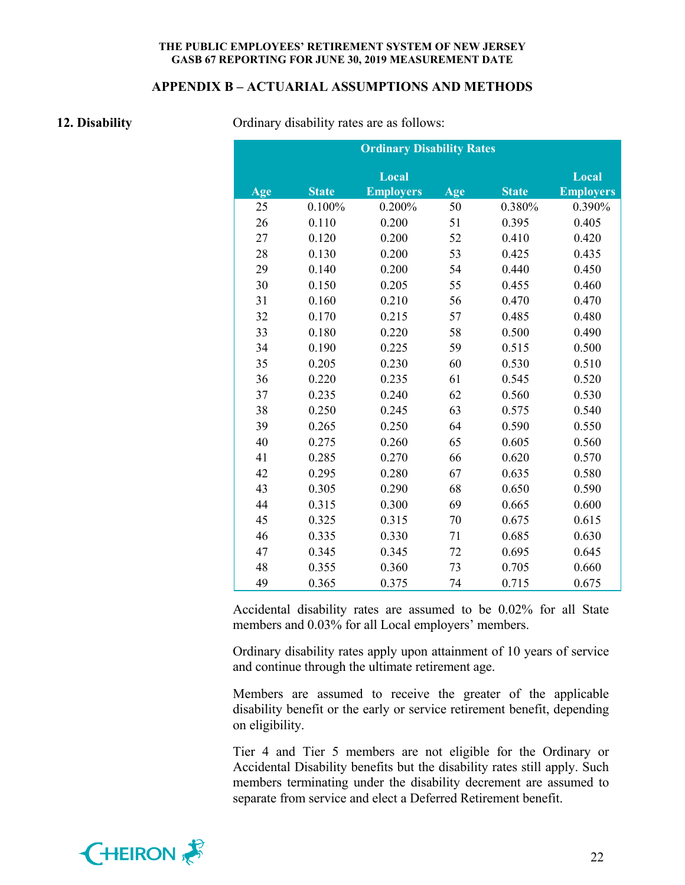## APPENDIX B – ACTUARIAL ASSUMPTIONS AND METHODS

**12. Disability**

Ordinary disability rates are as follows:

| Ordinary Disability Rates | | | | | |
|---|---|---|---|---|---|
| Age | State | Local Employers | Age | State | Local Employers |
| 25 | 0.100% | 0.200% | 50 | 0.380% | 0.390% |
| 26 | 0.110 | 0.200 | 51 | 0.395 | 0.405 |
| 27 | 0.120 | 0.200 | 52 | 0.410 | 0.420 |
| 28 | 0.130 | 0.200 | 53 | 0.425 | 0.435 |
| 29 | 0.140 | 0.200 | 54 | 0.440 | 0.450 |
| 30 | 0.150 | 0.205 | 55 | 0.455 | 0.460 |
| 31 | 0.160 | 0.210 | 56 | 0.470 | 0.470 |
| 32 | 0.170 | 0.215 | 57 | 0.485 | 0.480 |
| 33 | 0.180 | 0.220 | 58 | 0.500 | 0.490 |
| 34 | 0.190 | 0.225 | 59 | 0.515 | 0.500 |
| 35 | 0.205 | 0.230 | 60 | 0.530 | 0.510 |
| 36 | 0.220 | 0.235 | 61 | 0.545 | 0.520 |
| 37 | 0.235 | 0.240 | 62 | 0.560 | 0.530 |
| 38 | 0.250 | 0.245 | 63 | 0.575 | 0.540 |
| 39 | 0.265 | 0.250 | 64 | 0.590 | 0.550 |
| 40 | 0.275 | 0.260 | 65 | 0.605 | 0.560 |
| 41 | 0.285 | 0.270 | 66 | 0.620 | 0.570 |
| 42 | 0.295 | 0.280 | 67 | 0.635 | 0.580 |
| 43 | 0.305 | 0.290 | 68 | 0.650 | 0.590 |
| 44 | 0.315 | 0.300 | 69 | 0.665 | 0.600 |
| 45 | 0.325 | 0.315 | 70 | 0.675 | 0.615 |
| 46 | 0.335 | 0.330 | 71 | 0.685 | 0.630 |
| 47 | 0.345 | 0.345 | 72 | 0.695 | 0.645 |
| 48 | 0.355 | 0.360 | 73 | 0.705 | 0.660 |
| 49 | 0.365 | 0.375 | 74 | 0.715 | 0.675 |

Accidental disability rates are assumed to be 0.02% for all State members and 0.03% for all Local employers' members.

Ordinary disability rates apply upon attainment of 10 years of service and continue through the ultimate retirement age.

Members are assumed to receive the greater of the applicable disability benefit or the early or service retirement benefit, depending on eligibility.

Tier 4 and Tier 5 members are not eligible for the Ordinary or Accidental Disability benefits but the disability rates still apply. Such members terminating under the disability decrement are assumed to separate from service and elect a Deferred Retirement benefit.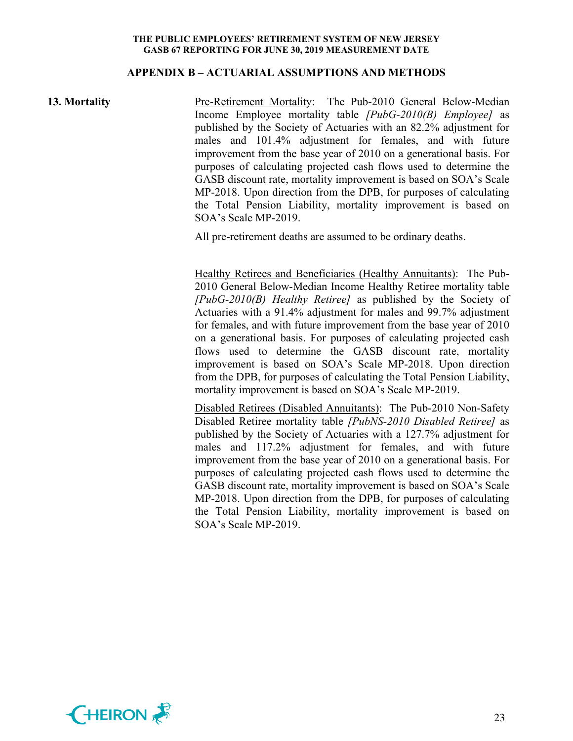## APPENDIX B – ACTUARIAL ASSUMPTIONS AND METHODS

**13. Mortality**

<u>Pre-Retirement Mortality</u>: The Pub-2010 General Below-Median Income Employee mortality table *[PubG-2010(B) Employee]* as published by the Society of Actuaries with an 82.2% adjustment for males and 101.4% adjustment for females, and with future improvement from the base year of 2010 on a generational basis. For purposes of calculating projected cash flows used to determine the GASB discount rate, mortality improvement is based on SOA's Scale MP-2018. Upon direction from the DPB, for purposes of calculating the Total Pension Liability, mortality improvement is based on SOA's Scale MP-2019.

All pre-retirement deaths are assumed to be ordinary deaths.

<u>Healthy Retirees and Beneficiaries (Healthy Annuitants)</u>: The Pub-2010 General Below-Median Income Healthy Retiree mortality table *[PubG-2010(B) Healthy Retiree]* as published by the Society of Actuaries with a 91.4% adjustment for males and 99.7% adjustment for females, and with future improvement from the base year of 2010 on a generational basis. For purposes of calculating projected cash flows used to determine the GASB discount rate, mortality improvement is based on SOA's Scale MP-2018. Upon direction from the DPB, for purposes of calculating the Total Pension Liability, mortality improvement is based on SOA's Scale MP-2019.

<u>Disabled Retirees (Disabled Annuitants)</u>: The Pub-2010 Non-Safety Disabled Retiree mortality table *[PubNS-2010 Disabled Retiree]* as published by the Society of Actuaries with a 127.7% adjustment for males and 117.2% adjustment for females, and with future improvement from the base year of 2010 on a generational basis. For purposes of calculating projected cash flows used to determine the GASB discount rate, mortality improvement is based on SOA's Scale MP-2018. Upon direction from the DPB, for purposes of calculating the Total Pension Liability, mortality improvement is based on SOA's Scale MP-2019.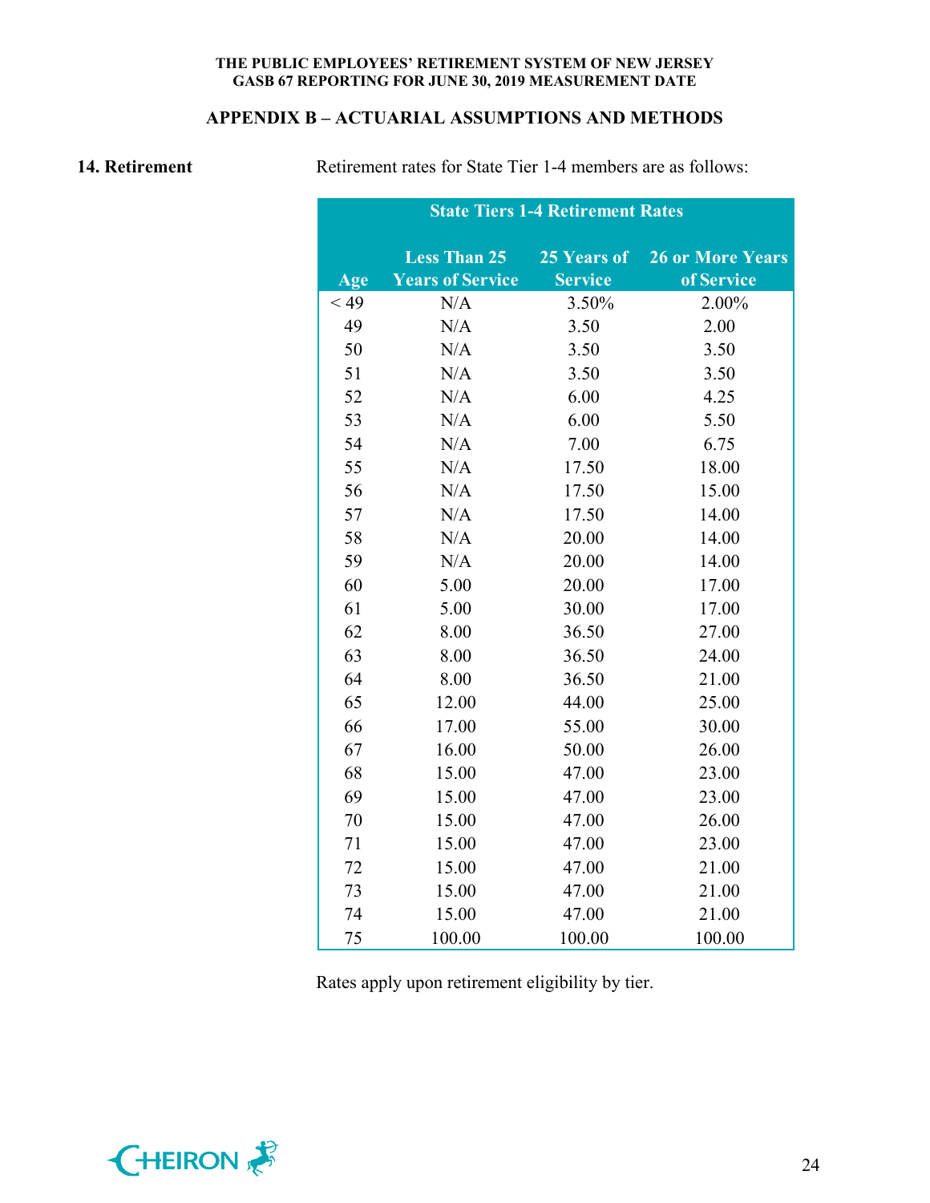## APPENDIX B – ACTUARIAL ASSUMPTIONS AND METHODS

**14. Retirement**

Retirement rates for State Tier 1-4 members are as follows:

| State Tiers 1-4 Retirement Rates | | | |
|---|---|---|---|
| Age | Less Than 25 Years of Service | 25 Years of Service | 26 or More Years of Service |
| < 49 | N/A | 3.50% | 2.00% |
| 49 | N/A | 3.50 | 2.00 |
| 50 | N/A | 3.50 | 3.50 |
| 51 | N/A | 3.50 | 3.50 |
| 52 | N/A | 6.00 | 4.25 |
| 53 | N/A | 6.00 | 5.50 |
| 54 | N/A | 7.00 | 6.75 |
| 55 | N/A | 17.50 | 18.00 |
| 56 | N/A | 17.50 | 15.00 |
| 57 | N/A | 17.50 | 14.00 |
| 58 | N/A | 20.00 | 14.00 |
| 59 | N/A | 20.00 | 14.00 |
| 60 | 5.00 | 20.00 | 17.00 |
| 61 | 5.00 | 30.00 | 17.00 |
| 62 | 8.00 | 36.50 | 27.00 |
| 63 | 8.00 | 36.50 | 24.00 |
| 64 | 8.00 | 36.50 | 21.00 |
| 65 | 12.00 | 44.00 | 25.00 |
| 66 | 17.00 | 55.00 | 30.00 |
| 67 | 16.00 | 50.00 | 26.00 |
| 68 | 15.00 | 47.00 | 23.00 |
| 69 | 15.00 | 47.00 | 23.00 |
| 70 | 15.00 | 47.00 | 26.00 |
| 71 | 15.00 | 47.00 | 23.00 |
| 72 | 15.00 | 47.00 | 21.00 |
| 73 | 15.00 | 47.00 | 21.00 |
| 74 | 15.00 | 47.00 | 21.00 |
| 75 | 100.00 | 100.00 | 100.00 |

Rates apply upon retirement eligibility by tier.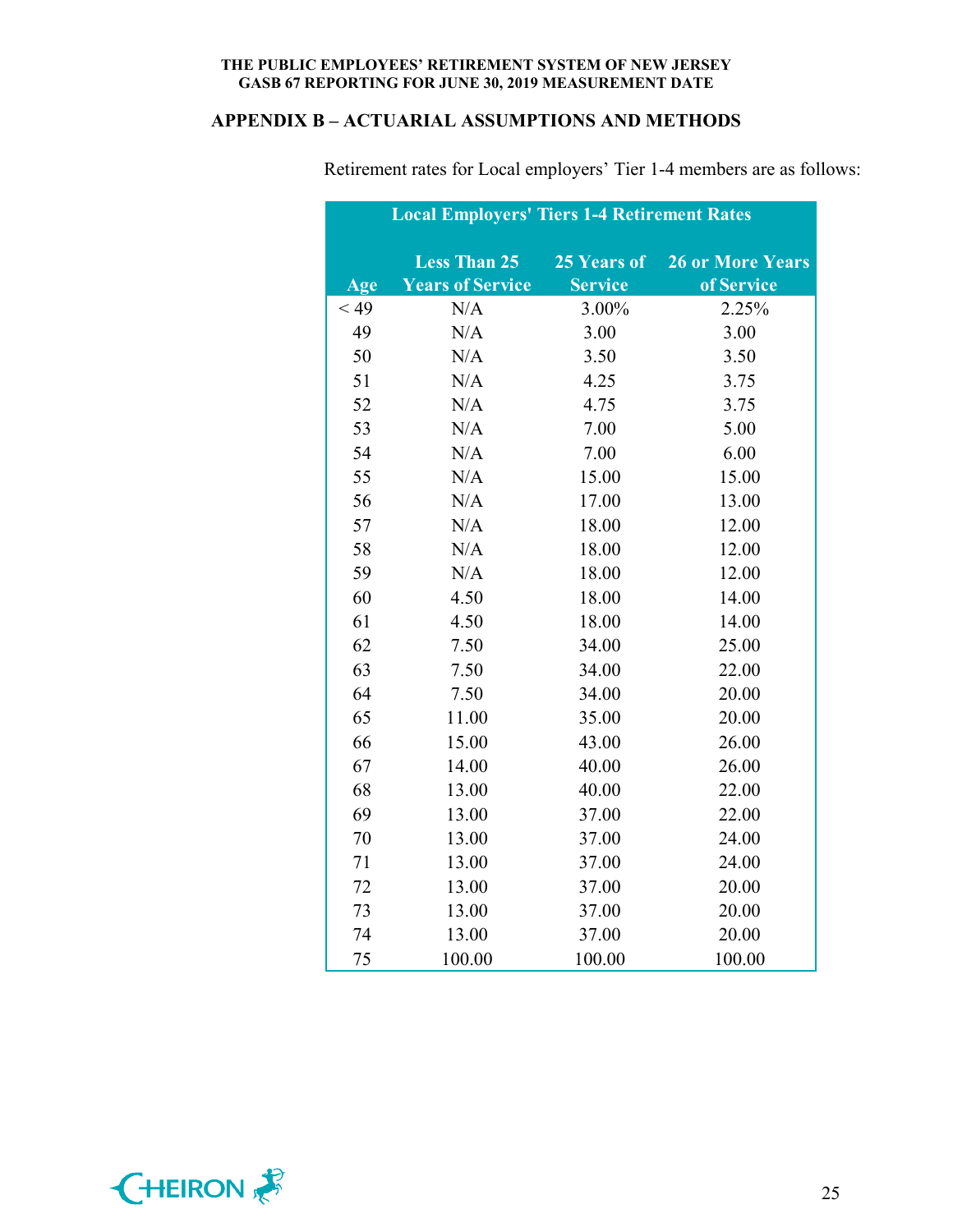## APPENDIX B – ACTUARIAL ASSUMPTIONS AND METHODS

Retirement rates for Local employers' Tier 1-4 members are as follows:

| Local Employers' Tiers 1-4 Retirement Rates | | | |
|---|---|---|---|
| Age | Less Than 25 Years of Service | 25 Years of Service | 26 or More Years of Service |
| < 49 | N/A | 3.00% | 2.25% |
| 49 | N/A | 3.00 | 3.00 |
| 50 | N/A | 3.50 | 3.50 |
| 51 | N/A | 4.25 | 3.75 |
| 52 | N/A | 4.75 | 3.75 |
| 53 | N/A | 7.00 | 5.00 |
| 54 | N/A | 7.00 | 6.00 |
| 55 | N/A | 15.00 | 15.00 |
| 56 | N/A | 17.00 | 13.00 |
| 57 | N/A | 18.00 | 12.00 |
| 58 | N/A | 18.00 | 12.00 |
| 59 | N/A | 18.00 | 12.00 |
| 60 | 4.50 | 18.00 | 14.00 |
| 61 | 4.50 | 18.00 | 14.00 |
| 62 | 7.50 | 34.00 | 25.00 |
| 63 | 7.50 | 34.00 | 22.00 |
| 64 | 7.50 | 34.00 | 20.00 |
| 65 | 11.00 | 35.00 | 20.00 |
| 66 | 15.00 | 43.00 | 26.00 |
| 67 | 14.00 | 40.00 | 26.00 |
| 68 | 13.00 | 40.00 | 22.00 |
| 69 | 13.00 | 37.00 | 22.00 |
| 70 | 13.00 | 37.00 | 24.00 |
| 71 | 13.00 | 37.00 | 24.00 |
| 72 | 13.00 | 37.00 | 20.00 |
| 73 | 13.00 | 37.00 | 20.00 |
| 74 | 13.00 | 37.00 | 20.00 |
| 75 | 100.00 | 100.00 | 100.00 |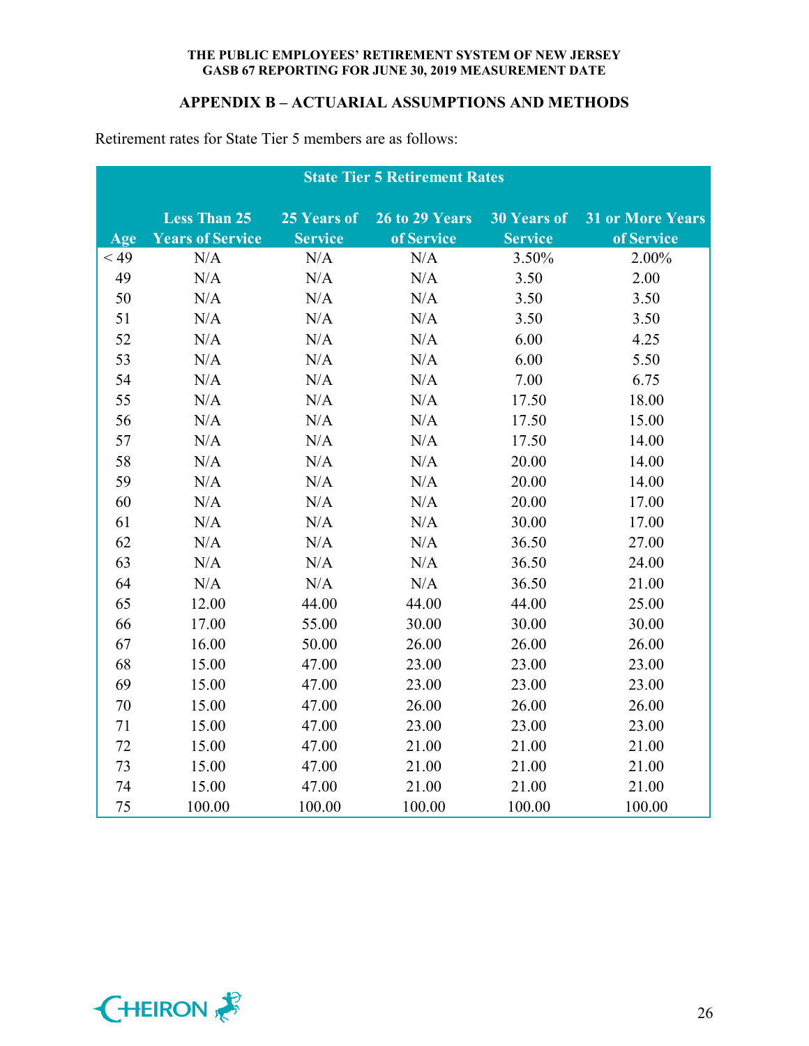## APPENDIX B – ACTUARIAL ASSUMPTIONS AND METHODS

Retirement rates for State Tier 5 members are as follows:

| State Tier 5 Retirement Rates | | | | | |
|---|---|---|---|---|---|
| Age | Less Than 25 Years of Service | 25 Years of Service | 26 to 29 Years of Service | 30 Years of Service | 31 or More Years of Service |
| < 49 | N/A | N/A | N/A | 3.50% | 2.00% |
| 49 | N/A | N/A | N/A | 3.50 | 2.00 |
| 50 | N/A | N/A | N/A | 3.50 | 3.50 |
| 51 | N/A | N/A | N/A | 3.50 | 3.50 |
| 52 | N/A | N/A | N/A | 6.00 | 4.25 |
| 53 | N/A | N/A | N/A | 6.00 | 5.50 |
| 54 | N/A | N/A | N/A | 7.00 | 6.75 |
| 55 | N/A | N/A | N/A | 17.50 | 18.00 |
| 56 | N/A | N/A | N/A | 17.50 | 15.00 |
| 57 | N/A | N/A | N/A | 17.50 | 14.00 |
| 58 | N/A | N/A | N/A | 20.00 | 14.00 |
| 59 | N/A | N/A | N/A | 20.00 | 14.00 |
| 60 | N/A | N/A | N/A | 20.00 | 17.00 |
| 61 | N/A | N/A | N/A | 30.00 | 17.00 |
| 62 | N/A | N/A | N/A | 36.50 | 27.00 |
| 63 | N/A | N/A | N/A | 36.50 | 24.00 |
| 64 | N/A | N/A | N/A | 36.50 | 21.00 |
| 65 | 12.00 | 44.00 | 44.00 | 44.00 | 25.00 |
| 66 | 17.00 | 55.00 | 30.00 | 30.00 | 30.00 |
| 67 | 16.00 | 50.00 | 26.00 | 26.00 | 26.00 |
| 68 | 15.00 | 47.00 | 23.00 | 23.00 | 23.00 |
| 69 | 15.00 | 47.00 | 23.00 | 23.00 | 23.00 |
| 70 | 15.00 | 47.00 | 26.00 | 26.00 | 26.00 |
| 71 | 15.00 | 47.00 | 23.00 | 23.00 | 23.00 |
| 72 | 15.00 | 47.00 | 21.00 | 21.00 | 21.00 |
| 73 | 15.00 | 47.00 | 21.00 | 21.00 | 21.00 |
| 74 | 15.00 | 47.00 | 21.00 | 21.00 | 21.00 |
| 75 | 100.00 | 100.00 | 100.00 | 100.00 | 100.00 |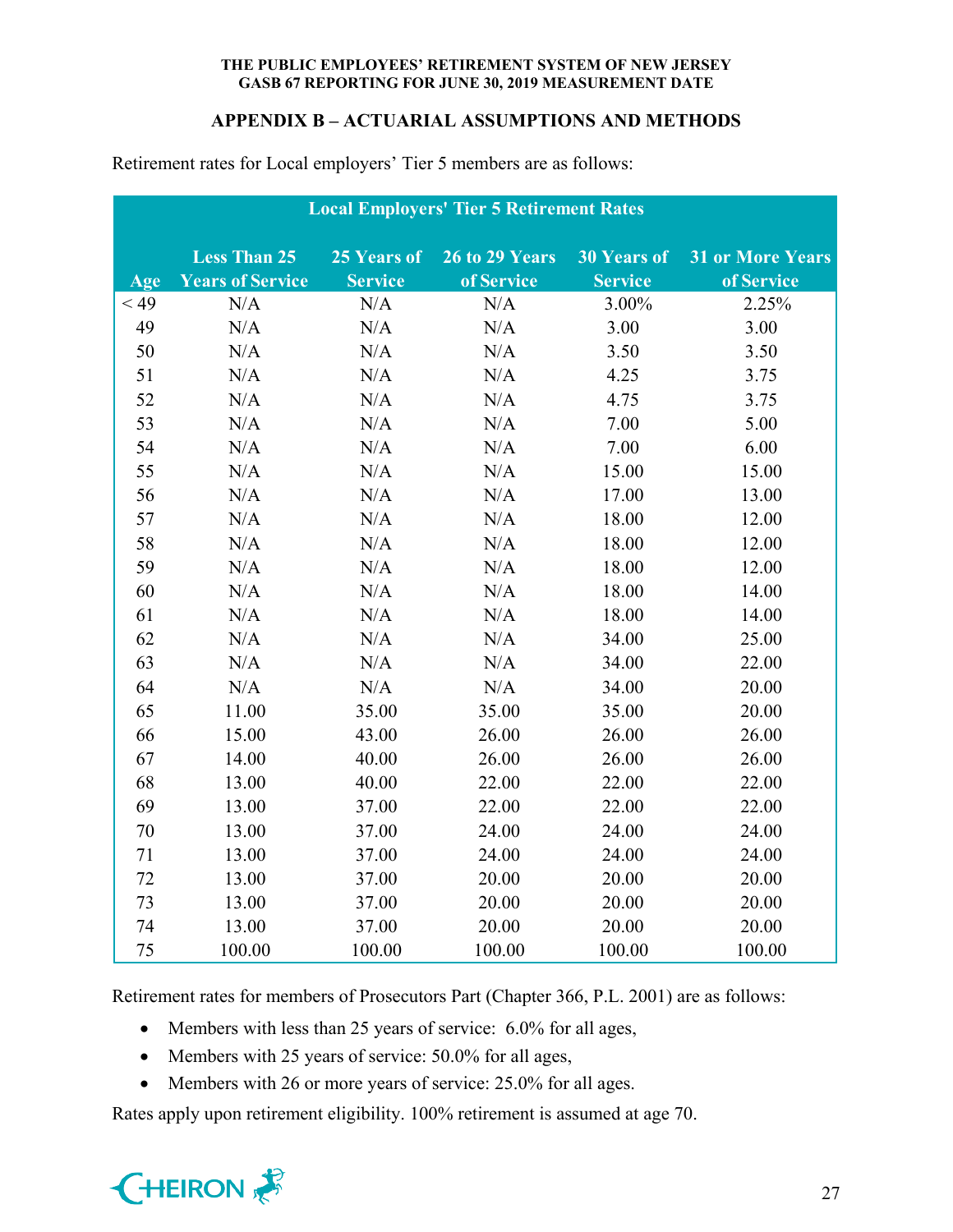## APPENDIX B – ACTUARIAL ASSUMPTIONS AND METHODS

Retirement rates for Local employers' Tier 5 members are as follows:

| Local Employers' Tier 5 Retirement Rates | | | | | |
|---|---|---|---|---|---|
| Age | Less Than 25 Years of Service | 25 Years of Service | 26 to 29 Years of Service | 30 Years of Service | 31 or More Years of Service |
| < 49 | N/A | N/A | N/A | 3.00% | 2.25% |
| 49 | N/A | N/A | N/A | 3.00 | 3.00 |
| 50 | N/A | N/A | N/A | 3.50 | 3.50 |
| 51 | N/A | N/A | N/A | 4.25 | 3.75 |
| 52 | N/A | N/A | N/A | 4.75 | 3.75 |
| 53 | N/A | N/A | N/A | 7.00 | 5.00 |
| 54 | N/A | N/A | N/A | 7.00 | 6.00 |
| 55 | N/A | N/A | N/A | 15.00 | 15.00 |
| 56 | N/A | N/A | N/A | 17.00 | 13.00 |
| 57 | N/A | N/A | N/A | 18.00 | 12.00 |
| 58 | N/A | N/A | N/A | 18.00 | 12.00 |
| 59 | N/A | N/A | N/A | 18.00 | 12.00 |
| 60 | N/A | N/A | N/A | 18.00 | 14.00 |
| 61 | N/A | N/A | N/A | 18.00 | 14.00 |
| 62 | N/A | N/A | N/A | 34.00 | 25.00 |
| 63 | N/A | N/A | N/A | 34.00 | 22.00 |
| 64 | N/A | N/A | N/A | 34.00 | 20.00 |
| 65 | 11.00 | 35.00 | 35.00 | 35.00 | 20.00 |
| 66 | 15.00 | 43.00 | 26.00 | 26.00 | 26.00 |
| 67 | 14.00 | 40.00 | 26.00 | 26.00 | 26.00 |
| 68 | 13.00 | 40.00 | 22.00 | 22.00 | 22.00 |
| 69 | 13.00 | 37.00 | 22.00 | 22.00 | 22.00 |
| 70 | 13.00 | 37.00 | 24.00 | 24.00 | 24.00 |
| 71 | 13.00 | 37.00 | 24.00 | 24.00 | 24.00 |
| 72 | 13.00 | 37.00 | 20.00 | 20.00 | 20.00 |
| 73 | 13.00 | 37.00 | 20.00 | 20.00 | 20.00 |
| 74 | 13.00 | 37.00 | 20.00 | 20.00 | 20.00 |
| 75 | 100.00 | 100.00 | 100.00 | 100.00 | 100.00 |

Retirement rates for members of Prosecutors Part (Chapter 366, P.L. 2001) are as follows:

- Members with less than 25 years of service: 6.0% for all ages,
- Members with 25 years of service: 50.0% for all ages,
- Members with 26 or more years of service: 25.0% for all ages.

Rates apply upon retirement eligibility. 100% retirement is assumed at age 70.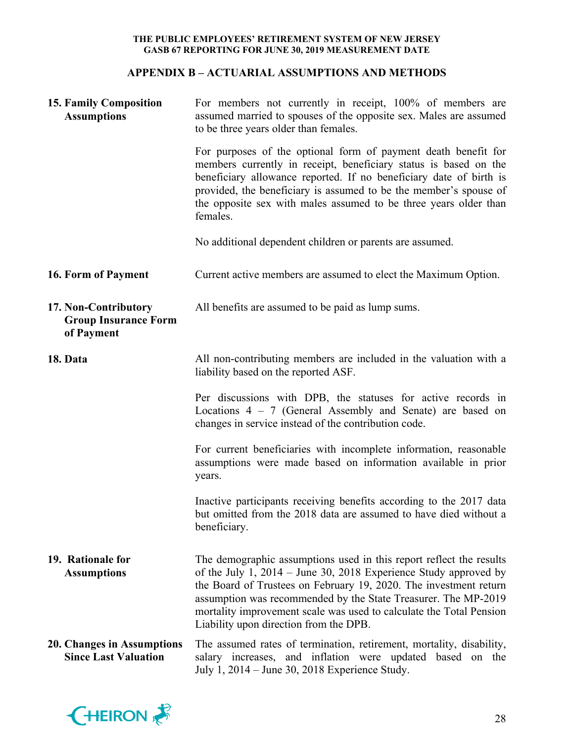## APPENDIX B – ACTUARIAL ASSUMPTIONS AND METHODS

**15. Family Composition Assumptions**

For members not currently in receipt, 100% of members are assumed married to spouses of the opposite sex. Males are assumed to be three years older than females.

For purposes of the optional form of payment death benefit for members currently in receipt, beneficiary status is based on the beneficiary allowance reported. If no beneficiary date of birth is provided, the beneficiary is assumed to be the member's spouse of the opposite sex with males assumed to be three years older than females.

No additional dependent children or parents are assumed.

**16. Form of Payment**

Current active members are assumed to elect the Maximum Option.

**17. Non-Contributory Group Insurance Form of Payment**

All benefits are assumed to be paid as lump sums.

**18. Data**

All non-contributing members are included in the valuation with a liability based on the reported ASF.

Per discussions with DPB, the statuses for active records in Locations 4 – 7 (General Assembly and Senate) are based on changes in service instead of the contribution code.

For current beneficiaries with incomplete information, reasonable assumptions were made based on information available in prior years.

Inactive participants receiving benefits according to the 2017 data but omitted from the 2018 data are assumed to have died without a beneficiary.

**19. Rationale for Assumptions**

The demographic assumptions used in this report reflect the results of the July 1, 2014 – June 30, 2018 Experience Study approved by the Board of Trustees on February 19, 2020. The investment return assumption was recommended by the State Treasurer. The MP-2019 mortality improvement scale was used to calculate the Total Pension Liability upon direction from the DPB.

**20. Changes in Assumptions Since Last Valuation**

The assumed rates of termination, retirement, mortality, disability, salary increases, and inflation were updated based on the July 1, 2014 – June 30, 2018 Experience Study.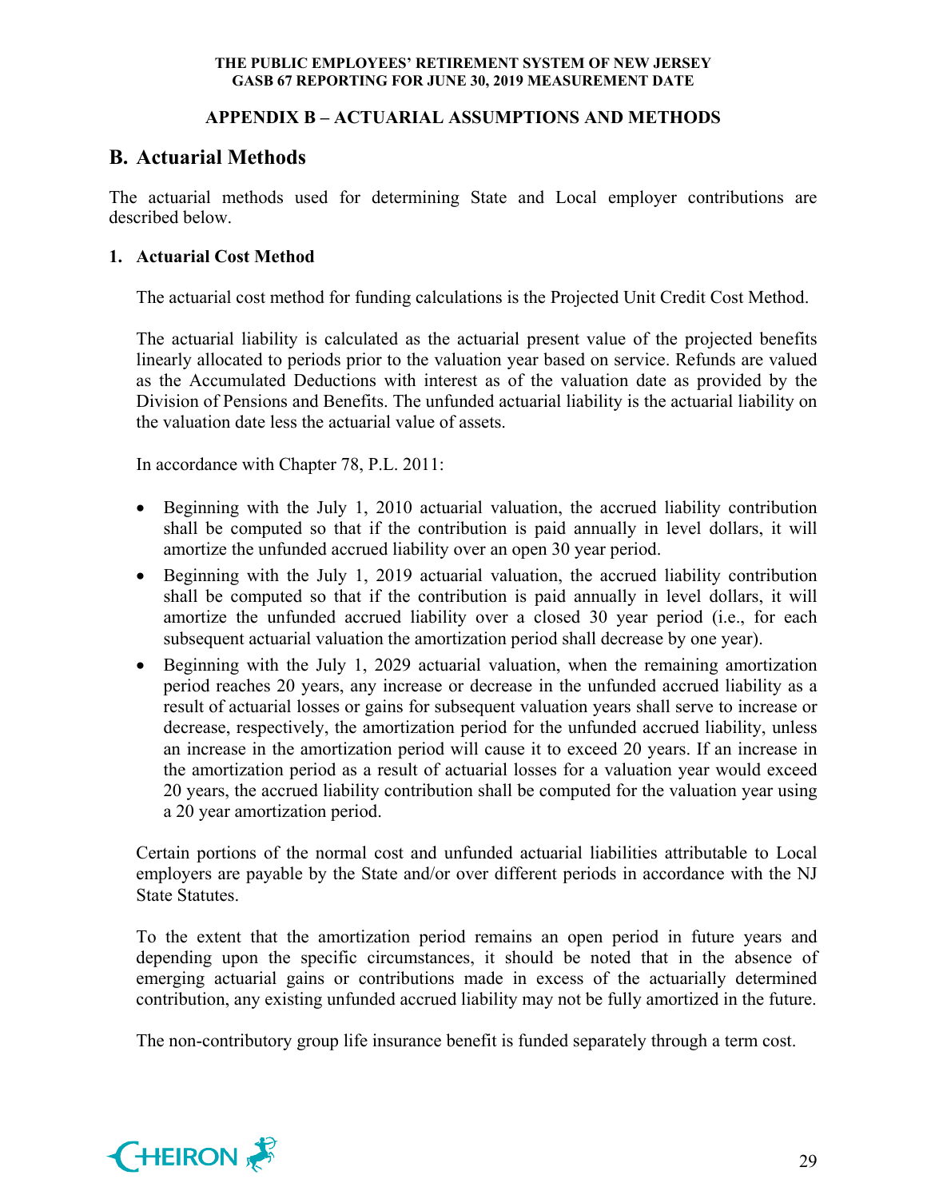## APPENDIX B – ACTUARIAL ASSUMPTIONS AND METHODS

## B. Actuarial Methods

The actuarial methods used for determining State and Local employer contributions are described below.

### 1. Actuarial Cost Method

The actuarial cost method for funding calculations is the Projected Unit Credit Cost Method.

The actuarial liability is calculated as the actuarial present value of the projected benefits linearly allocated to periods prior to the valuation year based on service. Refunds are valued as the Accumulated Deductions with interest as of the valuation date as provided by the Division of Pensions and Benefits. The unfunded actuarial liability is the actuarial liability on the valuation date less the actuarial value of assets.

In accordance with Chapter 78, P.L. 2011:

- Beginning with the July 1, 2010 actuarial valuation, the accrued liability contribution shall be computed so that if the contribution is paid annually in level dollars, it will amortize the unfunded accrued liability over an open 30 year period.
- Beginning with the July 1, 2019 actuarial valuation, the accrued liability contribution shall be computed so that if the contribution is paid annually in level dollars, it will amortize the unfunded accrued liability over a closed 30 year period (i.e., for each subsequent actuarial valuation the amortization period shall decrease by one year).
- Beginning with the July 1, 2029 actuarial valuation, when the remaining amortization period reaches 20 years, any increase or decrease in the unfunded accrued liability as a result of actuarial losses or gains for subsequent valuation years shall serve to increase or decrease, respectively, the amortization period for the unfunded accrued liability, unless an increase in the amortization period will cause it to exceed 20 years. If an increase in the amortization period as a result of actuarial losses for a valuation year would exceed 20 years, the accrued liability contribution shall be computed for the valuation year using a 20 year amortization period.

Certain portions of the normal cost and unfunded actuarial liabilities attributable to Local employers are payable by the State and/or over different periods in accordance with the NJ State Statutes.

To the extent that the amortization period remains an open period in future years and depending upon the specific circumstances, it should be noted that in the absence of emerging actuarial gains or contributions made in excess of the actuarially determined contribution, any existing unfunded accrued liability may not be fully amortized in the future.

The non-contributory group life insurance benefit is funded separately through a term cost.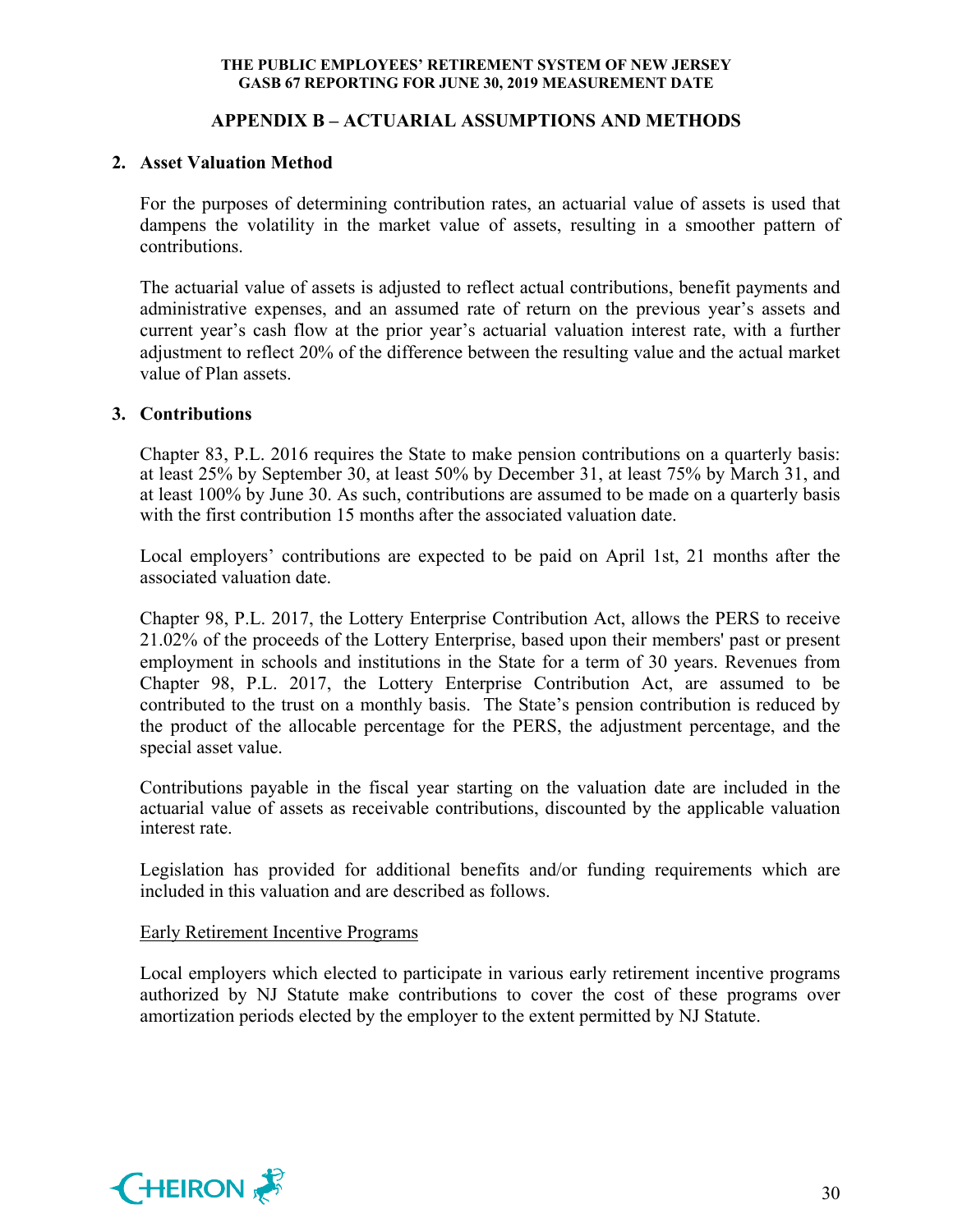## APPENDIX B – ACTUARIAL ASSUMPTIONS AND METHODS

### 2. Asset Valuation Method

For the purposes of determining contribution rates, an actuarial value of assets is used that dampens the volatility in the market value of assets, resulting in a smoother pattern of contributions.

The actuarial value of assets is adjusted to reflect actual contributions, benefit payments and administrative expenses, and an assumed rate of return on the previous year's assets and current year's cash flow at the prior year's actuarial valuation interest rate, with a further adjustment to reflect 20% of the difference between the resulting value and the actual market value of Plan assets.

### 3. Contributions

Chapter 83, P.L. 2016 requires the State to make pension contributions on a quarterly basis: at least 25% by September 30, at least 50% by December 31, at least 75% by March 31, and at least 100% by June 30. As such, contributions are assumed to be made on a quarterly basis with the first contribution 15 months after the associated valuation date.

Local employers' contributions are expected to be paid on April 1st, 21 months after the associated valuation date.

Chapter 98, P.L. 2017, the Lottery Enterprise Contribution Act, allows the PERS to receive 21.02% of the proceeds of the Lottery Enterprise, based upon their members' past or present employment in schools and institutions in the State for a term of 30 years. Revenues from Chapter 98, P.L. 2017, the Lottery Enterprise Contribution Act, are assumed to be contributed to the trust on a monthly basis. The State's pension contribution is reduced by the product of the allocable percentage for the PERS, the adjustment percentage, and the special asset value.

Contributions payable in the fiscal year starting on the valuation date are included in the actuarial value of assets as receivable contributions, discounted by the applicable valuation interest rate.

Legislation has provided for additional benefits and/or funding requirements which are included in this valuation and are described as follows.

Early Retirement Incentive Programs

Local employers which elected to participate in various early retirement incentive programs authorized by NJ Statute make contributions to cover the cost of these programs over amortization periods elected by the employer to the extent permitted by NJ Statute.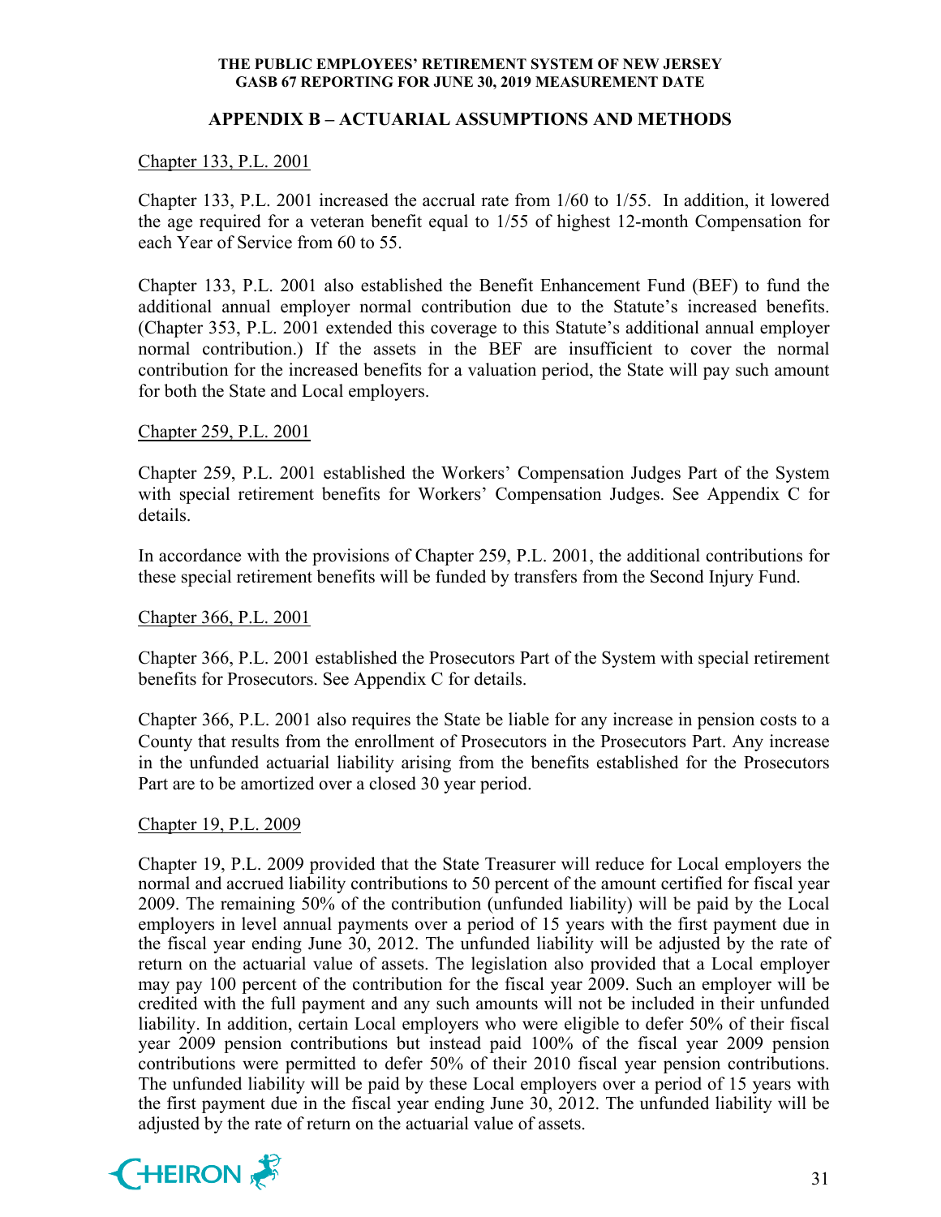## APPENDIX B – ACTUARIAL ASSUMPTIONS AND METHODS

Chapter 133, P.L. 2001

Chapter 133, P.L. 2001 increased the accrual rate from 1/60 to 1/55. In addition, it lowered the age required for a veteran benefit equal to 1/55 of highest 12-month Compensation for each Year of Service from 60 to 55.

Chapter 133, P.L. 2001 also established the Benefit Enhancement Fund (BEF) to fund the additional annual employer normal contribution due to the Statute's increased benefits. (Chapter 353, P.L. 2001 extended this coverage to this Statute's additional annual employer normal contribution.) If the assets in the BEF are insufficient to cover the normal contribution for the increased benefits for a valuation period, the State will pay such amount for both the State and Local employers.

Chapter 259, P.L. 2001

Chapter 259, P.L. 2001 established the Workers' Compensation Judges Part of the System with special retirement benefits for Workers' Compensation Judges. See Appendix C for details.

In accordance with the provisions of Chapter 259, P.L. 2001, the additional contributions for these special retirement benefits will be funded by transfers from the Second Injury Fund.

Chapter 366, P.L. 2001

Chapter 366, P.L. 2001 established the Prosecutors Part of the System with special retirement benefits for Prosecutors. See Appendix C for details.

Chapter 366, P.L. 2001 also requires the State be liable for any increase in pension costs to a County that results from the enrollment of Prosecutors in the Prosecutors Part. Any increase in the unfunded actuarial liability arising from the benefits established for the Prosecutors Part are to be amortized over a closed 30 year period.

Chapter 19, P.L. 2009

Chapter 19, P.L. 2009 provided that the State Treasurer will reduce for Local employers the normal and accrued liability contributions to 50 percent of the amount certified for fiscal year 2009. The remaining 50% of the contribution (unfunded liability) will be paid by the Local employers in level annual payments over a period of 15 years with the first payment due in the fiscal year ending June 30, 2012. The unfunded liability will be adjusted by the rate of return on the actuarial value of assets. The legislation also provided that a Local employer may pay 100 percent of the contribution for the fiscal year 2009. Such an employer will be credited with the full payment and any such amounts will not be included in their unfunded liability. In addition, certain Local employers who were eligible to defer 50% of their fiscal year 2009 pension contributions but instead paid 100% of the fiscal year 2009 pension contributions were permitted to defer 50% of their 2010 fiscal year pension contributions. The unfunded liability will be paid by these Local employers over a period of 15 years with the first payment due in the fiscal year ending June 30, 2012. The unfunded liability will be adjusted by the rate of return on the actuarial value of assets.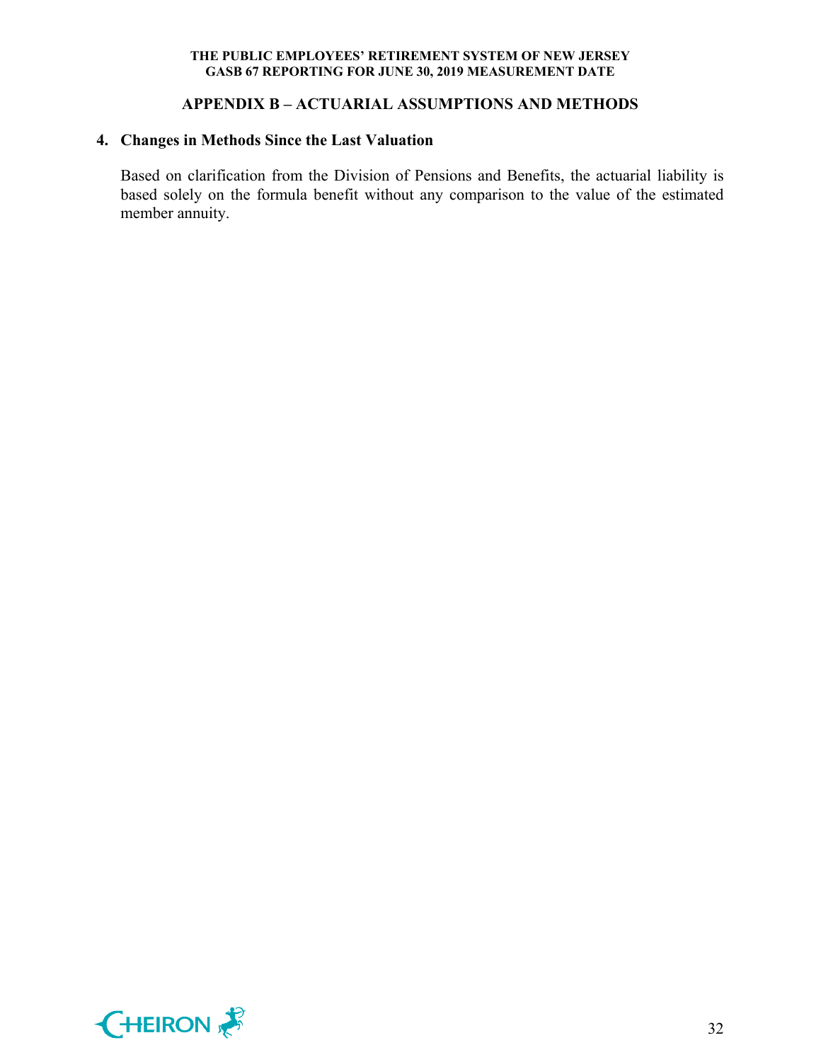## APPENDIX B – ACTUARIAL ASSUMPTIONS AND METHODS

### 4. Changes in Methods Since the Last Valuation

Based on clarification from the Division of Pensions and Benefits, the actuarial liability is based solely on the formula benefit without any comparison to the value of the estimated member annuity.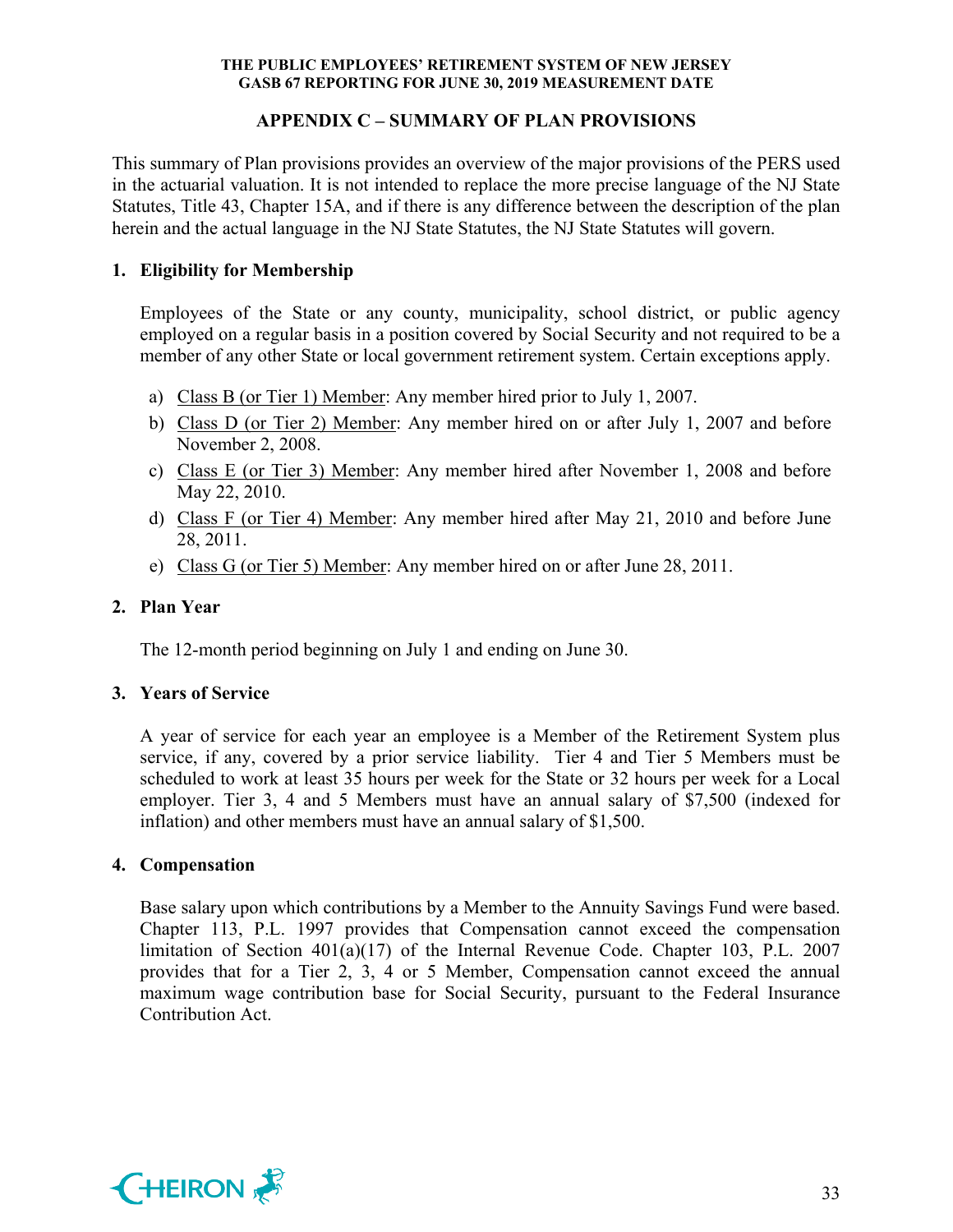## APPENDIX C – SUMMARY OF PLAN PROVISIONS

This summary of Plan provisions provides an overview of the major provisions of the PERS used in the actuarial valuation. It is not intended to replace the more precise language of the NJ State Statutes, Title 43, Chapter 15A, and if there is any difference between the description of the plan herein and the actual language in the NJ State Statutes, the NJ State Statutes will govern.

### 1. Eligibility for Membership

Employees of the State or any county, municipality, school district, or public agency employed on a regular basis in a position covered by Social Security and not required to be a member of any other State or local government retirement system. Certain exceptions apply.

a) Class B (or Tier 1) Member: Any member hired prior to July 1, 2007.

b) Class D (or Tier 2) Member: Any member hired on or after July 1, 2007 and before November 2, 2008.

c) Class E (or Tier 3) Member: Any member hired after November 1, 2008 and before May 22, 2010.

d) Class F (or Tier 4) Member: Any member hired after May 21, 2010 and before June 28, 2011.

e) Class G (or Tier 5) Member: Any member hired on or after June 28, 2011.

### 2. Plan Year

The 12-month period beginning on July 1 and ending on June 30.

### 3. Years of Service

A year of service for each year an employee is a Member of the Retirement System plus service, if any, covered by a prior service liability. Tier 4 and Tier 5 Members must be scheduled to work at least 35 hours per week for the State or 32 hours per week for a Local employer. Tier 3, 4 and 5 Members must have an annual salary of $7,500 (indexed for inflation) and other members must have an annual salary of $1,500.

### 4. Compensation

Base salary upon which contributions by a Member to the Annuity Savings Fund were based. Chapter 113, P.L. 1997 provides that Compensation cannot exceed the compensation limitation of Section 401(a)(17) of the Internal Revenue Code. Chapter 103, P.L. 2007 provides that for a Tier 2, 3, 4 or 5 Member, Compensation cannot exceed the annual maximum wage contribution base for Social Security, pursuant to the Federal Insurance Contribution Act.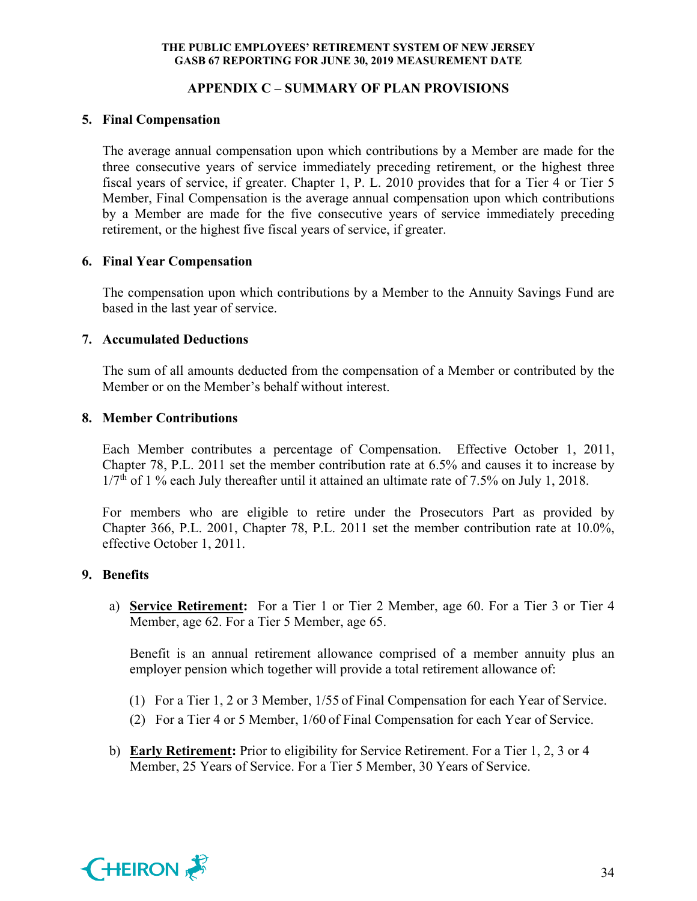## APPENDIX C – SUMMARY OF PLAN PROVISIONS

### 5. Final Compensation

The average annual compensation upon which contributions by a Member are made for the three consecutive years of service immediately preceding retirement, or the highest three fiscal years of service, if greater. Chapter 1, P. L. 2010 provides that for a Tier 4 or Tier 5 Member, Final Compensation is the average annual compensation upon which contributions by a Member are made for the five consecutive years of service immediately preceding retirement, or the highest five fiscal years of service, if greater.

### 6. Final Year Compensation

The compensation upon which contributions by a Member to the Annuity Savings Fund are based in the last year of service.

### 7. Accumulated Deductions

The sum of all amounts deducted from the compensation of a Member or contributed by the Member or on the Member's behalf without interest.

### 8. Member Contributions

Each Member contributes a percentage of Compensation. Effective October 1, 2011, Chapter 78, P.L. 2011 set the member contribution rate at 6.5% and causes it to increase by 1/7th of 1 % each July thereafter until it attained an ultimate rate of 7.5% on July 1, 2018.

For members who are eligible to retire under the Prosecutors Part as provided by Chapter 366, P.L. 2001, Chapter 78, P.L. 2011 set the member contribution rate at 10.0%, effective October 1, 2011.

### 9. Benefits

a) **Service Retirement:** For a Tier 1 or Tier 2 Member, age 60. For a Tier 3 or Tier 4 Member, age 62. For a Tier 5 Member, age 65.

   Benefit is an annual retirement allowance comprised of a member annuity plus an employer pension which together will provide a total retirement allowance of:

   (1) For a Tier 1, 2 or 3 Member, 1/55 of Final Compensation for each Year of Service.
   (2) For a Tier 4 or 5 Member, 1/60 of Final Compensation for each Year of Service.

b) **Early Retirement:** Prior to eligibility for Service Retirement. For a Tier 1, 2, 3 or 4 Member, 25 Years of Service. For a Tier 5 Member, 30 Years of Service.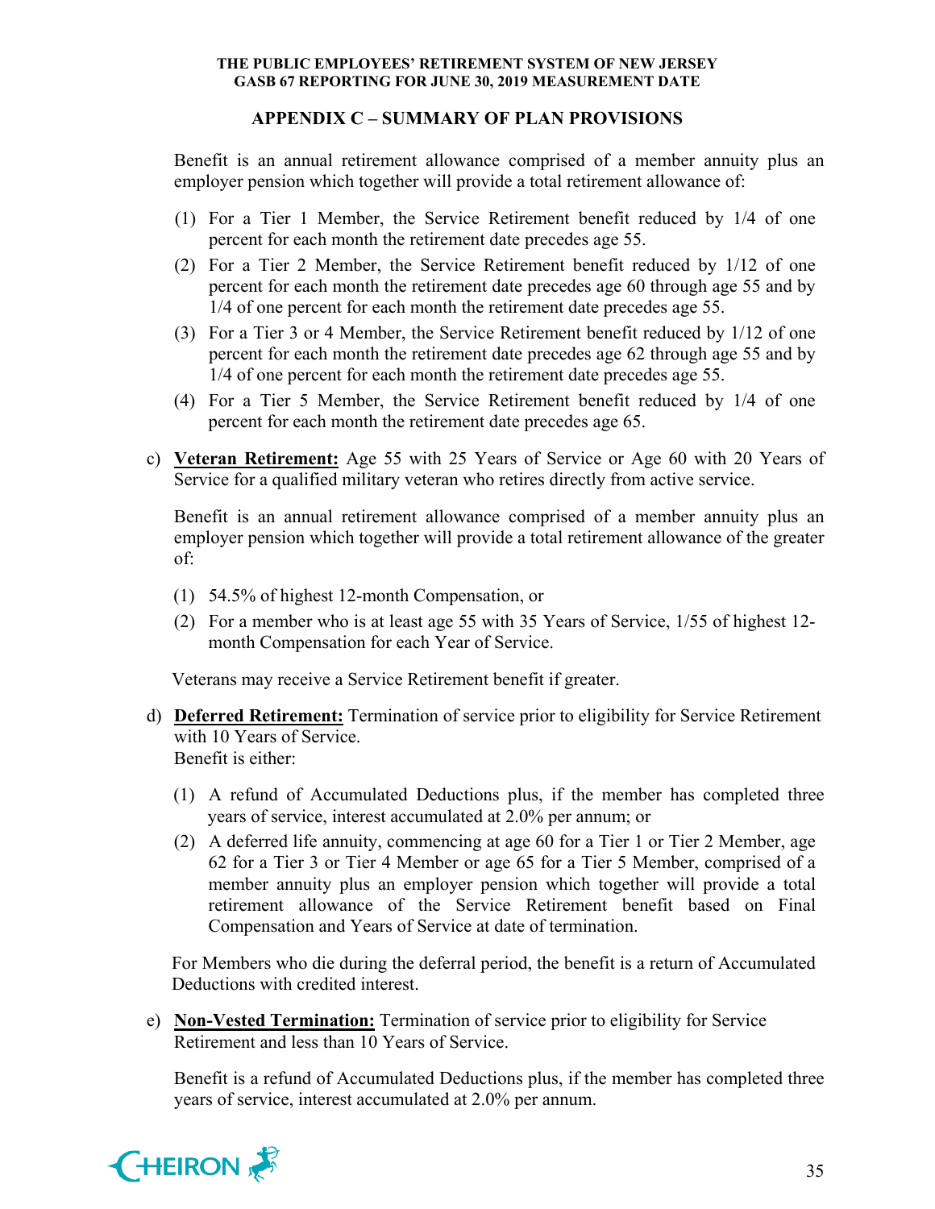## APPENDIX C – SUMMARY OF PLAN PROVISIONS

Benefit is an annual retirement allowance comprised of a member annuity plus an employer pension which together will provide a total retirement allowance of:

(1) For a Tier 1 Member, the Service Retirement benefit reduced by 1/4 of one percent for each month the retirement date precedes age 55.

(2) For a Tier 2 Member, the Service Retirement benefit reduced by 1/12 of one percent for each month the retirement date precedes age 60 through age 55 and by 1/4 of one percent for each month the retirement date precedes age 55.

(3) For a Tier 3 or 4 Member, the Service Retirement benefit reduced by 1/12 of one percent for each month the retirement date precedes age 62 through age 55 and by 1/4 of one percent for each month the retirement date precedes age 55.

(4) For a Tier 5 Member, the Service Retirement benefit reduced by 1/4 of one percent for each month the retirement date precedes age 65.

c) **Veteran Retirement:** Age 55 with 25 Years of Service or Age 60 with 20 Years of Service for a qualified military veteran who retires directly from active service.

   Benefit is an annual retirement allowance comprised of a member annuity plus an employer pension which together will provide a total retirement allowance of the greater of:

   (1) 54.5% of highest 12-month Compensation, or

   (2) For a member who is at least age 55 with 35 Years of Service, 1/55 of highest 12-month Compensation for each Year of Service.

   Veterans may receive a Service Retirement benefit if greater.

d) **Deferred Retirement:** Termination of service prior to eligibility for Service Retirement with 10 Years of Service.
   Benefit is either:

   (1) A refund of Accumulated Deductions plus, if the member has completed three years of service, interest accumulated at 2.0% per annum; or

   (2) A deferred life annuity, commencing at age 60 for a Tier 1 or Tier 2 Member, age 62 for a Tier 3 or Tier 4 Member or age 65 for a Tier 5 Member, comprised of a member annuity plus an employer pension which together will provide a total retirement allowance of the Service Retirement benefit based on Final Compensation and Years of Service at date of termination.

   For Members who die during the deferral period, the benefit is a return of Accumulated Deductions with credited interest.

e) **Non-Vested Termination:** Termination of service prior to eligibility for Service Retirement and less than 10 Years of Service.

   Benefit is a refund of Accumulated Deductions plus, if the member has completed three years of service, interest accumulated at 2.0% per annum.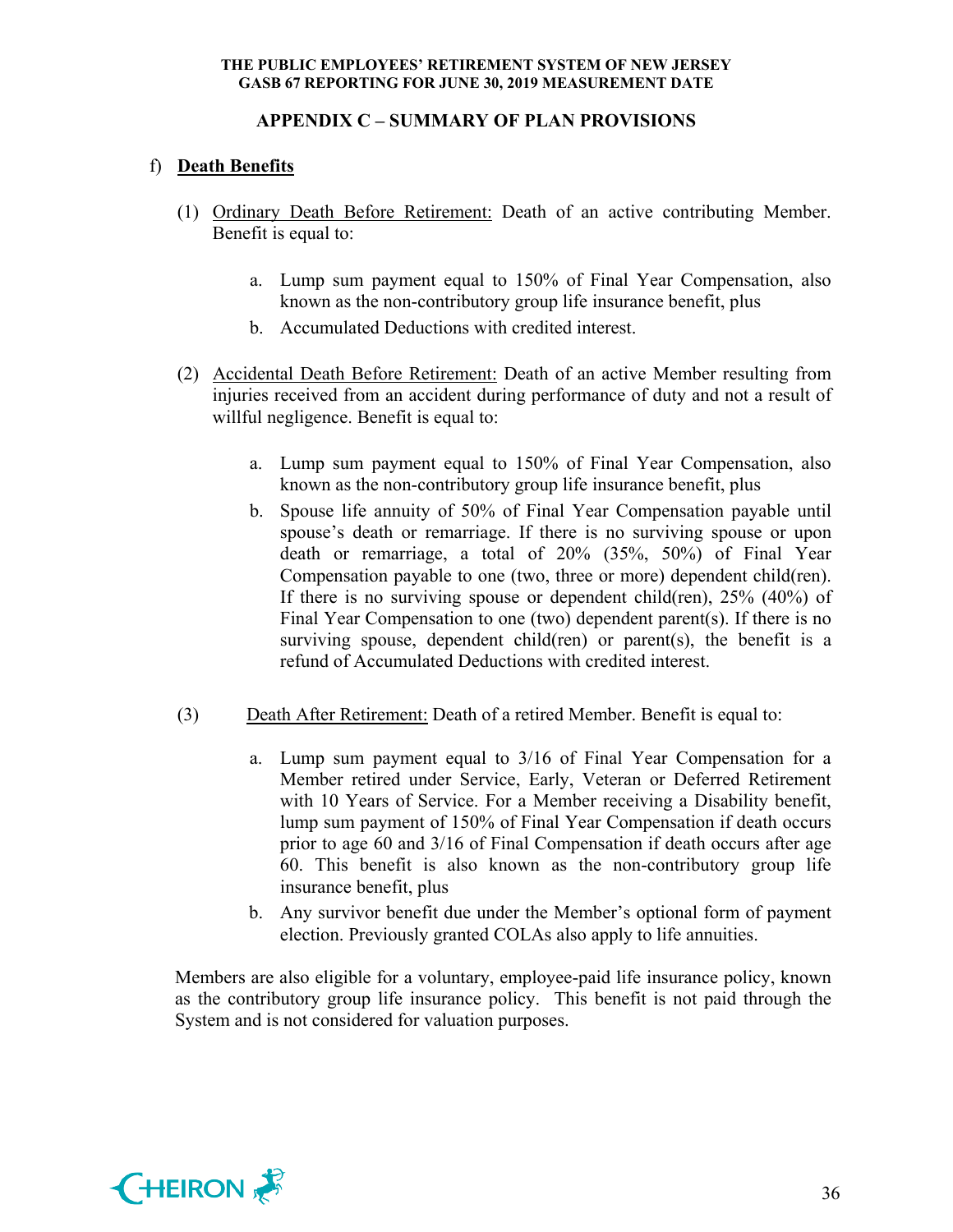## APPENDIX C – SUMMARY OF PLAN PROVISIONS

f) **Death Benefits**

(1) Ordinary Death Before Retirement: Death of an active contributing Member. Benefit is equal to:

a. Lump sum payment equal to 150% of Final Year Compensation, also known as the non-contributory group life insurance benefit, plus

b. Accumulated Deductions with credited interest.

(2) Accidental Death Before Retirement: Death of an active Member resulting from injuries received from an accident during performance of duty and not a result of willful negligence. Benefit is equal to:

a. Lump sum payment equal to 150% of Final Year Compensation, also known as the non-contributory group life insurance benefit, plus

b. Spouse life annuity of 50% of Final Year Compensation payable until spouse's death or remarriage. If there is no surviving spouse or upon death or remarriage, a total of 20% (35%, 50%) of Final Year Compensation payable to one (two, three or more) dependent child(ren). If there is no surviving spouse or dependent child(ren), 25% (40%) of Final Year Compensation to one (two) dependent parent(s). If there is no surviving spouse, dependent child(ren) or parent(s), the benefit is a refund of Accumulated Deductions with credited interest.

(3) Death After Retirement: Death of a retired Member. Benefit is equal to:

a. Lump sum payment equal to 3/16 of Final Year Compensation for a Member retired under Service, Early, Veteran or Deferred Retirement with 10 Years of Service. For a Member receiving a Disability benefit, lump sum payment of 150% of Final Year Compensation if death occurs prior to age 60 and 3/16 of Final Compensation if death occurs after age 60. This benefit is also known as the non-contributory group life insurance benefit, plus

b. Any survivor benefit due under the Member's optional form of payment election. Previously granted COLAs also apply to life annuities.

Members are also eligible for a voluntary, employee-paid life insurance policy, known as the contributory group life insurance policy. This benefit is not paid through the System and is not considered for valuation purposes.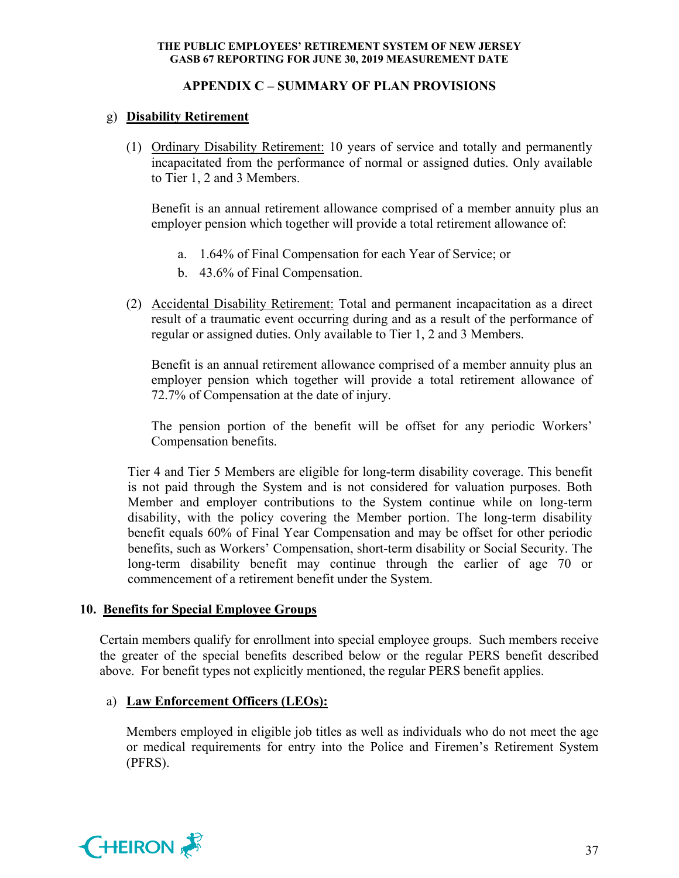## APPENDIX C – SUMMARY OF PLAN PROVISIONS

g) **Disability Retirement**

(1) Ordinary Disability Retirement: 10 years of service and totally and permanently incapacitated from the performance of normal or assigned duties. Only available to Tier 1, 2 and 3 Members.

Benefit is an annual retirement allowance comprised of a member annuity plus an employer pension which together will provide a total retirement allowance of:

a. 1.64% of Final Compensation for each Year of Service; or
b. 43.6% of Final Compensation.

(2) Accidental Disability Retirement: Total and permanent incapacitation as a direct result of a traumatic event occurring during and as a result of the performance of regular or assigned duties. Only available to Tier 1, 2 and 3 Members.

Benefit is an annual retirement allowance comprised of a member annuity plus an employer pension which together will provide a total retirement allowance of 72.7% of Compensation at the date of injury.

The pension portion of the benefit will be offset for any periodic Workers' Compensation benefits.

Tier 4 and Tier 5 Members are eligible for long-term disability coverage. This benefit is not paid through the System and is not considered for valuation purposes. Both Member and employer contributions to the System continue while on long-term disability, with the policy covering the Member portion. The long-term disability benefit equals 60% of Final Year Compensation and may be offset for other periodic benefits, such as Workers' Compensation, short-term disability or Social Security. The long-term disability benefit may continue through the earlier of age 70 or commencement of a retirement benefit under the System.

## 10. Benefits for Special Employee Groups

Certain members qualify for enrollment into special employee groups. Such members receive the greater of the special benefits described below or the regular PERS benefit described above. For benefit types not explicitly mentioned, the regular PERS benefit applies.

a) **Law Enforcement Officers (LEOs):**

Members employed in eligible job titles as well as individuals who do not meet the age or medical requirements for entry into the Police and Firemen's Retirement System (PFRS).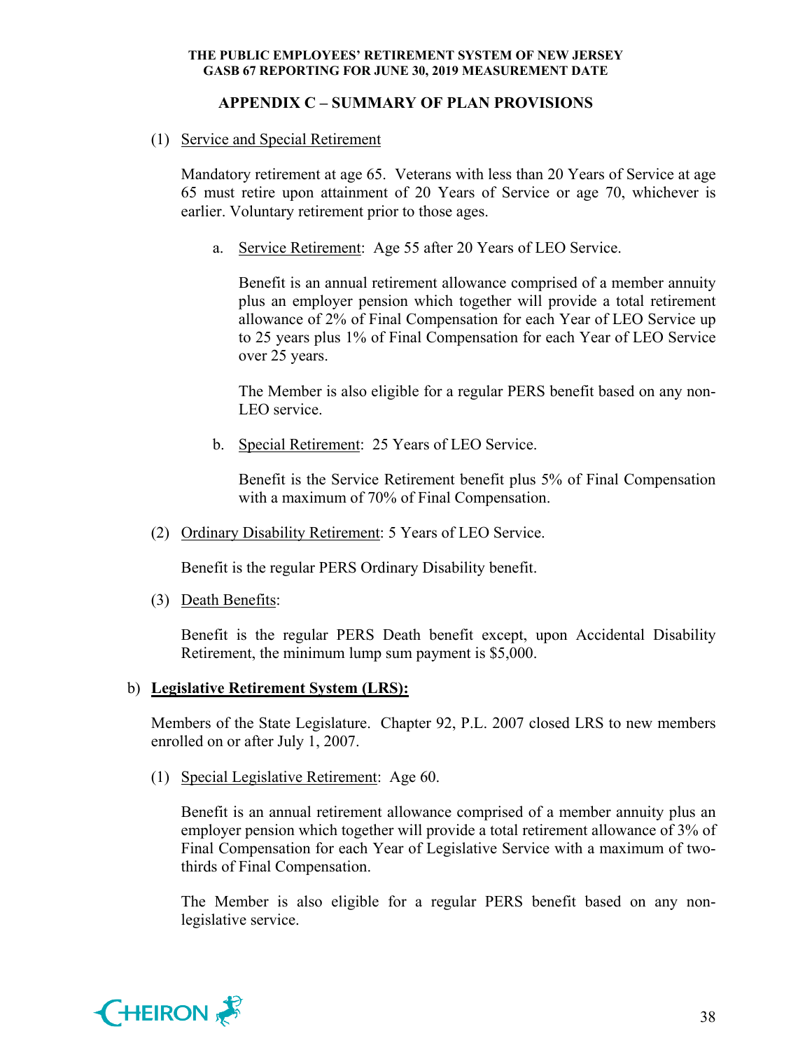## APPENDIX C – SUMMARY OF PLAN PROVISIONS

(1) Service and Special Retirement

Mandatory retirement at age 65. Veterans with less than 20 Years of Service at age 65 must retire upon attainment of 20 Years of Service or age 70, whichever is earlier. Voluntary retirement prior to those ages.

a. Service Retirement: Age 55 after 20 Years of LEO Service.

Benefit is an annual retirement allowance comprised of a member annuity plus an employer pension which together will provide a total retirement allowance of 2% of Final Compensation for each Year of LEO Service up to 25 years plus 1% of Final Compensation for each Year of LEO Service over 25 years.

The Member is also eligible for a regular PERS benefit based on any non-LEO service.

b. Special Retirement: 25 Years of LEO Service.

Benefit is the Service Retirement benefit plus 5% of Final Compensation with a maximum of 70% of Final Compensation.

(2) Ordinary Disability Retirement: 5 Years of LEO Service.

Benefit is the regular PERS Ordinary Disability benefit.

(3) Death Benefits:

Benefit is the regular PERS Death benefit except, upon Accidental Disability Retirement, the minimum lump sum payment is $5,000.

b) **Legislative Retirement System (LRS):**

Members of the State Legislature. Chapter 92, P.L. 2007 closed LRS to new members enrolled on or after July 1, 2007.

(1) Special Legislative Retirement: Age 60.

Benefit is an annual retirement allowance comprised of a member annuity plus an employer pension which together will provide a total retirement allowance of 3% of Final Compensation for each Year of Legislative Service with a maximum of two-thirds of Final Compensation.

The Member is also eligible for a regular PERS benefit based on any non-legislative service.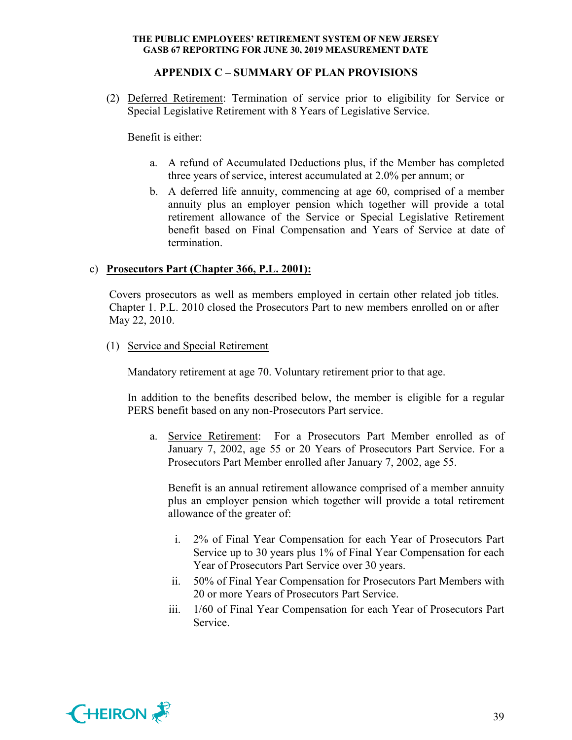## APPENDIX C – SUMMARY OF PLAN PROVISIONS

(2) Deferred Retirement: Termination of service prior to eligibility for Service or Special Legislative Retirement with 8 Years of Legislative Service.

Benefit is either:

a. A refund of Accumulated Deductions plus, if the Member has completed three years of service, interest accumulated at 2.0% per annum; or
b. A deferred life annuity, commencing at age 60, comprised of a member annuity plus an employer pension which together will provide a total retirement allowance of the Service or Special Legislative Retirement benefit based on Final Compensation and Years of Service at date of termination.

c) **Prosecutors Part (Chapter 366, P.L. 2001):**

Covers prosecutors as well as members employed in certain other related job titles. Chapter 1. P.L. 2010 closed the Prosecutors Part to new members enrolled on or after May 22, 2010.

(1) Service and Special Retirement

Mandatory retirement at age 70. Voluntary retirement prior to that age.

In addition to the benefits described below, the member is eligible for a regular PERS benefit based on any non-Prosecutors Part service.

a. Service Retirement: For a Prosecutors Part Member enrolled as of January 7, 2002, age 55 or 20 Years of Prosecutors Part Service. For a Prosecutors Part Member enrolled after January 7, 2002, age 55.

   Benefit is an annual retirement allowance comprised of a member annuity plus an employer pension which together will provide a total retirement allowance of the greater of:

   i. 2% of Final Year Compensation for each Year of Prosecutors Part Service up to 30 years plus 1% of Final Year Compensation for each Year of Prosecutors Part Service over 30 years.
   ii. 50% of Final Year Compensation for Prosecutors Part Members with 20 or more Years of Prosecutors Part Service.
   iii. 1/60 of Final Year Compensation for each Year of Prosecutors Part Service.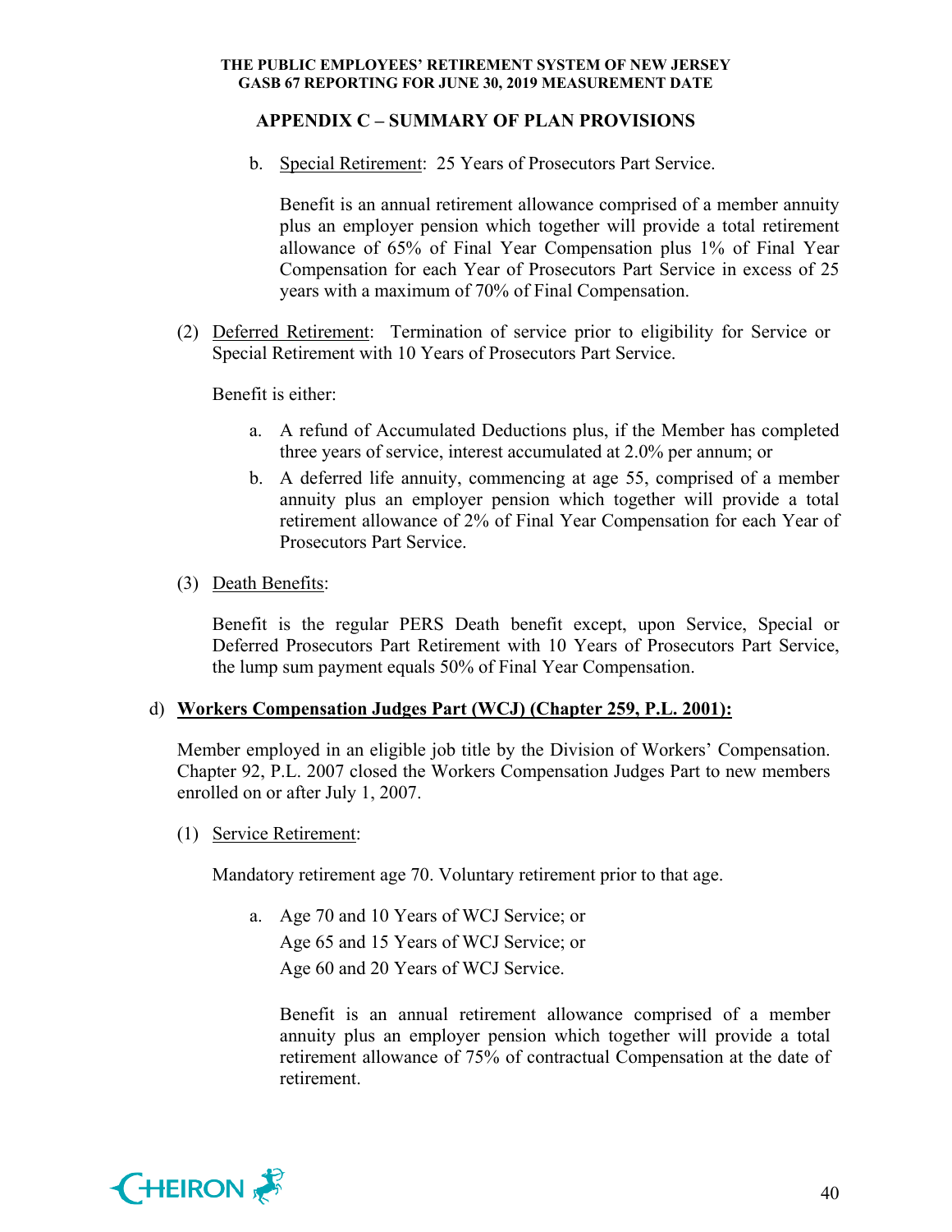## APPENDIX C – SUMMARY OF PLAN PROVISIONS

b. Special Retirement: 25 Years of Prosecutors Part Service.

   Benefit is an annual retirement allowance comprised of a member annuity plus an employer pension which together will provide a total retirement allowance of 65% of Final Year Compensation plus 1% of Final Year Compensation for each Year of Prosecutors Part Service in excess of 25 years with a maximum of 70% of Final Compensation.

(2) Deferred Retirement: Termination of service prior to eligibility for Service or Special Retirement with 10 Years of Prosecutors Part Service.

   Benefit is either:

   a. A refund of Accumulated Deductions plus, if the Member has completed three years of service, interest accumulated at 2.0% per annum; or
   b. A deferred life annuity, commencing at age 55, comprised of a member annuity plus an employer pension which together will provide a total retirement allowance of 2% of Final Year Compensation for each Year of Prosecutors Part Service.

(3) Death Benefits:

   Benefit is the regular PERS Death benefit except, upon Service, Special or Deferred Prosecutors Part Retirement with 10 Years of Prosecutors Part Service, the lump sum payment equals 50% of Final Year Compensation.

d) **Workers Compensation Judges Part (WCJ) (Chapter 259, P.L. 2001):**

Member employed in an eligible job title by the Division of Workers' Compensation. Chapter 92, P.L. 2007 closed the Workers Compensation Judges Part to new members enrolled on or after July 1, 2007.

(1) Service Retirement:

   Mandatory retirement age 70. Voluntary retirement prior to that age.

   a. Age 70 and 10 Years of WCJ Service; or
      Age 65 and 15 Years of WCJ Service; or
      Age 60 and 20 Years of WCJ Service.

      Benefit is an annual retirement allowance comprised of a member annuity plus an employer pension which together will provide a total retirement allowance of 75% of contractual Compensation at the date of retirement.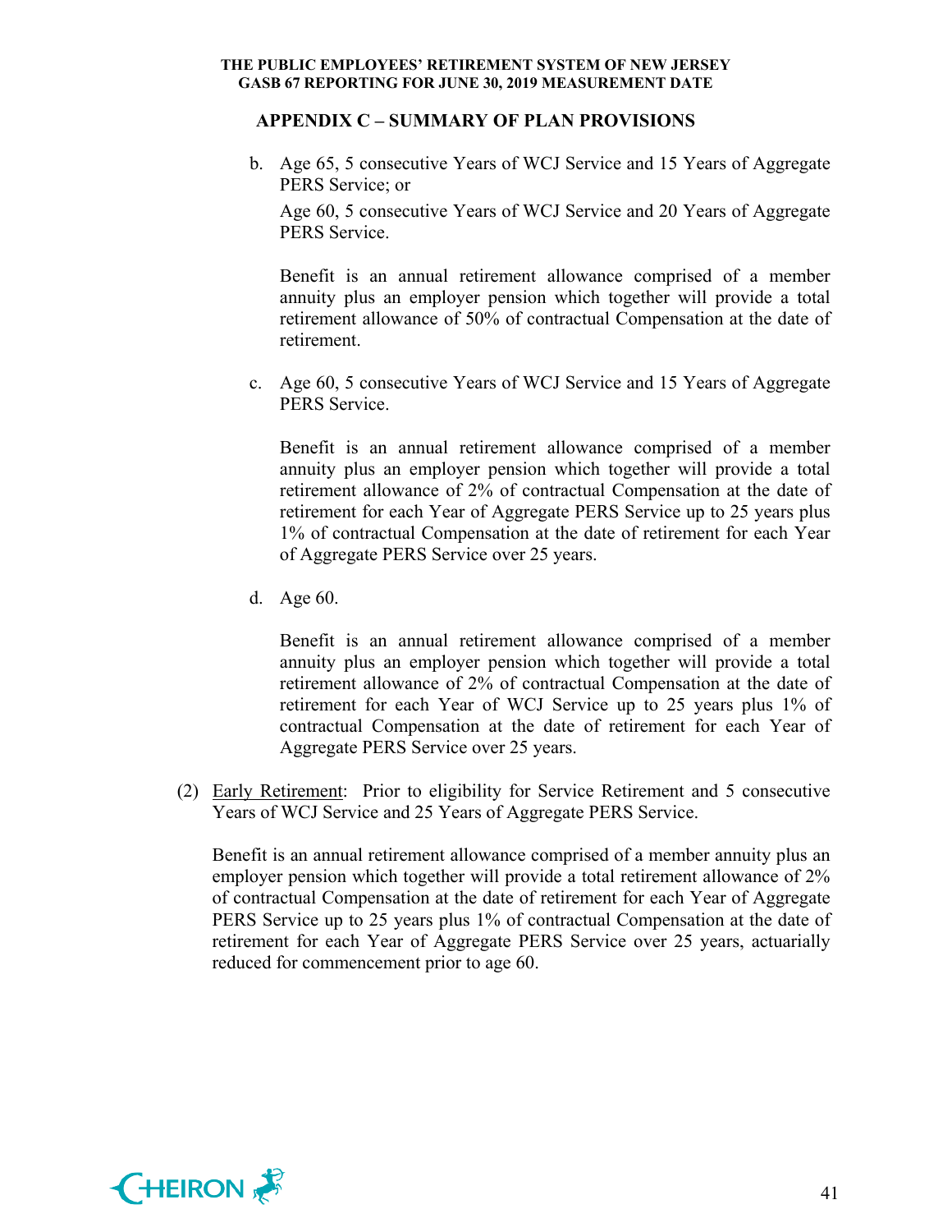## APPENDIX C – SUMMARY OF PLAN PROVISIONS

b. Age 65, 5 consecutive Years of WCJ Service and 15 Years of Aggregate PERS Service; or

   Age 60, 5 consecutive Years of WCJ Service and 20 Years of Aggregate PERS Service.

   Benefit is an annual retirement allowance comprised of a member annuity plus an employer pension which together will provide a total retirement allowance of 50% of contractual Compensation at the date of retirement.

c. Age 60, 5 consecutive Years of WCJ Service and 15 Years of Aggregate PERS Service.

   Benefit is an annual retirement allowance comprised of a member annuity plus an employer pension which together will provide a total retirement allowance of 2% of contractual Compensation at the date of retirement for each Year of Aggregate PERS Service up to 25 years plus 1% of contractual Compensation at the date of retirement for each Year of Aggregate PERS Service over 25 years.

d. Age 60.

   Benefit is an annual retirement allowance comprised of a member annuity plus an employer pension which together will provide a total retirement allowance of 2% of contractual Compensation at the date of retirement for each Year of WCJ Service up to 25 years plus 1% of contractual Compensation at the date of retirement for each Year of Aggregate PERS Service over 25 years.

(2) Early Retirement: Prior to eligibility for Service Retirement and 5 consecutive Years of WCJ Service and 25 Years of Aggregate PERS Service.

   Benefit is an annual retirement allowance comprised of a member annuity plus an employer pension which together will provide a total retirement allowance of 2% of contractual Compensation at the date of retirement for each Year of Aggregate PERS Service up to 25 years plus 1% of contractual Compensation at the date of retirement for each Year of Aggregate PERS Service over 25 years, actuarially reduced for commencement prior to age 60.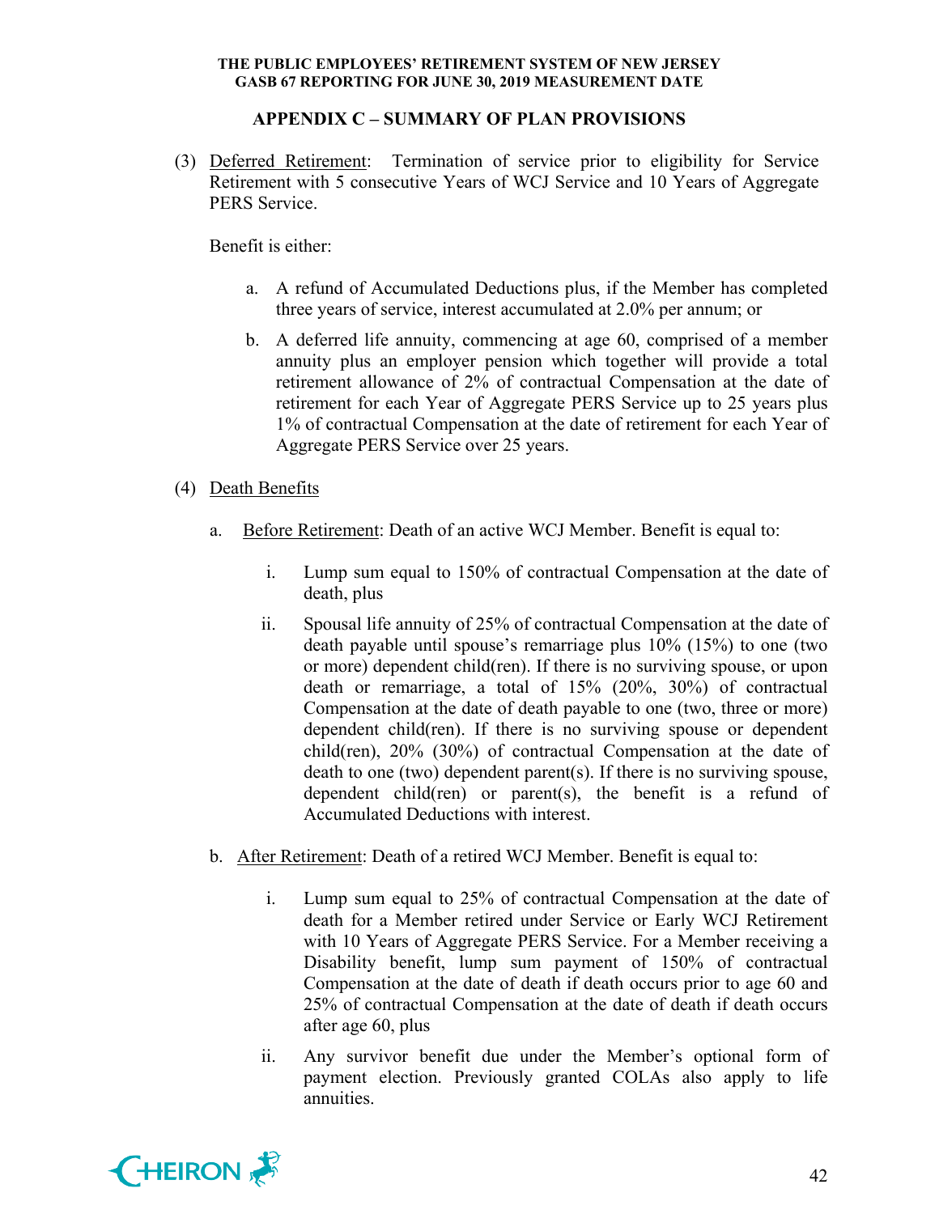## APPENDIX C – SUMMARY OF PLAN PROVISIONS

(3) Deferred Retirement: Termination of service prior to eligibility for Service Retirement with 5 consecutive Years of WCJ Service and 10 Years of Aggregate PERS Service.

Benefit is either:

a. A refund of Accumulated Deductions plus, if the Member has completed three years of service, interest accumulated at 2.0% per annum; or

b. A deferred life annuity, commencing at age 60, comprised of a member annuity plus an employer pension which together will provide a total retirement allowance of 2% of contractual Compensation at the date of retirement for each Year of Aggregate PERS Service up to 25 years plus 1% of contractual Compensation at the date of retirement for each Year of Aggregate PERS Service over 25 years.

(4) Death Benefits

a. Before Retirement: Death of an active WCJ Member. Benefit is equal to:

i. Lump sum equal to 150% of contractual Compensation at the date of death, plus

ii. Spousal life annuity of 25% of contractual Compensation at the date of death payable until spouse's remarriage plus 10% (15%) to one (two or more) dependent child(ren). If there is no surviving spouse, or upon death or remarriage, a total of 15% (20%, 30%) of contractual Compensation at the date of death payable to one (two, three or more) dependent child(ren). If there is no surviving spouse or dependent child(ren), 20% (30%) of contractual Compensation at the date of death to one (two) dependent parent(s). If there is no surviving spouse, dependent child(ren) or parent(s), the benefit is a refund of Accumulated Deductions with interest.

b. After Retirement: Death of a retired WCJ Member. Benefit is equal to:

i. Lump sum equal to 25% of contractual Compensation at the date of death for a Member retired under Service or Early WCJ Retirement with 10 Years of Aggregate PERS Service. For a Member receiving a Disability benefit, lump sum payment of 150% of contractual Compensation at the date of death if death occurs prior to age 60 and 25% of contractual Compensation at the date of death if death occurs after age 60, plus

ii. Any survivor benefit due under the Member's optional form of payment election. Previously granted COLAs also apply to life annuities.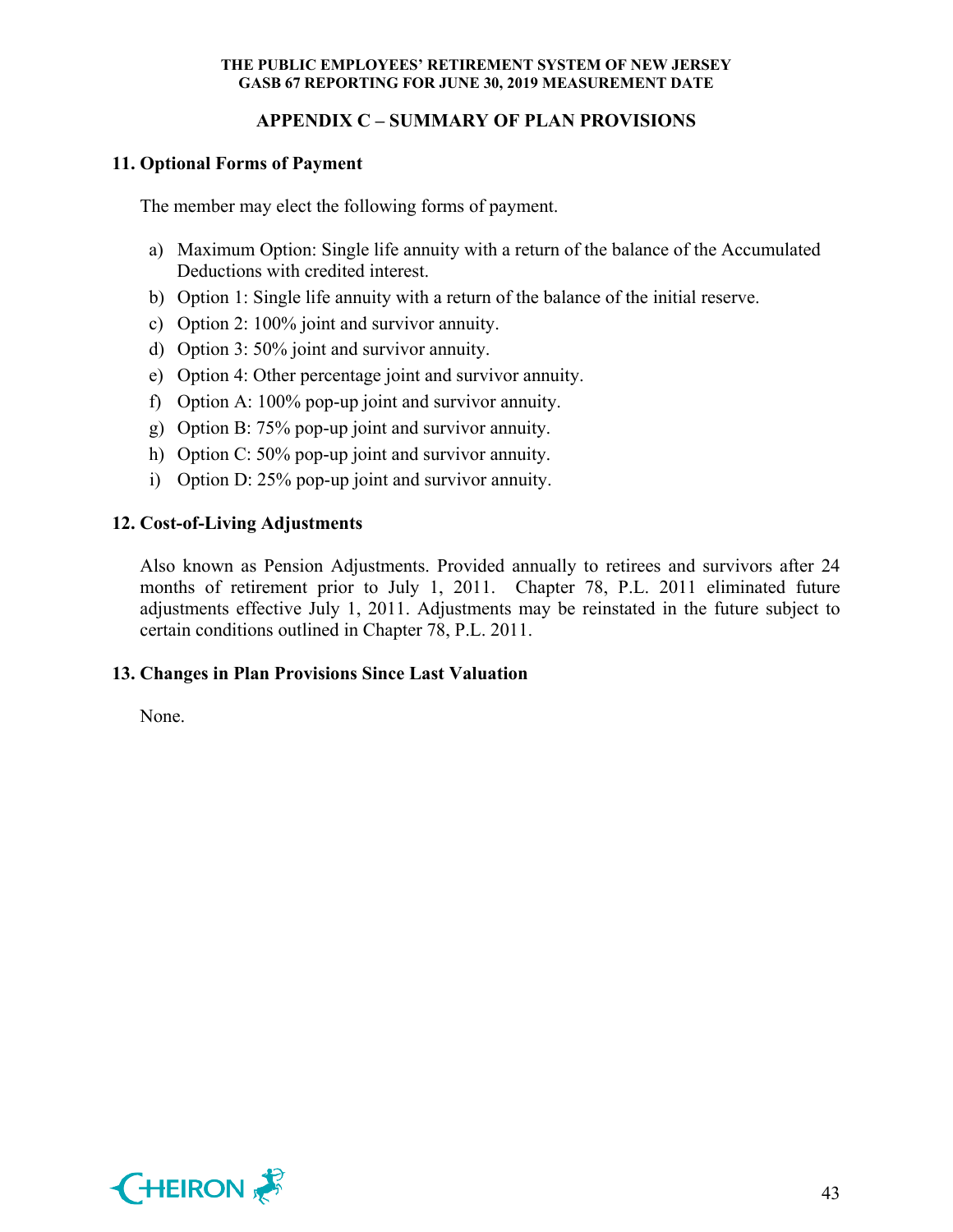## APPENDIX C – SUMMARY OF PLAN PROVISIONS

### 11. Optional Forms of Payment

The member may elect the following forms of payment.

a) Maximum Option: Single life annuity with a return of the balance of the Accumulated Deductions with credited interest.
b) Option 1: Single life annuity with a return of the balance of the initial reserve.
c) Option 2: 100% joint and survivor annuity.
d) Option 3: 50% joint and survivor annuity.
e) Option 4: Other percentage joint and survivor annuity.
f) Option A: 100% pop-up joint and survivor annuity.
g) Option B: 75% pop-up joint and survivor annuity.
h) Option C: 50% pop-up joint and survivor annuity.
i) Option D: 25% pop-up joint and survivor annuity.

### 12. Cost-of-Living Adjustments

Also known as Pension Adjustments. Provided annually to retirees and survivors after 24 months of retirement prior to July 1, 2011. Chapter 78, P.L. 2011 eliminated future adjustments effective July 1, 2011. Adjustments may be reinstated in the future subject to certain conditions outlined in Chapter 78, P.L. 2011.

### 13. Changes in Plan Provisions Since Last Valuation

None.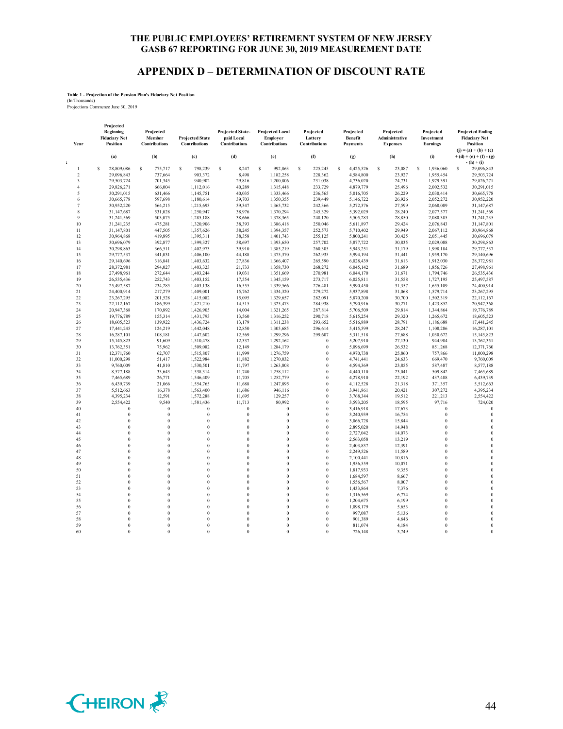# THE PUBLIC EMPLOYEES' RETIREMENT SYSTEM OF NEW JERSEY
# GASB 67 REPORTING FOR JUNE 30, 2019 MEASUREMENT DATE

## APPENDIX D – DETERMINATION OF DISCOUNT RATE

**Table 1 - Projection of the Pension Plan's Fiduciary Net Position**
(In Thousands)
Projections Commence June 30, 2019

| Year | Projected Beginning Fiduciary Net Position | Projected Member Contributions | Projected State Contributions | Projected State-paid Local Contributions | Projected Local Employer Contributions | Projected Lottery Contributions | Projected Benefit Payments | Projected Administrative Expenses | Projected Investment Earnings | Projected Ending Fiduciary Net Position |
|---|---|---|---|---|---|---|---|---|---|---|
| | (a) | (b) | (c) | (d) | (e) | (f) | (g) | (h) | (i) | (j) = (a) + (b) + (c) + (d) + (e) + (f) - (g) - (h) + (i) |
| 1 | $ 28,809,086 | $ 775,717 | $ 798,239 | $ 8,247 | $ 992,863 | $ 225,245 | $ 4,425,526 | $ 23,087 | $ 1,936,060 | $ 29,096,843 |
| 2 | 29,096,843 | 737,664 | 903,372 | 8,498 | 1,182,258 | 228,362 | 4,584,800 | 23,927 | 1,955,454 | 29,503,724 |
| 3 | 29,503,724 | 701,345 | 940,902 | 29,816 | 1,200,806 | 231,038 | 4,736,020 | 24,731 | 1,979,391 | 29,826,271 |
| 4 | 29,826,271 | 666,004 | 1,112,016 | 40,289 | 1,315,448 | 233,729 | 4,879,779 | 25,496 | 2,002,532 | 30,291,015 |
| 5 | 30,291,015 | 631,466 | 1,145,751 | 40,035 | 1,333,466 | 236,565 | 5,016,705 | 26,229 | 2,030,414 | 30,665,778 |
| 6 | 30,665,778 | 597,698 | 1,180,614 | 39,703 | 1,350,355 | 239,449 | 5,146,722 | 26,926 | 2,052,272 | 30,952,220 |
| 7 | 30,952,220 | 564,215 | 1,215,693 | 39,347 | 1,365,732 | 242,366 | 5,272,376 | 27,599 | 2,068,089 | 31,147,687 |
| 8 | 31,147,687 | 531,028 | 1,250,947 | 38,976 | 1,370,294 | 245,329 | 5,392,029 | 28,240 | 2,077,577 | 31,241,569 |
| 9 | 31,241,569 | 503,075 | 1,285,188 | 38,666 | 1,378,365 | 248,120 | 5,505,283 | 28,850 | 2,080,385 | 31,241,235 |
| 10 | 31,241,235 | 475,281 | 1,320,906 | 38,393 | 1,386,418 | 250,046 | 5,611,897 | 29,424 | 2,076,843 | 31,147,801 |
| 11 | 31,147,801 | 447,505 | 1,357,626 | 38,245 | 1,394,357 | 252,573 | 5,710,402 | 29,949 | 2,067,112 | 30,964,868 |
| 12 | 30,964,868 | 419,895 | 1,395,311 | 38,358 | 1,401,743 | 255,125 | 5,800,241 | 30,425 | 2,051,445 | 30,696,079 |
| 13 | 30,696,079 | 392,877 | 1,399,327 | 38,697 | 1,393,650 | 257,702 | 5,877,722 | 30,835 | 2,029,088 | 30,298,863 |
| 14 | 30,298,863 | 366,511 | 1,402,973 | 39,910 | 1,385,219 | 260,305 | 5,943,251 | 31,179 | 1,998,184 | 29,777,537 |
| 15 | 29,777,537 | 341,031 | 1,406,100 | 44,188 | 1,375,370 | 262,935 | 5,994,194 | 31,441 | 1,959,170 | 29,140,696 |
| 16 | 29,140,696 | 316,841 | 1,403,632 | 27,836 | 1,366,407 | 265,590 | 6,028,439 | 31,613 | 1,912,030 | 28,372,981 |
| 17 | 28,372,981 | 294,027 | 1,403,323 | 21,733 | 1,358,730 | 268,272 | 6,045,142 | 31,689 | 1,856,726 | 27,498,961 |
| 18 | 27,498,961 | 272,644 | 1,403,244 | 19,031 | 1,351,669 | 270,981 | 6,044,170 | 31,671 | 1,794,746 | 26,535,436 |
| 19 | 26,535,436 | 252,743 | 1,403,152 | 17,554 | 1,345,159 | 273,717 | 6,025,811 | 31,558 | 1,727,195 | 25,497,587 |
| 20 | 25,497,587 | 234,285 | 1,403,138 | 16,555 | 1,339,566 | 276,481 | 5,990,450 | 31,357 | 1,655,109 | 24,400,914 |
| 21 | 24,400,914 | 217,279 | 1,409,001 | 15,762 | 1,334,320 | 279,272 | 5,937,898 | 31,068 | 1,579,714 | 23,267,295 |
| 22 | 23,267,295 | 201,528 | 1,415,082 | 15,095 | 1,329,657 | 282,091 | 5,870,200 | 30,700 | 1,502,319 | 22,112,167 |
| 23 | 22,112,167 | 186,399 | 1,421,210 | 14,515 | 1,325,473 | 284,938 | 5,790,916 | 30,271 | 1,423,852 | 20,947,368 |
| 24 | 20,947,368 | 170,892 | 1,426,905 | 14,004 | 1,321,265 | 287,814 | 5,706,509 | 29,814 | 1,344,864 | 19,776,789 |
| 25 | 19,776,789 | 155,314 | 1,431,793 | 13,560 | 1,316,252 | 290,718 | 5,615,254 | 29,320 | 1,265,672 | 18,605,523 |
| 26 | 18,605,523 | 139,922 | 1,436,724 | 13,179 | 1,311,238 | 293,652 | 5,516,889 | 28,791 | 1,186,688 | 17,441,245 |
| 27 | 17,441,245 | 124,219 | 1,442,048 | 12,850 | 1,305,685 | 296,614 | 5,415,599 | 28,247 | 1,108,286 | 16,287,101 |
| 28 | 16,287,101 | 108,181 | 1,447,602 | 12,569 | 1,299,296 | 299,607 | 5,311,518 | 27,688 | 1,030,672 | 15,145,823 |
| 29 | 15,145,823 | 91,609 | 1,510,478 | 12,337 | 1,292,162 | 0 | 5,207,910 | 27,130 | 944,984 | 13,762,351 |
| 30 | 13,762,351 | 75,962 | 1,509,082 | 12,149 | 1,284,179 | 0 | 5,096,699 | 26,532 | 851,268 | 12,371,760 |
| 31 | 12,371,760 | 62,707 | 1,515,807 | 11,999 | 1,276,759 | 0 | 4,970,738 | 25,860 | 757,866 | 11,000,298 |
| 32 | 11,000,298 | 51,417 | 1,522,984 | 11,882 | 1,270,032 | 0 | 4,741,441 | 24,633 | 669,470 | 9,760,009 |
| 33 | 9,760,009 | 41,810 | 1,530,501 | 11,797 | 1,263,808 | 0 | 4,594,369 | 23,855 | 587,487 | 8,577,188 |
| 34 | 8,577,188 | 33,643 | 1,538,314 | 11,740 | 1,258,112 | 0 | 4,440,110 | 23,041 | 509,842 | 7,465,689 |
| 35 | 7,465,689 | 26,771 | 1,546,409 | 11,705 | 1,252,779 | 0 | 4,278,910 | 22,192 | 437,488 | 6,439,739 |
| 36 | 6,439,739 | 21,066 | 1,554,765 | 11,688 | 1,247,895 | 0 | 4,112,528 | 21,318 | 371,357 | 5,512,663 |
| 37 | 5,512,663 | 16,378 | 1,563,400 | 11,686 | 946,116 | 0 | 3,941,861 | 20,421 | 307,272 | 4,395,234 |
| 38 | 4,395,234 | 12,591 | 1,572,288 | 11,695 | 129,257 | 0 | 3,768,344 | 19,512 | 221,213 | 2,554,422 |
| 39 | 2,554,422 | 9,540 | 1,581,436 | 11,713 | 80,992 | 0 | 3,593,205 | 18,595 | 97,716 | 724,020 |
| 40 | 0 | 0 | 0 | 0 | 0 | 0 | 3,416,918 | 17,673 | 0 | 0 |
| 41 | 0 | 0 | 0 | 0 | 0 | 0 | 3,240,939 | 16,754 | 0 | 0 |
| 42 | 0 | 0 | 0 | 0 | 0 | 0 | 3,066,728 | 15,844 | 0 | 0 |
| 43 | 0 | 0 | 0 | 0 | 0 | 0 | 2,895,020 | 14,948 | 0 | 0 |
| 44 | 0 | 0 | 0 | 0 | 0 | 0 | 2,727,042 | 14,073 | 0 | 0 |
| 45 | 0 | 0 | 0 | 0 | 0 | 0 | 2,563,058 | 13,219 | 0 | 0 |
| 46 | 0 | 0 | 0 | 0 | 0 | 0 | 2,403,837 | 12,391 | 0 | 0 |
| 47 | 0 | 0 | 0 | 0 | 0 | 0 | 2,249,526 | 11,589 | 0 | 0 |
| 48 | 0 | 0 | 0 | 0 | 0 | 0 | 2,100,441 | 10,816 | 0 | 0 |
| 49 | 0 | 0 | 0 | 0 | 0 | 0 | 1,956,559 | 10,071 | 0 | 0 |
| 50 | 0 | 0 | 0 | 0 | 0 | 0 | 1,817,933 | 9,355 | 0 | 0 |
| 51 | 0 | 0 | 0 | 0 | 0 | 0 | 1,684,597 | 8,667 | 0 | 0 |
| 52 | 0 | 0 | 0 | 0 | 0 | 0 | 1,556,567 | 8,007 | 0 | 0 |
| 53 | 0 | 0 | 0 | 0 | 0 | 0 | 1,433,864 | 7,376 | 0 | 0 |
| 54 | 0 | 0 | 0 | 0 | 0 | 0 | 1,316,569 | 6,774 | 0 | 0 |
| 55 | 0 | 0 | 0 | 0 | 0 | 0 | 1,204,675 | 6,199 | 0 | 0 |
| 56 | 0 | 0 | 0 | 0 | 0 | 0 | 1,098,179 | 5,653 | 0 | 0 |
| 57 | 0 | 0 | 0 | 0 | 0 | 0 | 997,087 | 5,136 | 0 | 0 |
| 58 | 0 | 0 | 0 | 0 | 0 | 0 | 901,389 | 4,646 | 0 | 0 |
| 59 | 0 | 0 | 0 | 0 | 0 | 0 | 811,074 | 4,184 | 0 | 0 |
| 60 | 0 | 0 | 0 | 0 | 0 | 0 | 726,148 | 3,749 | 0 | 0 |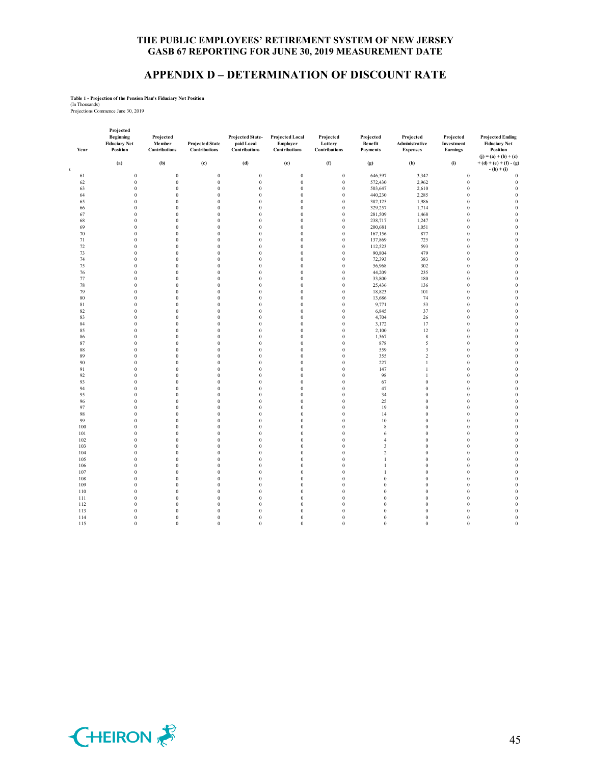# THE PUBLIC EMPLOYEES' RETIREMENT SYSTEM OF NEW JERSEY
# GASB 67 REPORTING FOR JUNE 30, 2019 MEASUREMENT DATE

## APPENDIX D – DETERMINATION OF DISCOUNT RATE

**Table 1 - Projection of the Pension Plan's Fiduciary Net Position**
(In Thousands)
Projections Commence June 30, 2019

| Year | Projected Beginning Fiduciary Net Position | Projected Member Contributions | Projected State Contributions | Projected State-paid Local Contributions | Projected Local Employer Contributions | Projected Lottery Contributions | Projected Benefit Payments | Projected Administrative Expenses | Projected Investment Earnings | Projected Ending Fiduciary Net Position |
|---|---|---|---|---|---|---|---|---|---|---|
| | (a) | (b) | (c) | (d) | (e) | (f) | (g) | (h) | (i) | (j) = (a) + (b) + (c) + (d) + (e) + (f) - (g) - (h) + (i) |
| 61 | 0 | 0 | 0 | 0 | 0 | 0 | 646,597 | 3,342 | 0 | 0 |
| 62 | 0 | 0 | 0 | 0 | 0 | 0 | 572,430 | 2,962 | 0 | 0 |
| 63 | 0 | 0 | 0 | 0 | 0 | 0 | 503,647 | 2,610 | 0 | 0 |
| 64 | 0 | 0 | 0 | 0 | 0 | 0 | 440,230 | 2,285 | 0 | 0 |
| 65 | 0 | 0 | 0 | 0 | 0 | 0 | 382,125 | 1,986 | 0 | 0 |
| 66 | 0 | 0 | 0 | 0 | 0 | 0 | 329,257 | 1,714 | 0 | 0 |
| 67 | 0 | 0 | 0 | 0 | 0 | 0 | 281,509 | 1,468 | 0 | 0 |
| 68 | 0 | 0 | 0 | 0 | 0 | 0 | 238,717 | 1,247 | 0 | 0 |
| 69 | 0 | 0 | 0 | 0 | 0 | 0 | 200,681 | 1,051 | 0 | 0 |
| 70 | 0 | 0 | 0 | 0 | 0 | 0 | 167,156 | 877 | 0 | 0 |
| 71 | 0 | 0 | 0 | 0 | 0 | 0 | 137,869 | 725 | 0 | 0 |
| 72 | 0 | 0 | 0 | 0 | 0 | 0 | 112,523 | 593 | 0 | 0 |
| 73 | 0 | 0 | 0 | 0 | 0 | 0 | 90,804 | 479 | 0 | 0 |
| 74 | 0 | 0 | 0 | 0 | 0 | 0 | 72,393 | 383 | 0 | 0 |
| 75 | 0 | 0 | 0 | 0 | 0 | 0 | 56,968 | 302 | 0 | 0 |
| 76 | 0 | 0 | 0 | 0 | 0 | 0 | 44,209 | 235 | 0 | 0 |
| 77 | 0 | 0 | 0 | 0 | 0 | 0 | 33,800 | 180 | 0 | 0 |
| 78 | 0 | 0 | 0 | 0 | 0 | 0 | 25,436 | 136 | 0 | 0 |
| 79 | 0 | 0 | 0 | 0 | 0 | 0 | 18,823 | 101 | 0 | 0 |
| 80 | 0 | 0 | 0 | 0 | 0 | 0 | 13,686 | 74 | 0 | 0 |
| 81 | 0 | 0 | 0 | 0 | 0 | 0 | 9,771 | 53 | 0 | 0 |
| 82 | 0 | 0 | 0 | 0 | 0 | 0 | 6,845 | 37 | 0 | 0 |
| 83 | 0 | 0 | 0 | 0 | 0 | 0 | 4,704 | 26 | 0 | 0 |
| 84 | 0 | 0 | 0 | 0 | 0 | 0 | 3,172 | 17 | 0 | 0 |
| 85 | 0 | 0 | 0 | 0 | 0 | 0 | 2,100 | 12 | 0 | 0 |
| 86 | 0 | 0 | 0 | 0 | 0 | 0 | 1,367 | 8 | 0 | 0 |
| 87 | 0 | 0 | 0 | 0 | 0 | 0 | 878 | 5 | 0 | 0 |
| 88 | 0 | 0 | 0 | 0 | 0 | 0 | 559 | 3 | 0 | 0 |
| 89 | 0 | 0 | 0 | 0 | 0 | 0 | 355 | 2 | 0 | 0 |
| 90 | 0 | 0 | 0 | 0 | 0 | 0 | 227 | 1 | 0 | 0 |
| 91 | 0 | 0 | 0 | 0 | 0 | 0 | 147 | 1 | 0 | 0 |
| 92 | 0 | 0 | 0 | 0 | 0 | 0 | 98 | 1 | 0 | 0 |
| 93 | 0 | 0 | 0 | 0 | 0 | 0 | 67 | 0 | 0 | 0 |
| 94 | 0 | 0 | 0 | 0 | 0 | 0 | 47 | 0 | 0 | 0 |
| 95 | 0 | 0 | 0 | 0 | 0 | 0 | 34 | 0 | 0 | 0 |
| 96 | 0 | 0 | 0 | 0 | 0 | 0 | 25 | 0 | 0 | 0 |
| 97 | 0 | 0 | 0 | 0 | 0 | 0 | 19 | 0 | 0 | 0 |
| 98 | 0 | 0 | 0 | 0 | 0 | 0 | 14 | 0 | 0 | 0 |
| 99 | 0 | 0 | 0 | 0 | 0 | 0 | 10 | 0 | 0 | 0 |
| 100 | 0 | 0 | 0 | 0 | 0 | 0 | 8 | 0 | 0 | 0 |
| 101 | 0 | 0 | 0 | 0 | 0 | 0 | 6 | 0 | 0 | 0 |
| 102 | 0 | 0 | 0 | 0 | 0 | 0 | 4 | 0 | 0 | 0 |
| 103 | 0 | 0 | 0 | 0 | 0 | 0 | 3 | 0 | 0 | 0 |
| 104 | 0 | 0 | 0 | 0 | 0 | 0 | 2 | 0 | 0 | 0 |
| 105 | 0 | 0 | 0 | 0 | 0 | 0 | 1 | 0 | 0 | 0 |
| 106 | 0 | 0 | 0 | 0 | 0 | 0 | 1 | 0 | 0 | 0 |
| 107 | 0 | 0 | 0 | 0 | 0 | 0 | 1 | 0 | 0 | 0 |
| 108 | 0 | 0 | 0 | 0 | 0 | 0 | 0 | 0 | 0 | 0 |
| 109 | 0 | 0 | 0 | 0 | 0 | 0 | 0 | 0 | 0 | 0 |
| 110 | 0 | 0 | 0 | 0 | 0 | 0 | 0 | 0 | 0 | 0 |
| 111 | 0 | 0 | 0 | 0 | 0 | 0 | 0 | 0 | 0 | 0 |
| 112 | 0 | 0 | 0 | 0 | 0 | 0 | 0 | 0 | 0 | 0 |
| 113 | 0 | 0 | 0 | 0 | 0 | 0 | 0 | 0 | 0 | 0 |
| 114 | 0 | 0 | 0 | 0 | 0 | 0 | 0 | 0 | 0 | 0 |
| 115 | 0 | 0 | 0 | 0 | 0 | 0 | 0 | 0 | 0 | 0 |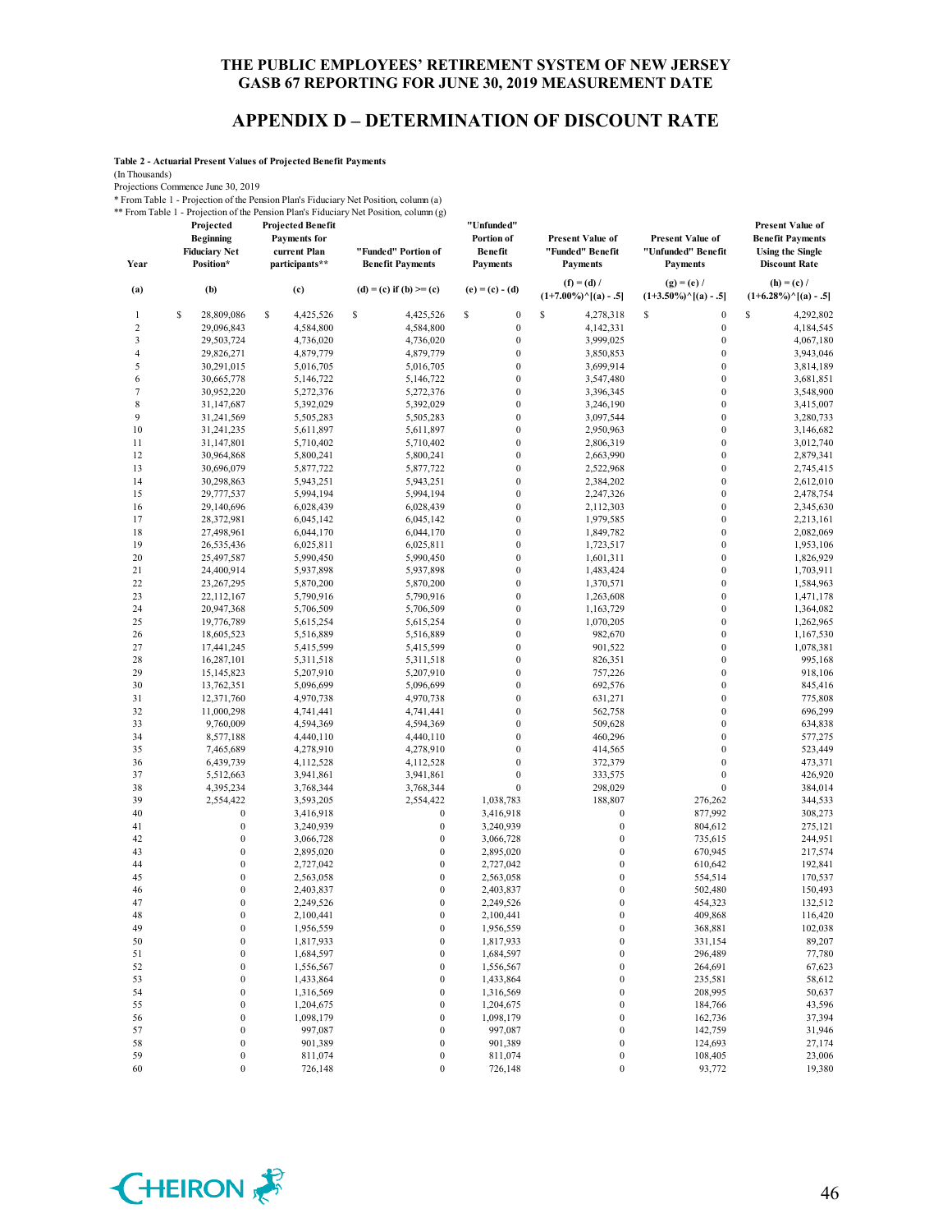THE PUBLIC EMPLOYEES' RETIREMENT SYSTEM OF NEW JERSEY
GASB 67 REPORTING FOR JUNE 30, 2019 MEASUREMENT DATE

# APPENDIX D – DETERMINATION OF DISCOUNT RATE

**Table 2 - Actuarial Present Values of Projected Benefit Payments**

(In Thousands)

Projections Commence June 30, 2019

\* From Table 1 - Projection of the Pension Plan's Fiduciary Net Position, column (a)

\*\* From Table 1 - Projection of the Pension Plan's Fiduciary Net Position, column (g)

| Year | Projected Beginning Fiduciary Net Position* | Projected Benefit Payments for current Plan participants** | "Funded" Portion of Benefit Payments | "Unfunded" Portion of Benefit Payments | Present Value of "Funded" Benefit Payments | Present Value of "Unfunded" Benefit Payments | Present Value of Benefit Payments Using the Single Discount Rate |
|---|---|---|---|---|---|---|---|
| (a) | (b) | (c) | (d) = (c) if (b) >= (c) | (e) = (c) - (d) | (f) = (d) / (1+7.00%)^[(a) - .5] | (g) = (e) / (1+3.50%)^[(a) - .5] | (h) = (c) / (1+6.28%)^[(a) - .5] |
| 1 | $ 28,809,086 | $ 4,425,526 | $ 4,425,526 | $ 0 | $ 4,278,318 | $ 0 | $ 4,292,802 |
| 2 | 29,096,843 | 4,584,800 | 4,584,800 | 0 | 4,142,331 | 0 | 4,184,545 |
| 3 | 29,503,724 | 4,736,020 | 4,736,020 | 0 | 3,999,025 | 0 | 4,067,180 |
| 4 | 29,826,271 | 4,879,779 | 4,879,779 | 0 | 3,850,853 | 0 | 3,943,046 |
| 5 | 30,291,015 | 5,016,705 | 5,016,705 | 0 | 3,699,914 | 0 | 3,814,189 |
| 6 | 30,665,778 | 5,146,722 | 5,146,722 | 0 | 3,547,480 | 0 | 3,681,851 |
| 7 | 30,952,220 | 5,272,376 | 5,272,376 | 0 | 3,396,345 | 0 | 3,548,900 |
| 8 | 31,147,687 | 5,392,029 | 5,392,029 | 0 | 3,246,190 | 0 | 3,415,007 |
| 9 | 31,241,569 | 5,505,283 | 5,505,283 | 0 | 3,097,544 | 0 | 3,280,733 |
| 10 | 31,241,235 | 5,611,897 | 5,611,897 | 0 | 2,950,963 | 0 | 3,146,682 |
| 11 | 31,147,801 | 5,710,402 | 5,710,402 | 0 | 2,806,319 | 0 | 3,012,740 |
| 12 | 30,964,868 | 5,800,241 | 5,800,241 | 0 | 2,663,990 | 0 | 2,879,341 |
| 13 | 30,696,079 | 5,877,722 | 5,877,722 | 0 | 2,522,968 | 0 | 2,745,415 |
| 14 | 30,298,863 | 5,943,251 | 5,943,251 | 0 | 2,384,202 | 0 | 2,612,010 |
| 15 | 29,777,537 | 5,994,194 | 5,994,194 | 0 | 2,247,326 | 0 | 2,478,754 |
| 16 | 29,140,696 | 6,028,439 | 6,028,439 | 0 | 2,112,303 | 0 | 2,345,630 |
| 17 | 28,372,981 | 6,045,142 | 6,045,142 | 0 | 1,979,585 | 0 | 2,213,161 |
| 18 | 27,498,961 | 6,044,170 | 6,044,170 | 0 | 1,849,782 | 0 | 2,082,069 |
| 19 | 26,535,436 | 6,025,811 | 6,025,811 | 0 | 1,723,517 | 0 | 1,953,106 |
| 20 | 25,497,587 | 5,990,450 | 5,990,450 | 0 | 1,601,311 | 0 | 1,826,929 |
| 21 | 24,400,914 | 5,937,898 | 5,937,898 | 0 | 1,483,424 | 0 | 1,703,911 |
| 22 | 23,267,295 | 5,870,200 | 5,870,200 | 0 | 1,370,571 | 0 | 1,584,963 |
| 23 | 22,112,167 | 5,790,916 | 5,790,916 | 0 | 1,263,608 | 0 | 1,471,178 |
| 24 | 20,947,368 | 5,706,509 | 5,706,509 | 0 | 1,163,729 | 0 | 1,364,082 |
| 25 | 19,776,789 | 5,615,254 | 5,615,254 | 0 | 1,070,205 | 0 | 1,262,965 |
| 26 | 18,605,523 | 5,516,889 | 5,516,889 | 0 | 982,670 | 0 | 1,167,530 |
| 27 | 17,441,245 | 5,415,599 | 5,415,599 | 0 | 901,522 | 0 | 1,078,381 |
| 28 | 16,287,101 | 5,311,518 | 5,311,518 | 0 | 826,351 | 0 | 995,168 |
| 29 | 15,145,823 | 5,207,910 | 5,207,910 | 0 | 757,226 | 0 | 918,106 |
| 30 | 13,762,351 | 5,096,699 | 5,096,699 | 0 | 692,576 | 0 | 845,416 |
| 31 | 12,371,760 | 4,970,738 | 4,970,738 | 0 | 631,271 | 0 | 775,808 |
| 32 | 11,000,298 | 4,741,441 | 4,741,441 | 0 | 562,758 | 0 | 696,299 |
| 33 | 9,760,009 | 4,594,369 | 4,594,369 | 0 | 509,628 | 0 | 634,838 |
| 34 | 8,577,188 | 4,440,110 | 4,440,110 | 0 | 460,296 | 0 | 577,275 |
| 35 | 7,465,689 | 4,278,910 | 4,278,910 | 0 | 414,565 | 0 | 523,449 |
| 36 | 6,439,739 | 4,112,528 | 4,112,528 | 0 | 372,379 | 0 | 473,371 |
| 37 | 5,512,663 | 3,941,861 | 3,941,861 | 0 | 333,575 | 0 | 426,920 |
| 38 | 4,395,234 | 3,768,344 | 3,768,344 | 0 | 298,029 | 0 | 384,014 |
| 39 | 2,554,422 | 3,593,205 | 2,554,422 | 1,038,783 | 188,807 | 276,262 | 344,533 |
| 40 | 0 | 3,416,918 | 0 | 3,416,918 | 0 | 877,992 | 308,273 |
| 41 | 0 | 3,240,939 | 0 | 3,240,939 | 0 | 804,612 | 275,121 |
| 42 | 0 | 3,066,728 | 0 | 3,066,728 | 0 | 735,615 | 244,951 |
| 43 | 0 | 2,895,020 | 0 | 2,895,020 | 0 | 670,945 | 217,574 |
| 44 | 0 | 2,727,042 | 0 | 2,727,042 | 0 | 610,642 | 192,841 |
| 45 | 0 | 2,563,058 | 0 | 2,563,058 | 0 | 554,514 | 170,537 |
| 46 | 0 | 2,403,837 | 0 | 2,403,837 | 0 | 502,480 | 150,493 |
| 47 | 0 | 2,249,526 | 0 | 2,249,526 | 0 | 454,323 | 132,512 |
| 48 | 0 | 2,100,441 | 0 | 2,100,441 | 0 | 409,868 | 116,420 |
| 49 | 0 | 1,956,559 | 0 | 1,956,559 | 0 | 368,881 | 102,038 |
| 50 | 0 | 1,817,933 | 0 | 1,817,933 | 0 | 331,154 | 89,207 |
| 51 | 0 | 1,684,597 | 0 | 1,684,597 | 0 | 296,489 | 77,780 |
| 52 | 0 | 1,556,567 | 0 | 1,556,567 | 0 | 264,691 | 67,623 |
| 53 | 0 | 1,433,864 | 0 | 1,433,864 | 0 | 235,581 | 58,612 |
| 54 | 0 | 1,316,569 | 0 | 1,316,569 | 0 | 208,995 | 50,637 |
| 55 | 0 | 1,204,675 | 0 | 1,204,675 | 0 | 184,766 | 43,596 |
| 56 | 0 | 1,098,179 | 0 | 1,098,179 | 0 | 162,736 | 37,394 |
| 57 | 0 | 997,087 | 0 | 997,087 | 0 | 142,759 | 31,946 |
| 58 | 0 | 901,389 | 0 | 901,389 | 0 | 124,693 | 27,174 |
| 59 | 0 | 811,074 | 0 | 811,074 | 0 | 108,405 | 23,006 |
| 60 | 0 | 726,148 | 0 | 726,148 | 0 | 93,772 | 19,380 |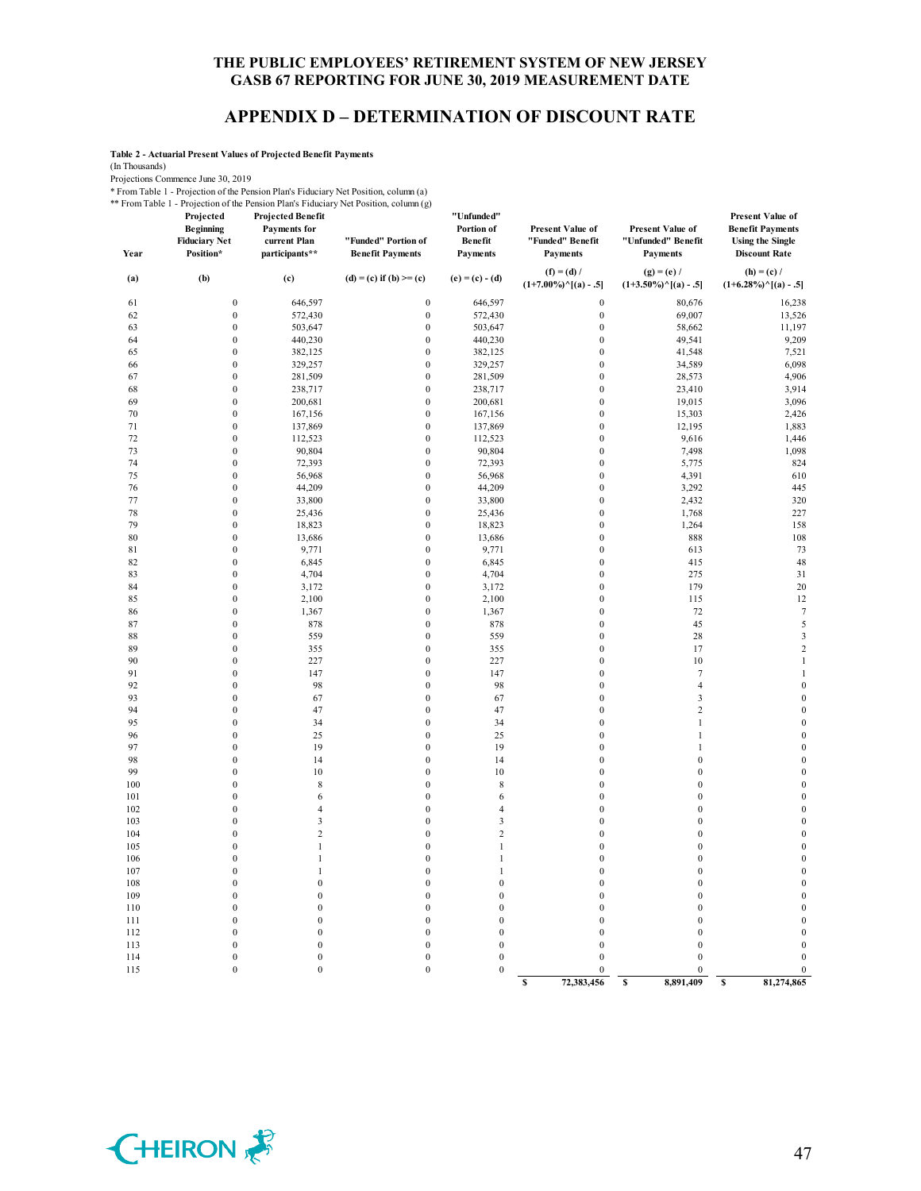# THE PUBLIC EMPLOYEES' RETIREMENT SYSTEM OF NEW JERSEY
# GASB 67 REPORTING FOR JUNE 30, 2019 MEASUREMENT DATE

## APPENDIX D – DETERMINATION OF DISCOUNT RATE

**Table 2 - Actuarial Present Values of Projected Benefit Payments**

(In Thousands)

Projections Commence June 30, 2019

\* From Table 1 - Projection of the Pension Plan's Fiduciary Net Position, column (a)

\*\* From Table 1 - Projection of the Pension Plan's Fiduciary Net Position, column (g)

| Year | Projected Beginning Fiduciary Net Position* | Projected Benefit Payments for current Plan participants** | "Funded" Portion of Benefit Payments | "Unfunded" Portion of Benefit Payments | Present Value of "Funded" Benefit Payments | Present Value of "Unfunded" Benefit Payments | Present Value of Benefit Payments Using the Single Discount Rate |
|---|---|---|---|---|---|---|---|
| (a) | (b) | (c) | (d) = (c) if (b) >= (c) | (e) = (c) - (d) | (f) = (d) / (1+7.00%)^[(a) - .5] | (g) = (e) / (1+3.50%)^[(a) - .5] | (h) = (c) / (1+6.28%)^[(a) - .5] |
| 61 | 0 | 646,597 | 0 | 646,597 | 0 | 80,676 | 16,238 |
| 62 | 0 | 572,430 | 0 | 572,430 | 0 | 69,007 | 13,526 |
| 63 | 0 | 503,647 | 0 | 503,647 | 0 | 58,662 | 11,197 |
| 64 | 0 | 440,230 | 0 | 440,230 | 0 | 49,541 | 9,209 |
| 65 | 0 | 382,125 | 0 | 382,125 | 0 | 41,548 | 7,521 |
| 66 | 0 | 329,257 | 0 | 329,257 | 0 | 34,589 | 6,098 |
| 67 | 0 | 281,509 | 0 | 281,509 | 0 | 28,573 | 4,906 |
| 68 | 0 | 238,717 | 0 | 238,717 | 0 | 23,410 | 3,914 |
| 69 | 0 | 200,681 | 0 | 200,681 | 0 | 19,015 | 3,096 |
| 70 | 0 | 167,156 | 0 | 167,156 | 0 | 15,303 | 2,426 |
| 71 | 0 | 137,869 | 0 | 137,869 | 0 | 12,195 | 1,883 |
| 72 | 0 | 112,523 | 0 | 112,523 | 0 | 9,616 | 1,446 |
| 73 | 0 | 90,804 | 0 | 90,804 | 0 | 7,498 | 1,098 |
| 74 | 0 | 72,393 | 0 | 72,393 | 0 | 5,775 | 824 |
| 75 | 0 | 56,968 | 0 | 56,968 | 0 | 4,391 | 610 |
| 76 | 0 | 44,209 | 0 | 44,209 | 0 | 3,292 | 445 |
| 77 | 0 | 33,800 | 0 | 33,800 | 0 | 2,432 | 320 |
| 78 | 0 | 25,436 | 0 | 25,436 | 0 | 1,768 | 227 |
| 79 | 0 | 18,823 | 0 | 18,823 | 0 | 1,264 | 158 |
| 80 | 0 | 13,686 | 0 | 13,686 | 0 | 888 | 108 |
| 81 | 0 | 9,771 | 0 | 9,771 | 0 | 613 | 73 |
| 82 | 0 | 6,845 | 0 | 6,845 | 0 | 415 | 48 |
| 83 | 0 | 4,704 | 0 | 4,704 | 0 | 275 | 31 |
| 84 | 0 | 3,172 | 0 | 3,172 | 0 | 179 | 20 |
| 85 | 0 | 2,100 | 0 | 2,100 | 0 | 115 | 12 |
| 86 | 0 | 1,367 | 0 | 1,367 | 0 | 72 | 7 |
| 87 | 0 | 878 | 0 | 878 | 0 | 45 | 5 |
| 88 | 0 | 559 | 0 | 559 | 0 | 28 | 3 |
| 89 | 0 | 355 | 0 | 355 | 0 | 17 | 2 |
| 90 | 0 | 227 | 0 | 227 | 0 | 10 | 1 |
| 91 | 0 | 147 | 0 | 147 | 0 | 7 | 1 |
| 92 | 0 | 98 | 0 | 98 | 0 | 4 | 0 |
| 93 | 0 | 67 | 0 | 67 | 0 | 3 | 0 |
| 94 | 0 | 47 | 0 | 47 | 0 | 2 | 0 |
| 95 | 0 | 34 | 0 | 34 | 0 | 1 | 0 |
| 96 | 0 | 25 | 0 | 25 | 0 | 1 | 0 |
| 97 | 0 | 19 | 0 | 19 | 0 | 1 | 0 |
| 98 | 0 | 14 | 0 | 14 | 0 | 0 | 0 |
| 99 | 0 | 10 | 0 | 10 | 0 | 0 | 0 |
| 100 | 0 | 8 | 0 | 8 | 0 | 0 | 0 |
| 101 | 0 | 6 | 0 | 6 | 0 | 0 | 0 |
| 102 | 0 | 4 | 0 | 4 | 0 | 0 | 0 |
| 103 | 0 | 3 | 0 | 3 | 0 | 0 | 0 |
| 104 | 0 | 2 | 0 | 2 | 0 | 0 | 0 |
| 105 | 0 | 1 | 0 | 1 | 0 | 0 | 0 |
| 106 | 0 | 1 | 0 | 1 | 0 | 0 | 0 |
| 107 | 0 | 1 | 0 | 1 | 0 | 0 | 0 |
| 108 | 0 | 0 | 0 | 0 | 0 | 0 | 0 |
| 109 | 0 | 0 | 0 | 0 | 0 | 0 | 0 |
| 110 | 0 | 0 | 0 | 0 | 0 | 0 | 0 |
| 111 | 0 | 0 | 0 | 0 | 0 | 0 | 0 |
| 112 | 0 | 0 | 0 | 0 | 0 | 0 | 0 |
| 113 | 0 | 0 | 0 | 0 | 0 | 0 | 0 |
| 114 | 0 | 0 | 0 | 0 | 0 | 0 | 0 |
| 115 | 0 | 0 | 0 | 0 | 0 | 0 | 0 |
| | | | | | $ 72,383,456 | $ 8,891,409 | $ 81,274,865 |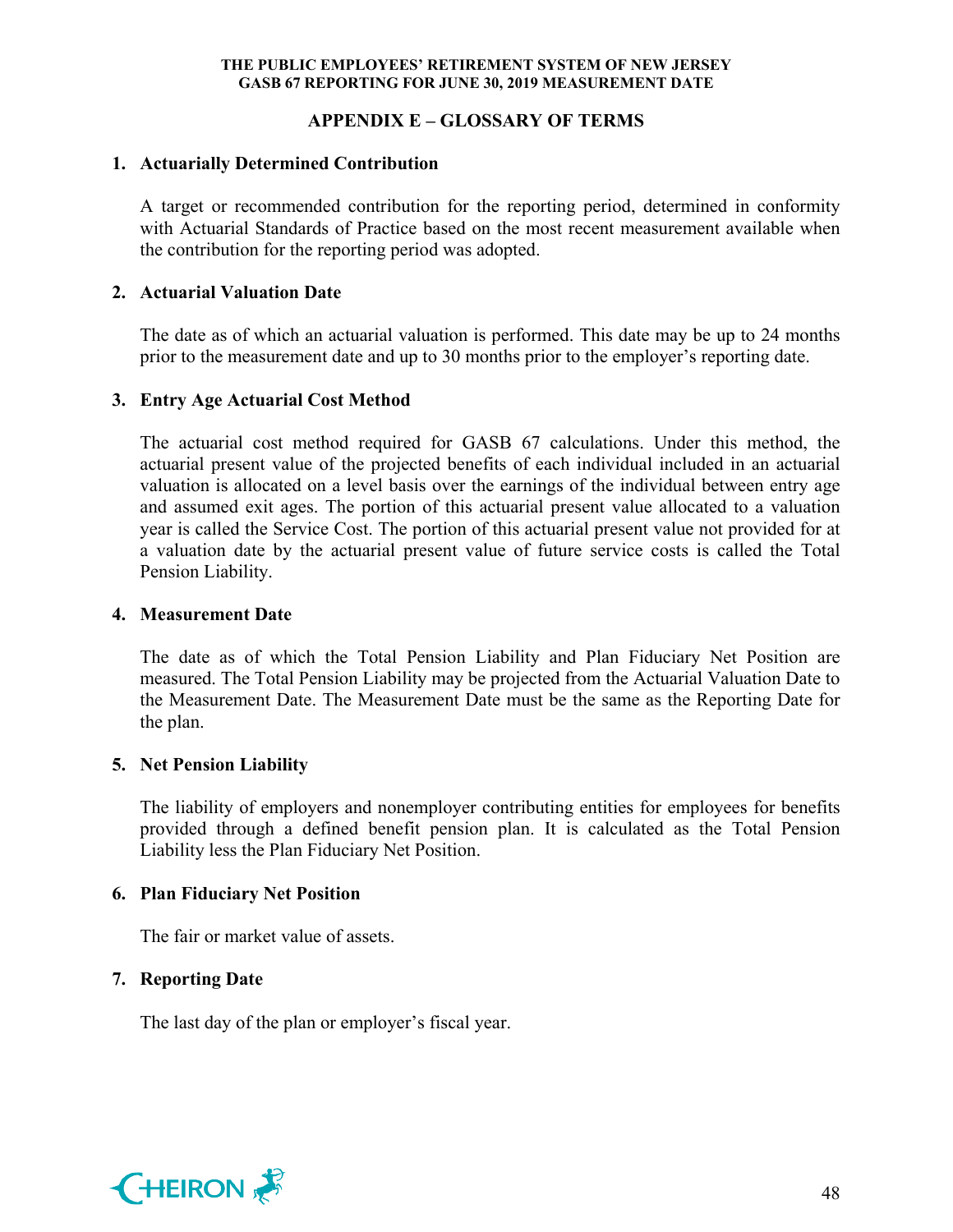## APPENDIX E – GLOSSARY OF TERMS

**1. Actuarially Determined Contribution**

A target or recommended contribution for the reporting period, determined in conformity with Actuarial Standards of Practice based on the most recent measurement available when the contribution for the reporting period was adopted.

**2. Actuarial Valuation Date**

The date as of which an actuarial valuation is performed. This date may be up to 24 months prior to the measurement date and up to 30 months prior to the employer's reporting date.

**3. Entry Age Actuarial Cost Method**

The actuarial cost method required for GASB 67 calculations. Under this method, the actuarial present value of the projected benefits of each individual included in an actuarial valuation is allocated on a level basis over the earnings of the individual between entry age and assumed exit ages. The portion of this actuarial present value allocated to a valuation year is called the Service Cost. The portion of this actuarial present value not provided for at a valuation date by the actuarial present value of future service costs is called the Total Pension Liability.

**4. Measurement Date**

The date as of which the Total Pension Liability and Plan Fiduciary Net Position are measured. The Total Pension Liability may be projected from the Actuarial Valuation Date to the Measurement Date. The Measurement Date must be the same as the Reporting Date for the plan.

**5. Net Pension Liability**

The liability of employers and nonemployer contributing entities for employees for benefits provided through a defined benefit pension plan. It is calculated as the Total Pension Liability less the Plan Fiduciary Net Position.

**6. Plan Fiduciary Net Position**

The fair or market value of assets.

**7. Reporting Date**

The last day of the plan or employer's fiscal year.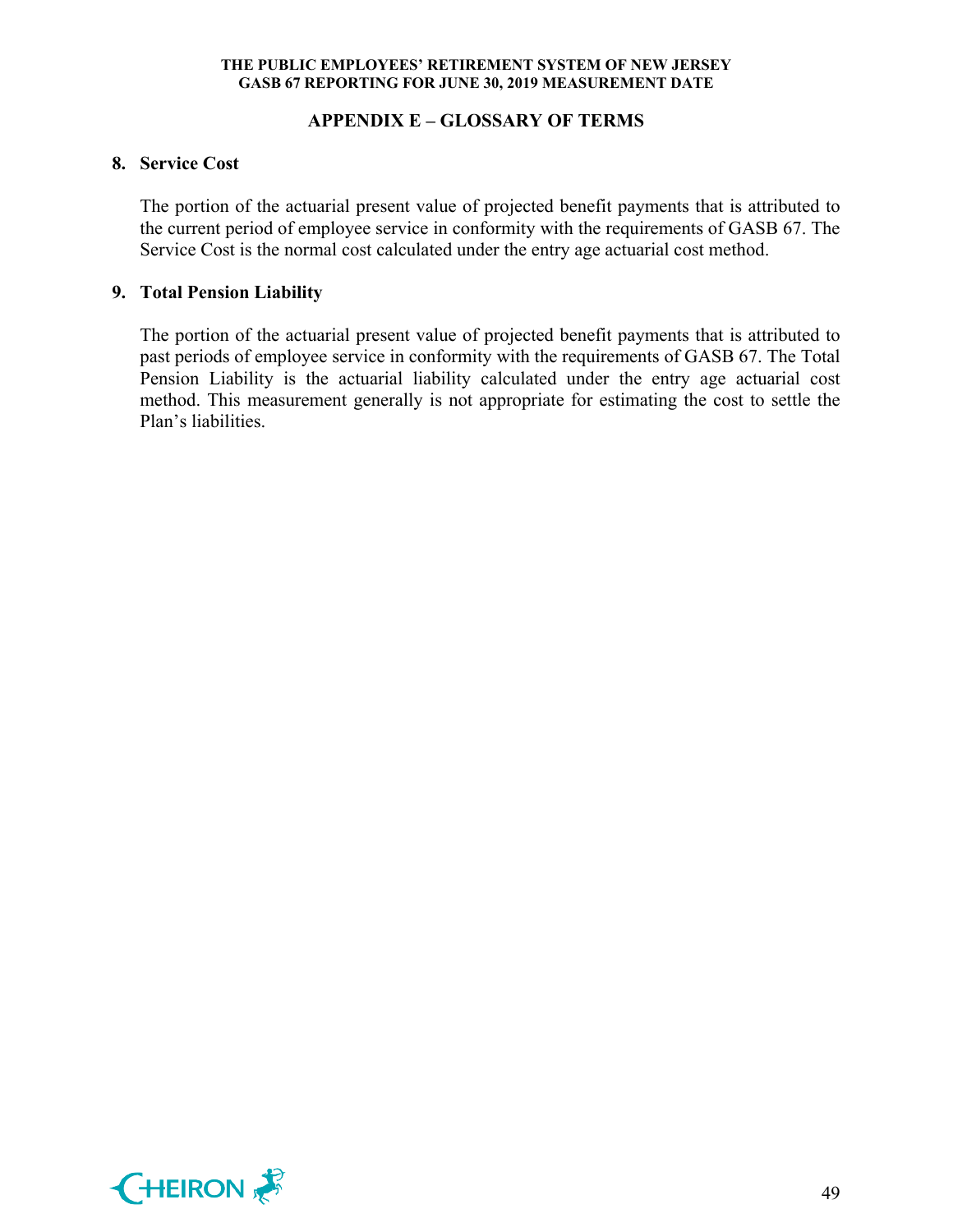## APPENDIX E – GLOSSARY OF TERMS

**8. Service Cost**

The portion of the actuarial present value of projected benefit payments that is attributed to the current period of employee service in conformity with the requirements of GASB 67. The Service Cost is the normal cost calculated under the entry age actuarial cost method.

**9. Total Pension Liability**

The portion of the actuarial present value of projected benefit payments that is attributed to past periods of employee service in conformity with the requirements of GASB 67. The Total Pension Liability is the actuarial liability calculated under the entry age actuarial cost method. This measurement generally is not appropriate for estimating the cost to settle the Plan's liabilities.